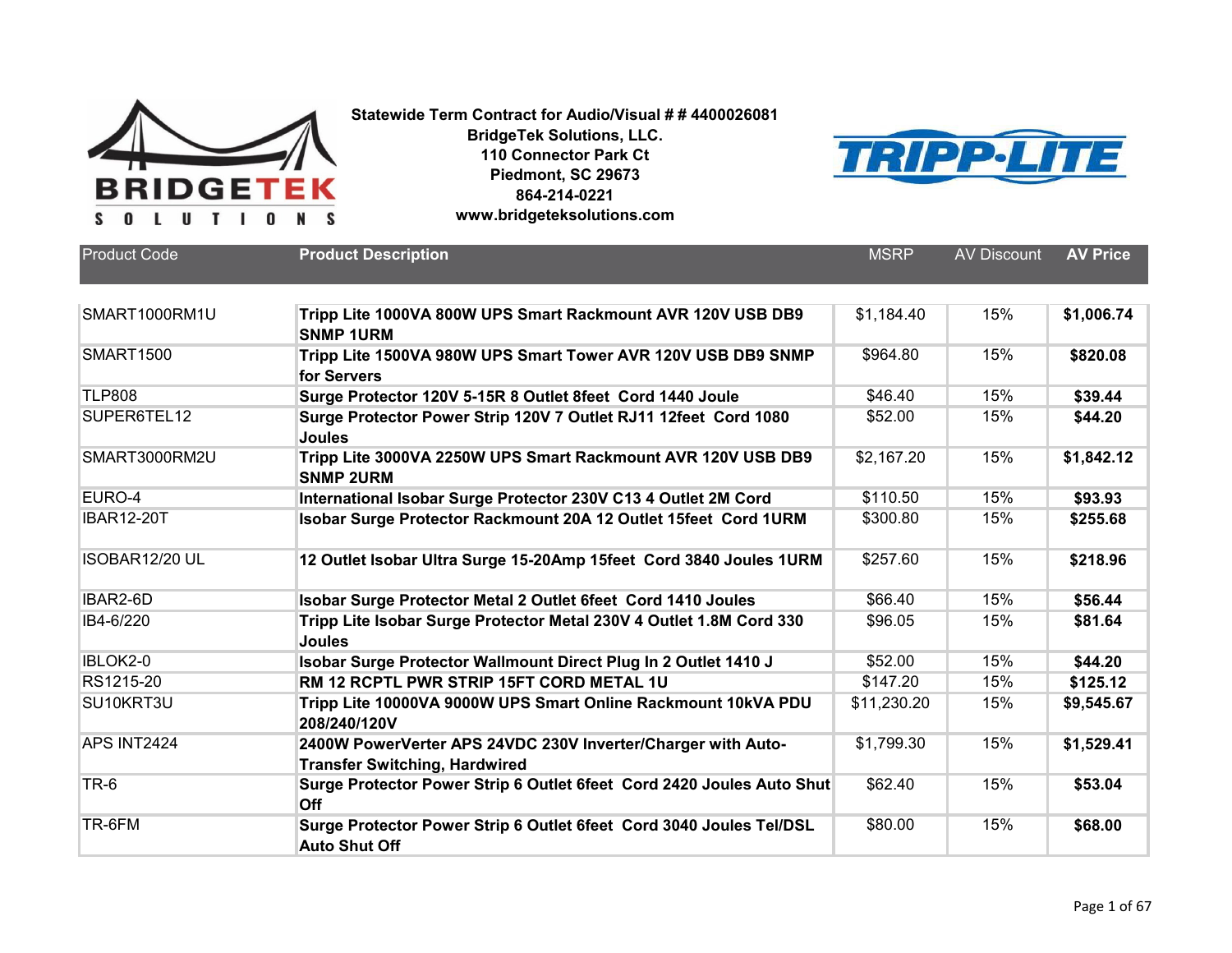**Statewide Term Contract for Audio/Visual # # 4400026081**
**BridgeTek Solutions, LLC.**
**110 Connector Park Ct**
**Piedmont, SC 29673**
**864-214-0221**
**www.bridgeteksolutions.com**

| Product Code | Product Description | MSRP | AV Discount | AV Price |
|---|---|---|---|---|
| SMART1000RM1U | **Tripp Lite 1000VA 800W UPS Smart Rackmount AVR 120V USB DB9 SNMP 1URM** | $1,184.40 | 15% | **$1,006.74** |
| SMART1500 | **Tripp Lite 1500VA 980W UPS Smart Tower AVR 120V USB DB9 SNMP for Servers** | $964.80 | 15% | **$820.08** |
| TLP808 | **Surge Protector 120V 5-15R 8 Outlet 8feet Cord 1440 Joule** | $46.40 | 15% | **$39.44** |
| SUPER6TEL12 | **Surge Protector Power Strip 120V 7 Outlet RJ11 12feet Cord 1080 Joules** | $52.00 | 15% | **$44.20** |
| SMART3000RM2U | **Tripp Lite 3000VA 2250W UPS Smart Rackmount AVR 120V USB DB9 SNMP 2URM** | $2,167.20 | 15% | **$1,842.12** |
| EURO-4 | **International Isobar Surge Protector 230V C13 4 Outlet 2M Cord** | $110.50 | 15% | **$93.93** |
| IBAR12-20T | **Isobar Surge Protector Rackmount 20A 12 Outlet 15feet Cord 1URM** | $300.80 | 15% | **$255.68** |
| ISOBAR12/20 UL | **12 Outlet Isobar Ultra Surge 15-20Amp 15feet Cord 3840 Joules 1URM** | $257.60 | 15% | **$218.96** |
| IBAR2-6D | **Isobar Surge Protector Metal 2 Outlet 6feet Cord 1410 Joules** | $66.40 | 15% | **$56.44** |
| IB4-6/220 | **Tripp Lite Isobar Surge Protector Metal 230V 4 Outlet 1.8M Cord 330 Joules** | $96.05 | 15% | **$81.64** |
| IBLOK2-0 | **Isobar Surge Protector Wallmount Direct Plug In 2 Outlet 1410 J** | $52.00 | 15% | **$44.20** |
| RS1215-20 | **RM 12 RCPTL PWR STRIP 15FT CORD METAL 1U** | $147.20 | 15% | **$125.12** |
| SU10KRT3U | **Tripp Lite 10000VA 9000W UPS Smart Online Rackmount 10kVA PDU 208/240/120V** | $11,230.20 | 15% | **$9,545.67** |
| APS INT2424 | **2400W PowerVerter APS 24VDC 230V Inverter/Charger with Auto-Transfer Switching, Hardwired** | $1,799.30 | 15% | **$1,529.41** |
| TR-6 | **Surge Protector Power Strip 6 Outlet 6feet Cord 2420 Joules Auto Shut Off** | $62.40 | 15% | **$53.04** |
| TR-6FM | **Surge Protector Power Strip 6 Outlet 6feet Cord 3040 Joules Tel/DSL Auto Shut Off** | $80.00 | 15% | **$68.00** |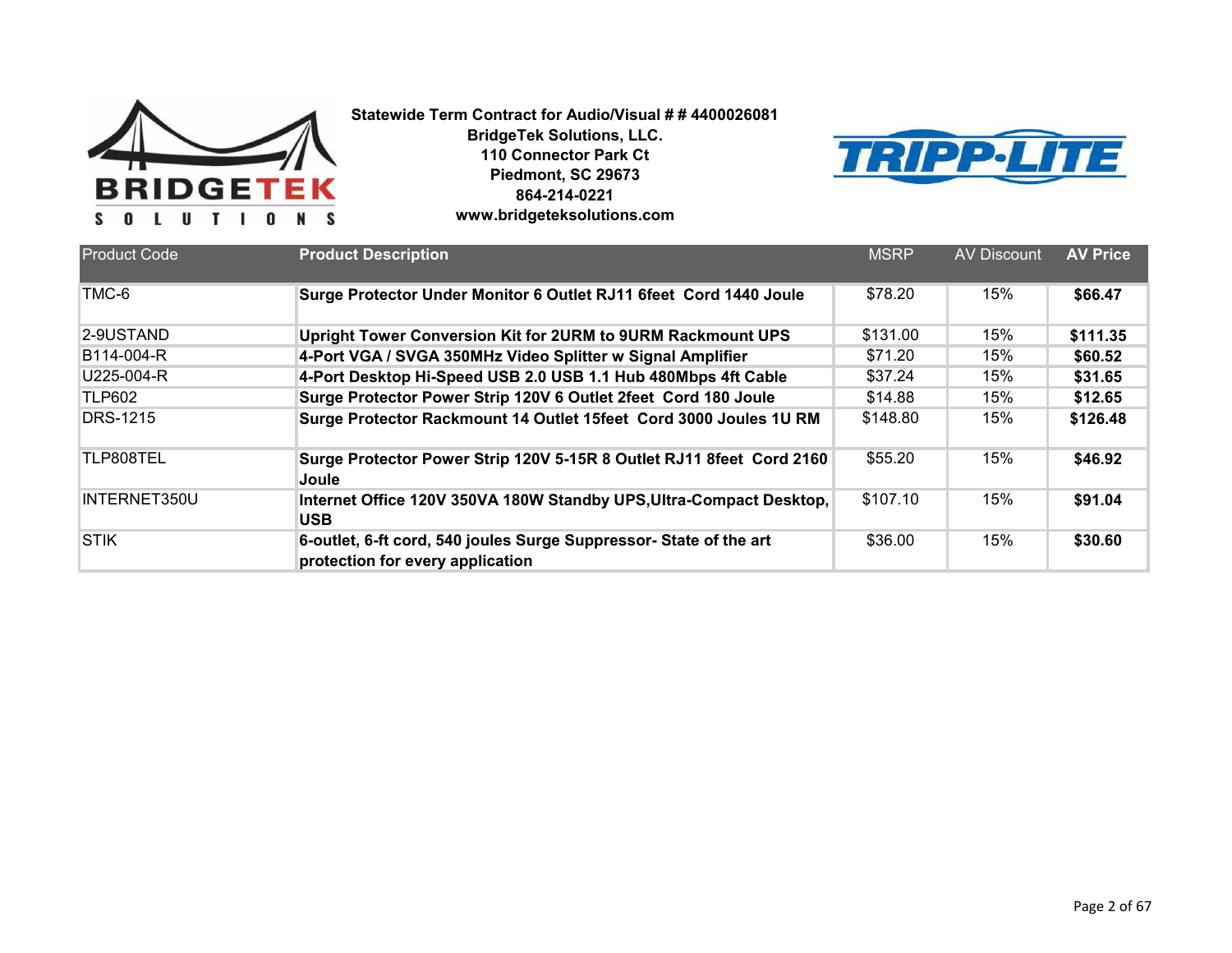**Statewide Term Contract for Audio/Visual # # 4400026081**
**BridgeTek Solutions, LLC.**
**110 Connector Park Ct**
**Piedmont, SC 29673**
**864-214-0221**
**www.bridgeteksolutions.com**

| Product Code | Product Description | MSRP | AV Discount | AV Price |
|---|---|---|---|---|
| TMC-6 | **Surge Protector Under Monitor 6 Outlet RJ11 6feet Cord 1440 Joule** | $78.20 | 15% | **$66.47** |
| 2-9USTAND | **Upright Tower Conversion Kit for 2URM to 9URM Rackmount UPS** | $131.00 | 15% | **$111.35** |
| B114-004-R | **4-Port VGA / SVGA 350MHz Video Splitter w Signal Amplifier** | $71.20 | 15% | **$60.52** |
| U225-004-R | **4-Port Desktop Hi-Speed USB 2.0 USB 1.1 Hub 480Mbps 4ft Cable** | $37.24 | 15% | **$31.65** |
| TLP602 | **Surge Protector Power Strip 120V 6 Outlet 2feet Cord 180 Joule** | $14.88 | 15% | **$12.65** |
| DRS-1215 | **Surge Protector Rackmount 14 Outlet 15feet Cord 3000 Joules 1U RM** | $148.80 | 15% | **$126.48** |
| TLP808TEL | **Surge Protector Power Strip 120V 5-15R 8 Outlet RJ11 8feet Cord 2160 Joule** | $55.20 | 15% | **$46.92** |
| INTERNET350U | **Internet Office 120V 350VA 180W Standby UPS,Ultra-Compact Desktop, USB** | $107.10 | 15% | **$91.04** |
| STIK | **6-outlet, 6-ft cord, 540 joules Surge Suppressor- State of the art protection for every application** | $36.00 | 15% | **$30.60** |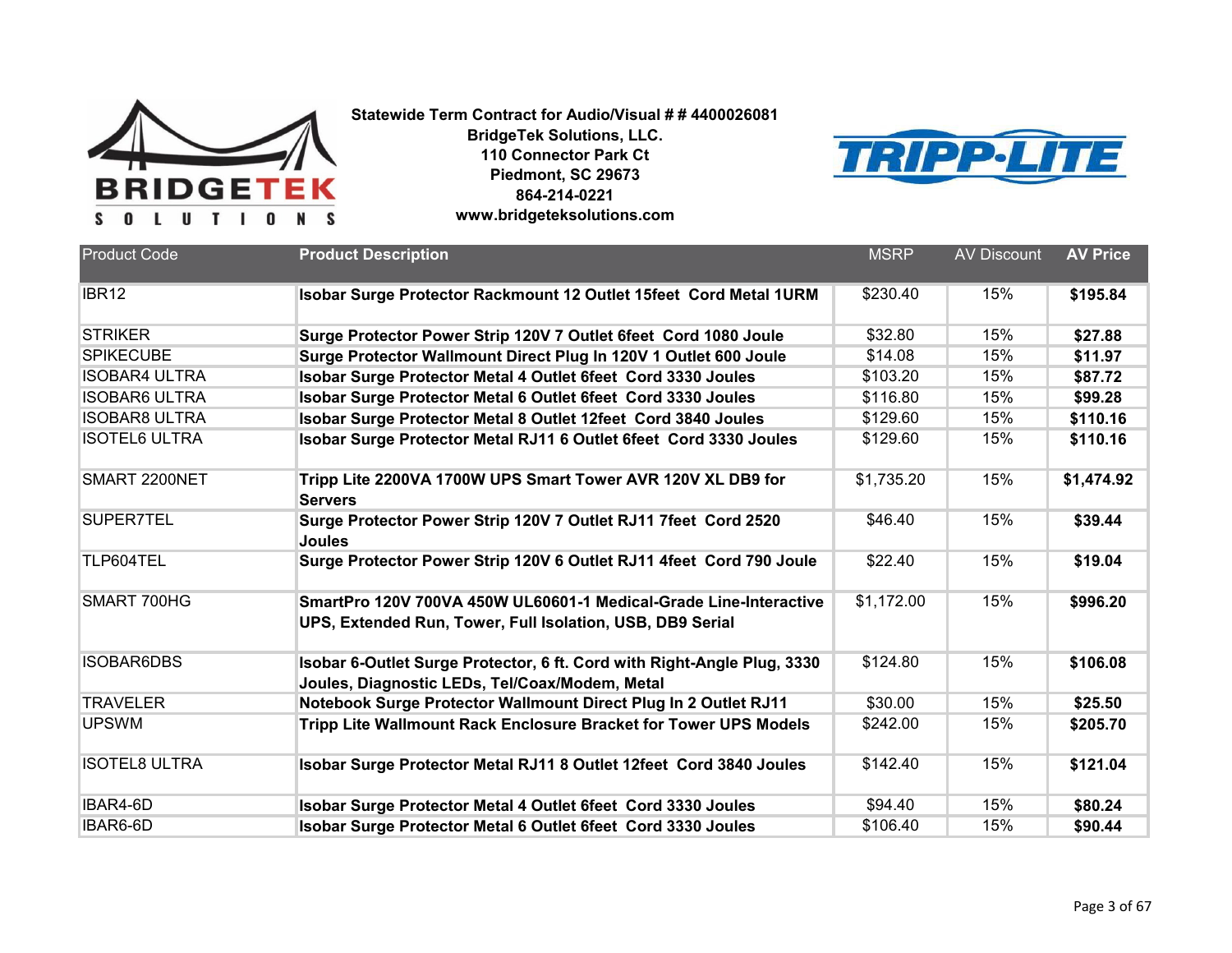**Statewide Term Contract for Audio/Visual # # 4400026081**
**BridgeTek Solutions, LLC.**
**110 Connector Park Ct**
**Piedmont, SC 29673**
**864-214-0221**
**www.bridgeteksolutions.com**

| Product Code | Product Description | MSRP | AV Discount | AV Price |
|---|---|---|---|---|
| IBR12 | **Isobar Surge Protector Rackmount 12 Outlet 15feet Cord Metal 1URM** | $230.40 | 15% | **$195.84** |
| STRIKER | **Surge Protector Power Strip 120V 7 Outlet 6feet Cord 1080 Joule** | $32.80 | 15% | **$27.88** |
| SPIKECUBE | **Surge Protector Wallmount Direct Plug In 120V 1 Outlet 600 Joule** | $14.08 | 15% | **$11.97** |
| ISOBAR4 ULTRA | **Isobar Surge Protector Metal 4 Outlet 6feet Cord 3330 Joules** | $103.20 | 15% | **$87.72** |
| ISOBAR6 ULTRA | **Isobar Surge Protector Metal 6 Outlet 6feet Cord 3330 Joules** | $116.80 | 15% | **$99.28** |
| ISOBAR8 ULTRA | **Isobar Surge Protector Metal 8 Outlet 12feet Cord 3840 Joules** | $129.60 | 15% | **$110.16** |
| ISOTEL6 ULTRA | **Isobar Surge Protector Metal RJ11 6 Outlet 6feet Cord 3330 Joules** | $129.60 | 15% | **$110.16** |
| SMART 2200NET | **Tripp Lite 2200VA 1700W UPS Smart Tower AVR 120V XL DB9 for Servers** | $1,735.20 | 15% | **$1,474.92** |
| SUPER7TEL | **Surge Protector Power Strip 120V 7 Outlet RJ11 7feet Cord 2520 Joules** | $46.40 | 15% | **$39.44** |
| TLP604TEL | **Surge Protector Power Strip 120V 6 Outlet RJ11 4feet Cord 790 Joule** | $22.40 | 15% | **$19.04** |
| SMART 700HG | **SmartPro 120V 700VA 450W UL60601-1 Medical-Grade Line-Interactive UPS, Extended Run, Tower, Full Isolation, USB, DB9 Serial** | $1,172.00 | 15% | **$996.20** |
| ISOBAR6DBS | **Isobar 6-Outlet Surge Protector, 6 ft. Cord with Right-Angle Plug, 3330 Joules, Diagnostic LEDs, Tel/Coax/Modem, Metal** | $124.80 | 15% | **$106.08** |
| TRAVELER | **Notebook Surge Protector Wallmount Direct Plug In 2 Outlet RJ11** | $30.00 | 15% | **$25.50** |
| UPSWM | **Tripp Lite Wallmount Rack Enclosure Bracket for Tower UPS Models** | $242.00 | 15% | **$205.70** |
| ISOTEL8 ULTRA | **Isobar Surge Protector Metal RJ11 8 Outlet 12feet Cord 3840 Joules** | $142.40 | 15% | **$121.04** |
| IBAR4-6D | **Isobar Surge Protector Metal 4 Outlet 6feet Cord 3330 Joules** | $94.40 | 15% | **$80.24** |
| IBAR6-6D | **Isobar Surge Protector Metal 6 Outlet 6feet Cord 3330 Joules** | $106.40 | 15% | **$90.44** |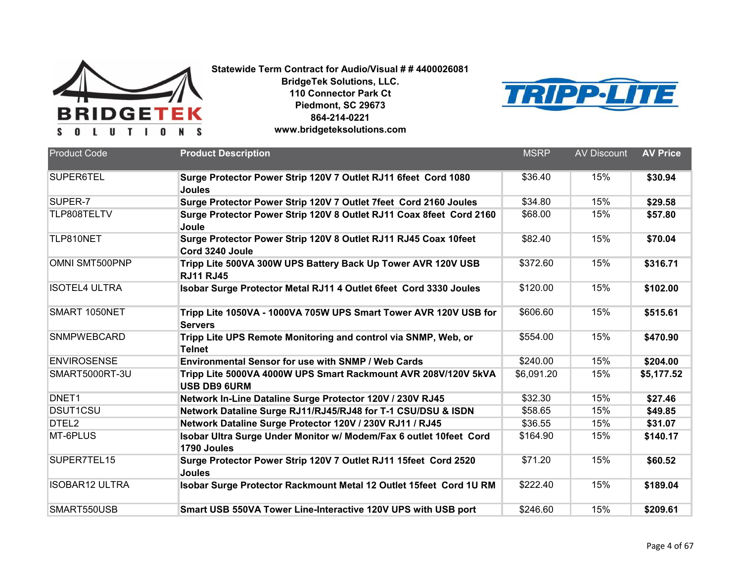Statewide Term Contract for Audio/Visual # # 4400026081
BridgeTek Solutions, LLC.
110 Connector Park Ct
Piedmont, SC 29673
864-214-0221
www.bridgeteksolutions.com

| Product Code | Product Description | MSRP | AV Discount | AV Price |
|---|---|---|---|---|
| SUPER6TEL | **Surge Protector Power Strip 120V 7 Outlet RJ11 6feet Cord 1080 Joules** | $36.40 | 15% | **$30.94** |
| SUPER-7 | **Surge Protector Power Strip 120V 7 Outlet 7feet Cord 2160 Joules** | $34.80 | 15% | **$29.58** |
| TLP808TELTV | **Surge Protector Power Strip 120V 8 Outlet RJ11 Coax 8feet Cord 2160 Joule** | $68.00 | 15% | **$57.80** |
| TLP810NET | **Surge Protector Power Strip 120V 8 Outlet RJ11 RJ45 Coax 10feet Cord 3240 Joule** | $82.40 | 15% | **$70.04** |
| OMNI SMT500PNP | **Tripp Lite 500VA 300W UPS Battery Back Up Tower AVR 120V USB RJ11 RJ45** | $372.60 | 15% | **$316.71** |
| ISOTEL4 ULTRA | **Isobar Surge Protector Metal RJ11 4 Outlet 6feet Cord 3330 Joules** | $120.00 | 15% | **$102.00** |
| SMART 1050NET | **Tripp Lite 1050VA - 1000VA 705W UPS Smart Tower AVR 120V USB for Servers** | $606.60 | 15% | **$515.61** |
| SNMPWEBCARD | **Tripp Lite UPS Remote Monitoring and control via SNMP, Web, or Telnet** | $554.00 | 15% | **$470.90** |
| ENVIROSENSE | **Environmental Sensor for use with SNMP / Web Cards** | $240.00 | 15% | **$204.00** |
| SMART5000RT-3U | **Tripp Lite 5000VA 4000W UPS Smart Rackmount AVR 208V/120V 5kVA USB DB9 6URM** | $6,091.20 | 15% | **$5,177.52** |
| DNET1 | **Network In-Line Dataline Surge Protector 120V / 230V RJ45** | $32.30 | 15% | **$27.46** |
| DSUT1CSU | **Network Dataline Surge RJ11/RJ45/RJ48 for T-1 CSU/DSU & ISDN** | $58.65 | 15% | **$49.85** |
| DTEL2 | **Network Dataline Surge Protector 120V / 230V RJ11 / RJ45** | $36.55 | 15% | **$31.07** |
| MT-6PLUS | **Isobar Ultra Surge Under Monitor w/ Modem/Fax 6 outlet 10feet Cord 1790 Joules** | $164.90 | 15% | **$140.17** |
| SUPER7TEL15 | **Surge Protector Power Strip 120V 7 Outlet RJ11 15feet Cord 2520 Joules** | $71.20 | 15% | **$60.52** |
| ISOBAR12 ULTRA | **Isobar Surge Protector Rackmount Metal 12 Outlet 15feet Cord 1U RM** | $222.40 | 15% | **$189.04** |
| SMART550USB | **Smart USB 550VA Tower Line-Interactive 120V UPS with USB port** | $246.60 | 15% | **$209.61** |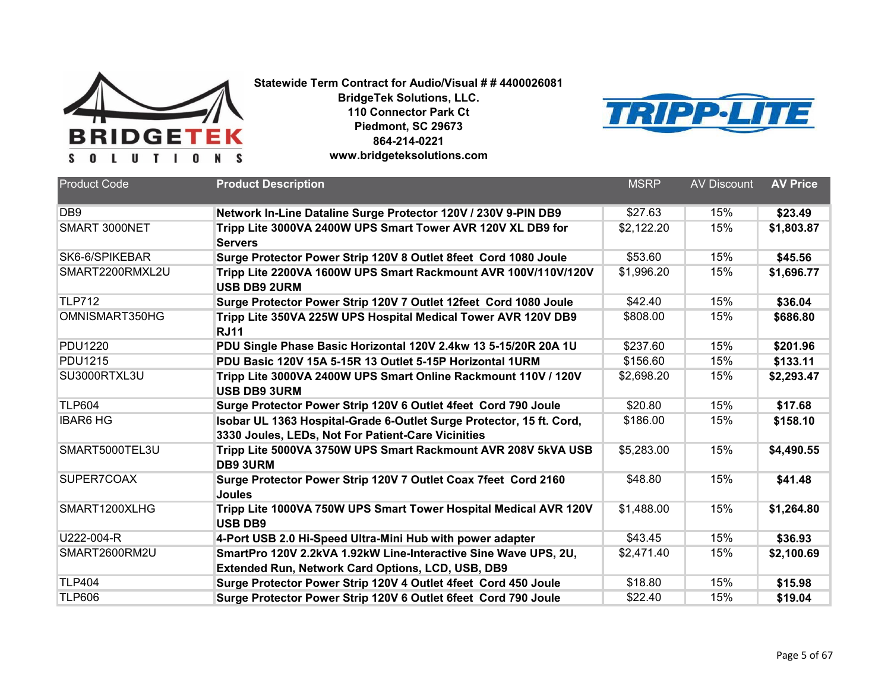**Statewide Term Contract for Audio/Visual # # 4400026081**
**BridgeTek Solutions, LLC.**
**110 Connector Park Ct**
**Piedmont, SC 29673**
**864-214-0221**
**www.bridgeteksolutions.com**

| Product Code | Product Description | MSRP | AV Discount | AV Price |
|---|---|---|---|---|
| DB9 | **Network In-Line Dataline Surge Protector 120V / 230V 9-PIN DB9** | $27.63 | 15% | **$23.49** |
| SMART 3000NET | **Tripp Lite 3000VA 2400W UPS Smart Tower AVR 120V XL DB9 for Servers** | $2,122.20 | 15% | **$1,803.87** |
| SK6-6/SPIKEBAR | **Surge Protector Power Strip 120V 8 Outlet 8feet Cord 1080 Joule** | $53.60 | 15% | **$45.56** |
| SMART2200RMXL2U | **Tripp Lite 2200VA 1600W UPS Smart Rackmount AVR 100V/110V/120V USB DB9 2URM** | $1,996.20 | 15% | **$1,696.77** |
| TLP712 | **Surge Protector Power Strip 120V 7 Outlet 12feet Cord 1080 Joule** | $42.40 | 15% | **$36.04** |
| OMNISMART350HG | **Tripp Lite 350VA 225W UPS Hospital Medical Tower AVR 120V DB9 RJ11** | $808.00 | 15% | **$686.80** |
| PDU1220 | **PDU Single Phase Basic Horizontal 120V 2.4kw 13 5-15/20R 20A 1U** | $237.60 | 15% | **$201.96** |
| PDU1215 | **PDU Basic 120V 15A 5-15R 13 Outlet 5-15P Horizontal 1URM** | $156.60 | 15% | **$133.11** |
| SU3000RTXL3U | **Tripp Lite 3000VA 2400W UPS Smart Online Rackmount 110V / 120V USB DB9 3URM** | $2,698.20 | 15% | **$2,293.47** |
| TLP604 | **Surge Protector Power Strip 120V 6 Outlet 4feet Cord 790 Joule** | $20.80 | 15% | **$17.68** |
| IBAR6 HG | **Isobar UL 1363 Hospital-Grade 6-Outlet Surge Protector, 15 ft. Cord, 3330 Joules, LEDs, Not For Patient-Care Vicinities** | $186.00 | 15% | **$158.10** |
| SMART5000TEL3U | **Tripp Lite 5000VA 3750W UPS Smart Rackmount AVR 208V 5kVA USB DB9 3URM** | $5,283.00 | 15% | **$4,490.55** |
| SUPER7COAX | **Surge Protector Power Strip 120V 7 Outlet Coax 7feet Cord 2160 Joules** | $48.80 | 15% | **$41.48** |
| SMART1200XLHG | **Tripp Lite 1000VA 750W UPS Smart Tower Hospital Medical AVR 120V USB DB9** | $1,488.00 | 15% | **$1,264.80** |
| U222-004-R | **4-Port USB 2.0 Hi-Speed Ultra-Mini Hub with power adapter** | $43.45 | 15% | **$36.93** |
| SMART2600RM2U | **SmartPro 120V 2.2kVA 1.92kW Line-Interactive Sine Wave UPS, 2U, Extended Run, Network Card Options, LCD, USB, DB9** | $2,471.40 | 15% | **$2,100.69** |
| TLP404 | **Surge Protector Power Strip 120V 4 Outlet 4feet Cord 450 Joule** | $18.80 | 15% | **$15.98** |
| TLP606 | **Surge Protector Power Strip 120V 6 Outlet 6feet Cord 790 Joule** | $22.40 | 15% | **$19.04** |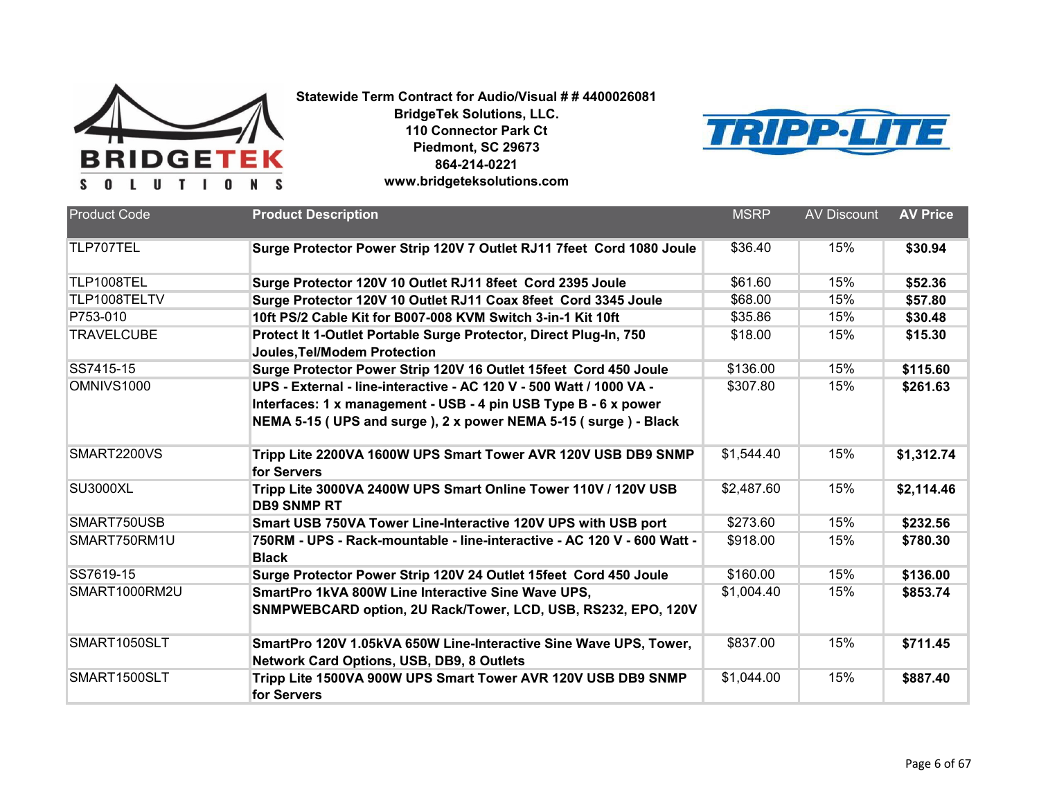Statewide Term Contract for Audio/Visual # # 4400026081
BridgeTek Solutions, LLC.
110 Connector Park Ct
Piedmont, SC 29673
864-214-0221
www.bridgeteksolutions.com

| Product Code | Product Description | MSRP | AV Discount | AV Price |
|---|---|---|---|---|
| TLP707TEL | **Surge Protector Power Strip 120V 7 Outlet RJ11 7feet Cord 1080 Joule** | $36.40 | 15% | **$30.94** |
| TLP1008TEL | **Surge Protector 120V 10 Outlet RJ11 8feet Cord 2395 Joule** | $61.60 | 15% | **$52.36** |
| TLP1008TELTV | **Surge Protector 120V 10 Outlet RJ11 Coax 8feet Cord 3345 Joule** | $68.00 | 15% | **$57.80** |
| P753-010 | **10ft PS/2 Cable Kit for B007-008 KVM Switch 3-in-1 Kit 10ft** | $35.86 | 15% | **$30.48** |
| TRAVELCUBE | **Protect It 1-Outlet Portable Surge Protector, Direct Plug-In, 750 Joules,Tel/Modem Protection** | $18.00 | 15% | **$15.30** |
| SS7415-15 | **Surge Protector Power Strip 120V 16 Outlet 15feet Cord 450 Joule** | $136.00 | 15% | **$115.60** |
| OMNIVS1000 | **UPS - External - line-interactive - AC 120 V - 500 Watt / 1000 VA - Interfaces: 1 x management - USB - 4 pin USB Type B - 6 x power NEMA 5-15 ( UPS and surge ), 2 x power NEMA 5-15 ( surge ) - Black** | $307.80 | 15% | **$261.63** |
| SMART2200VS | **Tripp Lite 2200VA 1600W UPS Smart Tower AVR 120V USB DB9 SNMP for Servers** | $1,544.40 | 15% | **$1,312.74** |
| SU3000XL | **Tripp Lite 3000VA 2400W UPS Smart Online Tower 110V / 120V USB DB9 SNMP RT** | $2,487.60 | 15% | **$2,114.46** |
| SMART750USB | **Smart USB 750VA Tower Line-Interactive 120V UPS with USB port** | $273.60 | 15% | **$232.56** |
| SMART750RM1U | **750RM - UPS - Rack-mountable - line-interactive - AC 120 V - 600 Watt - Black** | $918.00 | 15% | **$780.30** |
| SS7619-15 | **Surge Protector Power Strip 120V 24 Outlet 15feet Cord 450 Joule** | $160.00 | 15% | **$136.00** |
| SMART1000RM2U | **SmartPro 1kVA 800W Line Interactive Sine Wave UPS, SNMPWEBCARD option, 2U Rack/Tower, LCD, USB, RS232, EPO, 120V** | $1,004.40 | 15% | **$853.74** |
| SMART1050SLT | **SmartPro 120V 1.05kVA 650W Line-Interactive Sine Wave UPS, Tower, Network Card Options, USB, DB9, 8 Outlets** | $837.00 | 15% | **$711.45** |
| SMART1500SLT | **Tripp Lite 1500VA 900W UPS Smart Tower AVR 120V USB DB9 SNMP for Servers** | $1,044.00 | 15% | **$887.40** |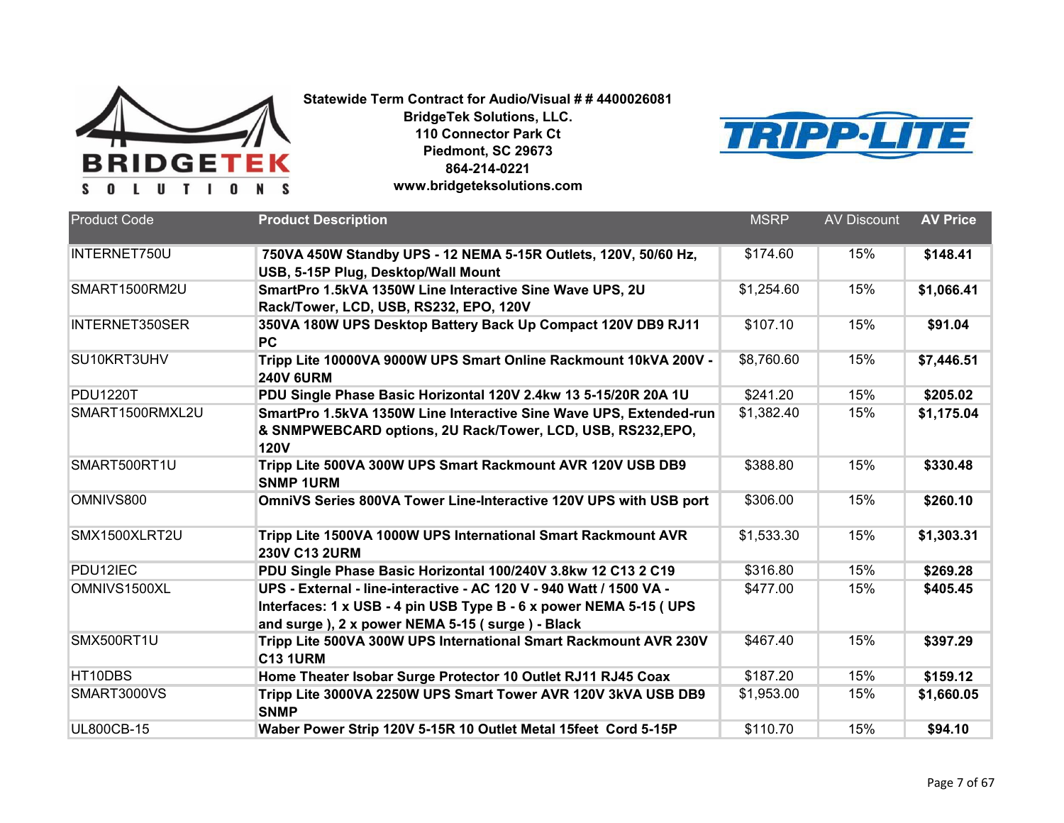**Statewide Term Contract for Audio/Visual # # 4400026081**
**BridgeTek Solutions, LLC.**
**110 Connector Park Ct**
**Piedmont, SC 29673**
**864-214-0221**
**www.bridgeteksolutions.com**

| Product Code | Product Description | MSRP | AV Discount | AV Price |
|---|---|---|---|---|
| INTERNET750U | **750VA 450W Standby UPS - 12 NEMA 5-15R Outlets, 120V, 50/60 Hz, USB, 5-15P Plug, Desktop/Wall Mount** | $174.60 | 15% | **$148.41** |
| SMART1500RM2U | **SmartPro 1.5kVA 1350W Line Interactive Sine Wave UPS, 2U Rack/Tower, LCD, USB, RS232, EPO, 120V** | $1,254.60 | 15% | **$1,066.41** |
| INTERNET350SER | **350VA 180W UPS Desktop Battery Back Up Compact 120V DB9 RJ11 PC** | $107.10 | 15% | **$91.04** |
| SU10KRT3UHV | **Tripp Lite 10000VA 9000W UPS Smart Online Rackmount 10kVA 200V - 240V 6URM** | $8,760.60 | 15% | **$7,446.51** |
| PDU1220T | **PDU Single Phase Basic Horizontal 120V 2.4kw 13 5-15/20R 20A 1U** | $241.20 | 15% | **$205.02** |
| SMART1500RMXL2U | **SmartPro 1.5kVA 1350W Line Interactive Sine Wave UPS, Extended-run & SNMPWEBCARD options, 2U Rack/Tower, LCD, USB, RS232,EPO, 120V** | $1,382.40 | 15% | **$1,175.04** |
| SMART500RT1U | **Tripp Lite 500VA 300W UPS Smart Rackmount AVR 120V USB DB9 SNMP 1URM** | $388.80 | 15% | **$330.48** |
| OMNIVS800 | **OmniVS Series 800VA Tower Line-Interactive 120V UPS with USB port** | $306.00 | 15% | **$260.10** |
| SMX1500XLRT2U | **Tripp Lite 1500VA 1000W UPS International Smart Rackmount AVR 230V C13 2URM** | $1,533.30 | 15% | **$1,303.31** |
| PDU12IEC | **PDU Single Phase Basic Horizontal 100/240V 3.8kw 12 C13 2 C19** | $316.80 | 15% | **$269.28** |
| OMNIVS1500XL | **UPS - External - line-interactive - AC 120 V - 940 Watt / 1500 VA - Interfaces: 1 x USB - 4 pin USB Type B - 6 x power NEMA 5-15 ( UPS and surge ), 2 x power NEMA 5-15 ( surge ) - Black** | $477.00 | 15% | **$405.45** |
| SMX500RT1U | **Tripp Lite 500VA 300W UPS International Smart Rackmount AVR 230V C13 1URM** | $467.40 | 15% | **$397.29** |
| HT10DBS | **Home Theater Isobar Surge Protector 10 Outlet RJ11 RJ45 Coax** | $187.20 | 15% | **$159.12** |
| SMART3000VS | **Tripp Lite 3000VA 2250W UPS Smart Tower AVR 120V 3kVA USB DB9 SNMP** | $1,953.00 | 15% | **$1,660.05** |
| UL800CB-15 | **Waber Power Strip 120V 5-15R 10 Outlet Metal 15feet Cord 5-15P** | $110.70 | 15% | **$94.10** |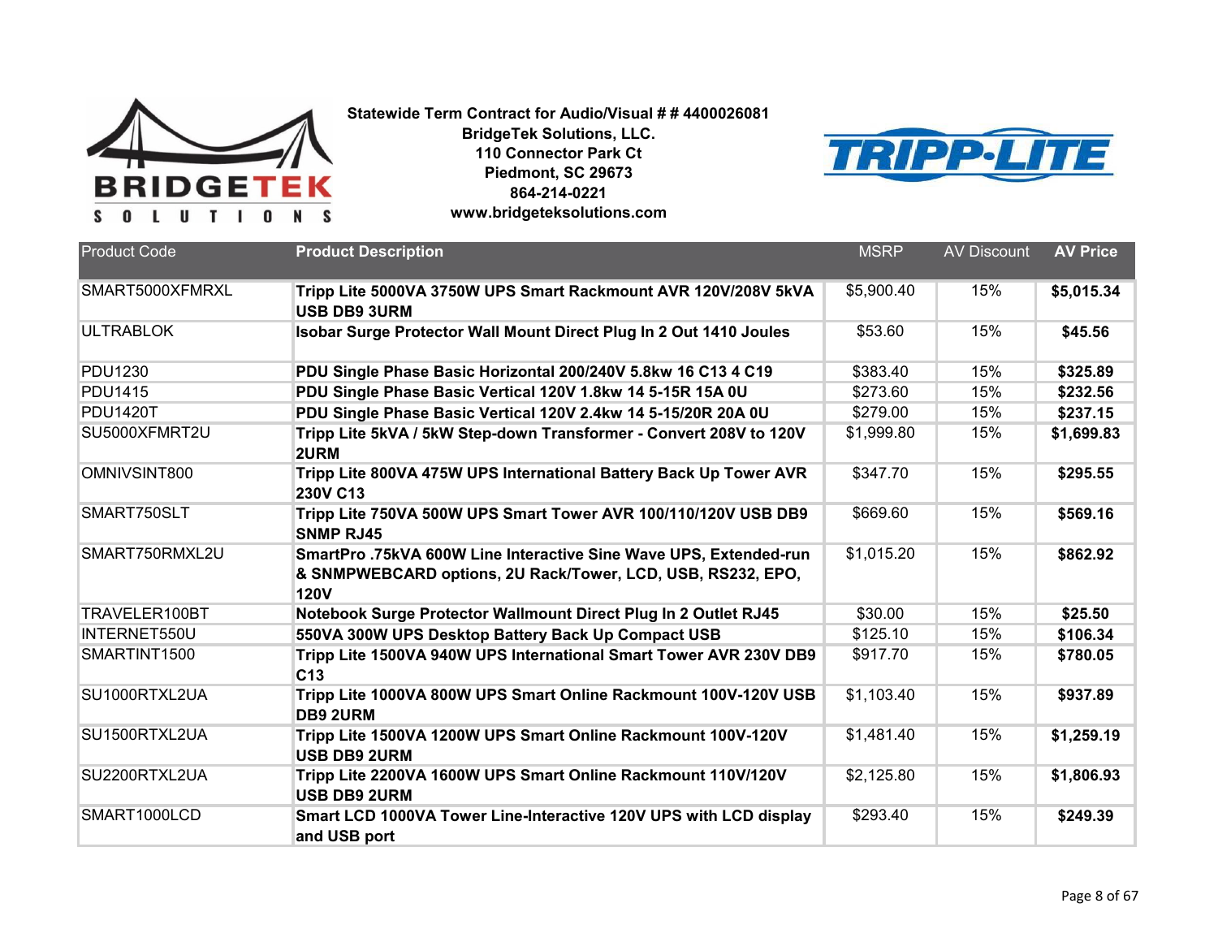**Statewide Term Contract for Audio/Visual # # 4400026081**
**BridgeTek Solutions, LLC.**
**110 Connector Park Ct**
**Piedmont, SC 29673**
**864-214-0221**
**www.bridgeteksolutions.com**

| Product Code | Product Description | MSRP | AV Discount | AV Price |
|---|---|---|---|---|
| SMART5000XFMRXL | **Tripp Lite 5000VA 3750W UPS Smart Rackmount AVR 120V/208V 5kVA USB DB9 3URM** | $5,900.40 | 15% | **$5,015.34** |
| ULTRABLOK | **Isobar Surge Protector Wall Mount Direct Plug In 2 Out 1410 Joules** | $53.60 | 15% | **$45.56** |
| PDU1230 | **PDU Single Phase Basic Horizontal 200/240V 5.8kw 16 C13 4 C19** | $383.40 | 15% | **$325.89** |
| PDU1415 | **PDU Single Phase Basic Vertical 120V 1.8kw 14 5-15R 15A 0U** | $273.60 | 15% | **$232.56** |
| PDU1420T | **PDU Single Phase Basic Vertical 120V 2.4kw 14 5-15/20R 20A 0U** | $279.00 | 15% | **$237.15** |
| SU5000XFMRT2U | **Tripp Lite 5kVA / 5kW Step-down Transformer - Convert 208V to 120V 2URM** | $1,999.80 | 15% | **$1,699.83** |
| OMNIVSINT800 | **Tripp Lite 800VA 475W UPS International Battery Back Up Tower AVR 230V C13** | $347.70 | 15% | **$295.55** |
| SMART750SLT | **Tripp Lite 750VA 500W UPS Smart Tower AVR 100/110/120V USB DB9 SNMP RJ45** | $669.60 | 15% | **$569.16** |
| SMART750RMXL2U | **SmartPro .75kVA 600W Line Interactive Sine Wave UPS, Extended-run & SNMPWEBCARD options, 2U Rack/Tower, LCD, USB, RS232, EPO, 120V** | $1,015.20 | 15% | **$862.92** |
| TRAVELER100BT | **Notebook Surge Protector Wallmount Direct Plug In 2 Outlet RJ45** | $30.00 | 15% | **$25.50** |
| INTERNET550U | **550VA 300W UPS Desktop Battery Back Up Compact USB** | $125.10 | 15% | **$106.34** |
| SMARTINT1500 | **Tripp Lite 1500VA 940W UPS International Smart Tower AVR 230V DB9 C13** | $917.70 | 15% | **$780.05** |
| SU1000RTXL2UA | **Tripp Lite 1000VA 800W UPS Smart Online Rackmount 100V-120V USB DB9 2URM** | $1,103.40 | 15% | **$937.89** |
| SU1500RTXL2UA | **Tripp Lite 1500VA 1200W UPS Smart Online Rackmount 100V-120V USB DB9 2URM** | $1,481.40 | 15% | **$1,259.19** |
| SU2200RTXL2UA | **Tripp Lite 2200VA 1600W UPS Smart Online Rackmount 110V/120V USB DB9 2URM** | $2,125.80 | 15% | **$1,806.93** |
| SMART1000LCD | **Smart LCD 1000VA Tower Line-Interactive 120V UPS with LCD display and USB port** | $293.40 | 15% | **$249.39** |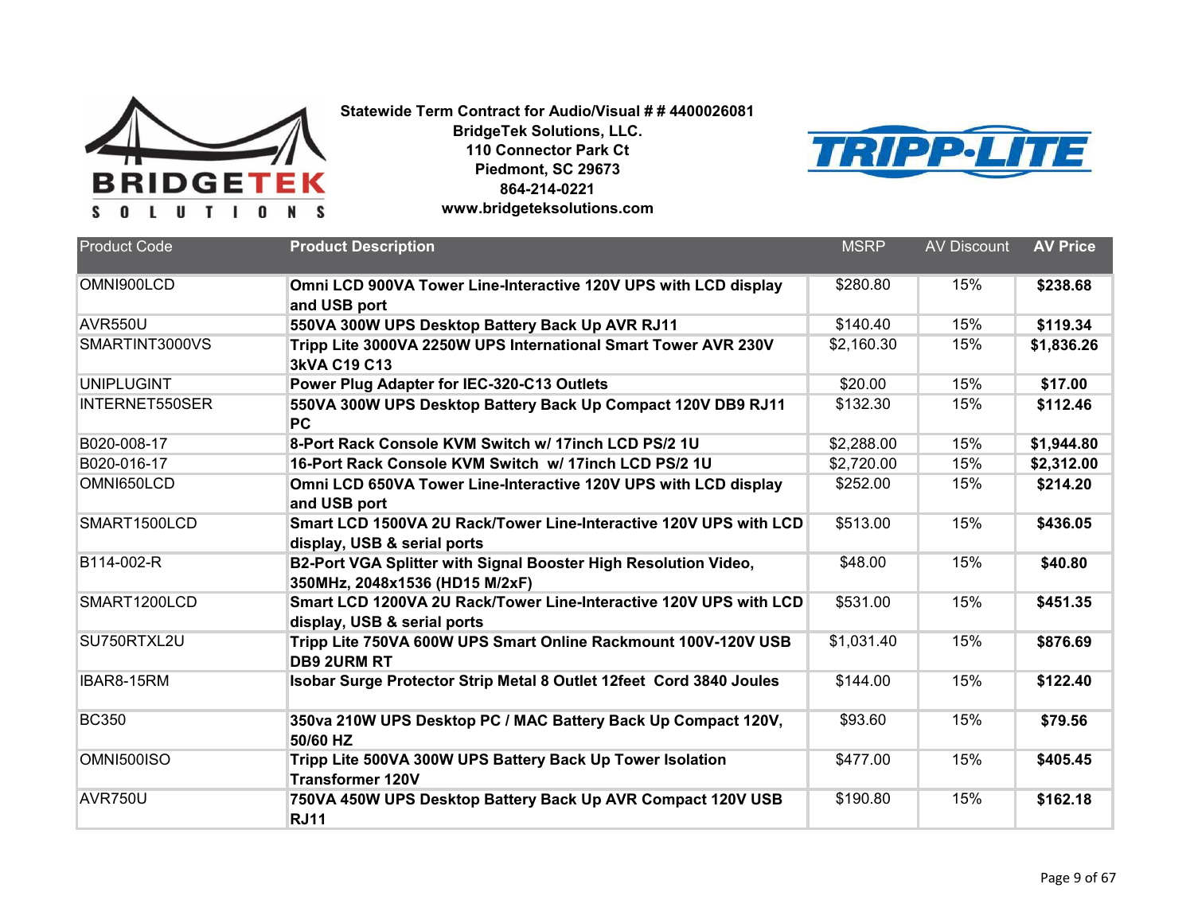**Statewide Term Contract for Audio/Visual # # 4400026081**
**BridgeTek Solutions, LLC.**
**110 Connector Park Ct**
**Piedmont, SC 29673**
**864-214-0221**
**www.bridgeteksolutions.com**

| Product Code | Product Description | MSRP | AV Discount | AV Price |
|---|---|---|---|---|
| OMNI900LCD | **Omni LCD 900VA Tower Line-Interactive 120V UPS with LCD display and USB port** | $280.80 | 15% | **$238.68** |
| AVR550U | **550VA 300W UPS Desktop Battery Back Up AVR RJ11** | $140.40 | 15% | **$119.34** |
| SMARTINT3000VS | **Tripp Lite 3000VA 2250W UPS International Smart Tower AVR 230V 3kVA C19 C13** | $2,160.30 | 15% | **$1,836.26** |
| UNIPLUGINT | **Power Plug Adapter for IEC-320-C13 Outlets** | $20.00 | 15% | **$17.00** |
| INTERNET550SER | **550VA 300W UPS Desktop Battery Back Up Compact 120V DB9 RJ11 PC** | $132.30 | 15% | **$112.46** |
| B020-008-17 | **8-Port Rack Console KVM Switch w/ 17inch LCD PS/2 1U** | $2,288.00 | 15% | **$1,944.80** |
| B020-016-17 | **16-Port Rack Console KVM Switch w/ 17inch LCD PS/2 1U** | $2,720.00 | 15% | **$2,312.00** |
| OMNI650LCD | **Omni LCD 650VA Tower Line-Interactive 120V UPS with LCD display and USB port** | $252.00 | 15% | **$214.20** |
| SMART1500LCD | **Smart LCD 1500VA 2U Rack/Tower Line-Interactive 120V UPS with LCD display, USB & serial ports** | $513.00 | 15% | **$436.05** |
| B114-002-R | **B2-Port VGA Splitter with Signal Booster High Resolution Video, 350MHz, 2048x1536 (HD15 M/2xF)** | $48.00 | 15% | **$40.80** |
| SMART1200LCD | **Smart LCD 1200VA 2U Rack/Tower Line-Interactive 120V UPS with LCD display, USB & serial ports** | $531.00 | 15% | **$451.35** |
| SU750RTXL2U | **Tripp Lite 750VA 600W UPS Smart Online Rackmount 100V-120V USB DB9 2URM RT** | $1,031.40 | 15% | **$876.69** |
| IBAR8-15RM | **Isobar Surge Protector Strip Metal 8 Outlet 12feet Cord 3840 Joules** | $144.00 | 15% | **$122.40** |
| BC350 | **350va 210W UPS Desktop PC / MAC Battery Back Up Compact 120V, 50/60 HZ** | $93.60 | 15% | **$79.56** |
| OMNI500ISO | **Tripp Lite 500VA 300W UPS Battery Back Up Tower Isolation Transformer 120V** | $477.00 | 15% | **$405.45** |
| AVR750U | **750VA 450W UPS Desktop Battery Back Up AVR Compact 120V USB RJ11** | $190.80 | 15% | **$162.18** |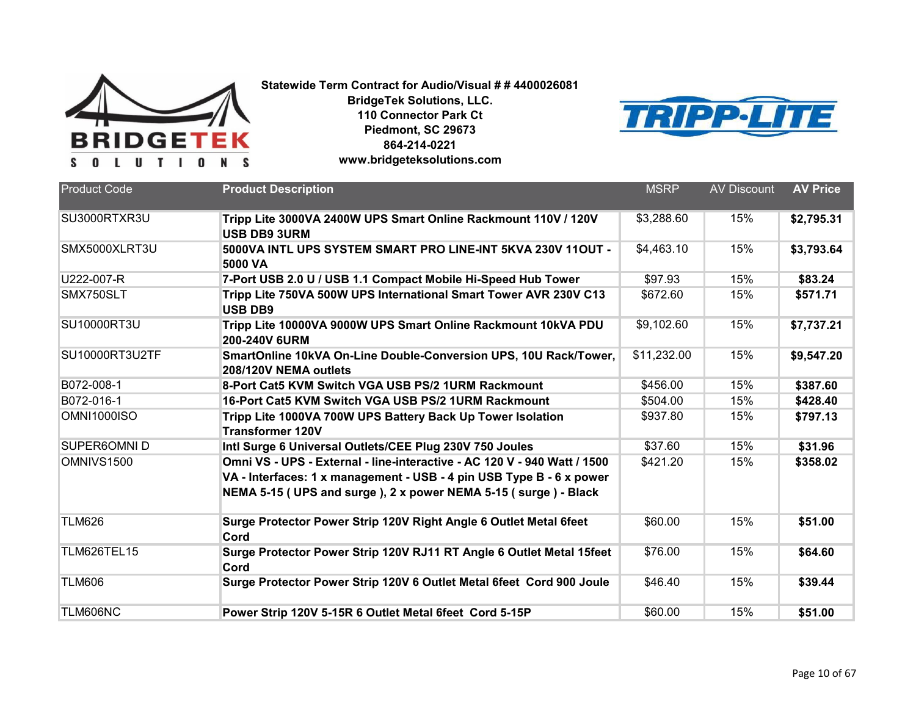**Statewide Term Contract for Audio/Visual # # 4400026081**
**BridgeTek Solutions, LLC.**
**110 Connector Park Ct**
**Piedmont, SC 29673**
**864-214-0221**
**www.bridgeteksolutions.com**

| Product Code | Product Description | MSRP | AV Discount | AV Price |
|---|---|---|---|---|
| SU3000RTXR3U | **Tripp Lite 3000VA 2400W UPS Smart Online Rackmount 110V / 120V USB DB9 3URM** | $3,288.60 | 15% | **$2,795.31** |
| SMX5000XLRT3U | **5000VA INTL UPS SYSTEM SMART PRO LINE-INT 5KVA 230V 11OUT - 5000 VA** | $4,463.10 | 15% | **$3,793.64** |
| U222-007-R | **7-Port USB 2.0 U / USB 1.1 Compact Mobile Hi-Speed Hub Tower** | $97.93 | 15% | **$83.24** |
| SMX750SLT | **Tripp Lite 750VA 500W UPS International Smart Tower AVR 230V C13 USB DB9** | $672.60 | 15% | **$571.71** |
| SU10000RT3U | **Tripp Lite 10000VA 9000W UPS Smart Online Rackmount 10kVA PDU 200-240V 6URM** | $9,102.60 | 15% | **$7,737.21** |
| SU10000RT3U2TF | **SmartOnline 10kVA On-Line Double-Conversion UPS, 10U Rack/Tower, 208/120V NEMA outlets** | $11,232.00 | 15% | **$9,547.20** |
| B072-008-1 | **8-Port Cat5 KVM Switch VGA USB PS/2 1URM Rackmount** | $456.00 | 15% | **$387.60** |
| B072-016-1 | **16-Port Cat5 KVM Switch VGA USB PS/2 1URM Rackmount** | $504.00 | 15% | **$428.40** |
| OMNI1000ISO | **Tripp Lite 1000VA 700W UPS Battery Back Up Tower Isolation Transformer 120V** | $937.80 | 15% | **$797.13** |
| SUPER6OMNI D | **Intl Surge 6 Universal Outlets/CEE Plug 230V 750 Joules** | $37.60 | 15% | **$31.96** |
| OMNIVS1500 | **Omni VS - UPS - External - line-interactive - AC 120 V - 940 Watt / 1500 VA - Interfaces: 1 x management - USB - 4 pin USB Type B - 6 x power NEMA 5-15 ( UPS and surge ), 2 x power NEMA 5-15 ( surge ) - Black** | $421.20 | 15% | **$358.02** |
| TLM626 | **Surge Protector Power Strip 120V Right Angle 6 Outlet Metal 6feet Cord** | $60.00 | 15% | **$51.00** |
| TLM626TEL15 | **Surge Protector Power Strip 120V RJ11 RT Angle 6 Outlet Metal 15feet Cord** | $76.00 | 15% | **$64.60** |
| TLM606 | **Surge Protector Power Strip 120V 6 Outlet Metal 6feet Cord 900 Joule** | $46.40 | 15% | **$39.44** |
| TLM606NC | **Power Strip 120V 5-15R 6 Outlet Metal 6feet Cord 5-15P** | $60.00 | 15% | **$51.00** |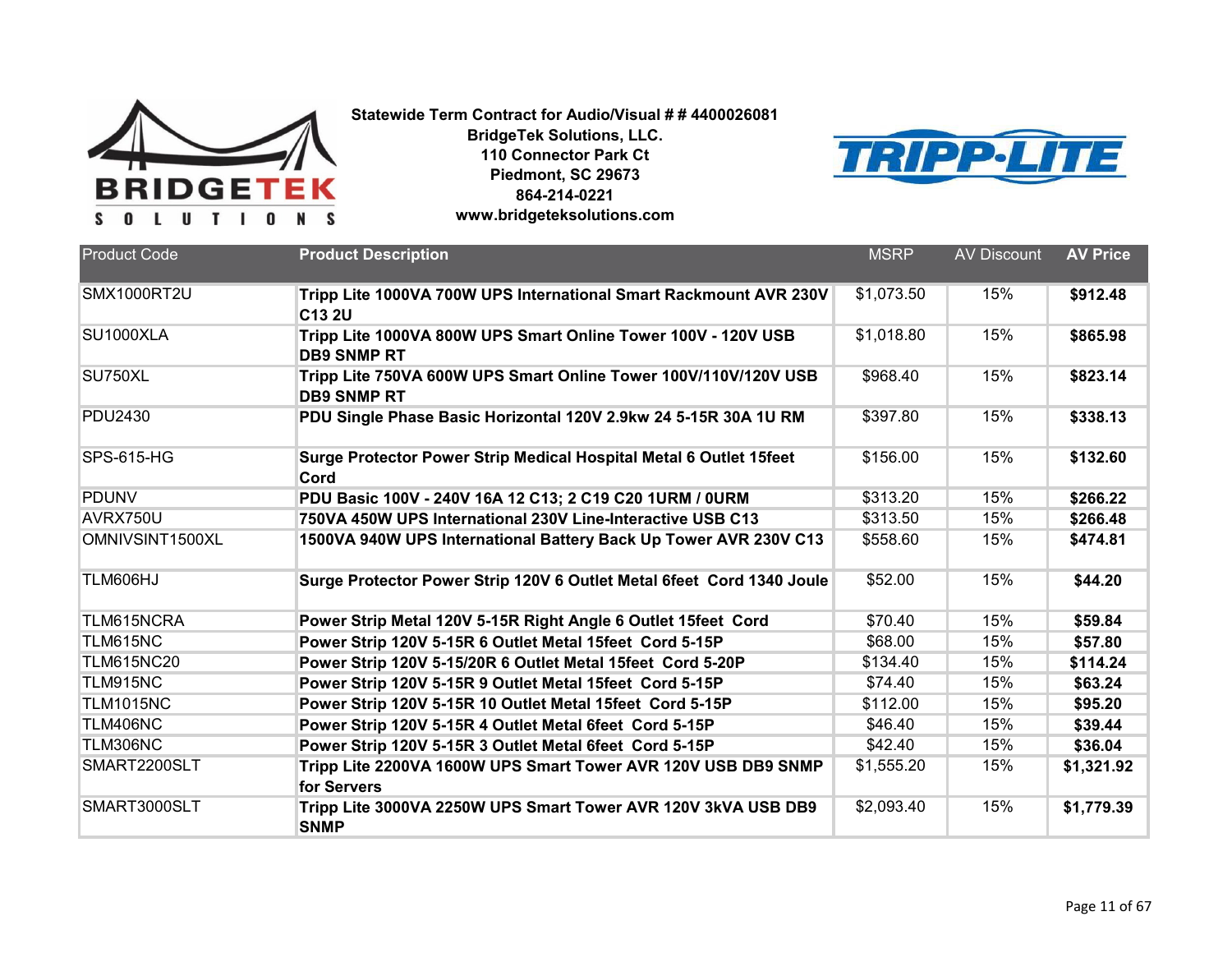**Statewide Term Contract for Audio/Visual # # 4400026081**
**BridgeTek Solutions, LLC.**
**110 Connector Park Ct**
**Piedmont, SC 29673**
**864-214-0221**
**www.bridgeteksolutions.com**

| Product Code | Product Description | MSRP | AV Discount | AV Price |
|---|---|---|---|---|
| SMX1000RT2U | **Tripp Lite 1000VA 700W UPS International Smart Rackmount AVR 230V C13 2U** | $1,073.50 | 15% | **$912.48** |
| SU1000XLA | **Tripp Lite 1000VA 800W UPS Smart Online Tower 100V - 120V USB DB9 SNMP RT** | $1,018.80 | 15% | **$865.98** |
| SU750XL | **Tripp Lite 750VA 600W UPS Smart Online Tower 100V/110V/120V USB DB9 SNMP RT** | $968.40 | 15% | **$823.14** |
| PDU2430 | **PDU Single Phase Basic Horizontal 120V 2.9kw 24 5-15R 30A 1U RM** | $397.80 | 15% | **$338.13** |
| SPS-615-HG | **Surge Protector Power Strip Medical Hospital Metal 6 Outlet 15feet Cord** | $156.00 | 15% | **$132.60** |
| PDUNV | **PDU Basic 100V - 240V 16A 12 C13; 2 C19 C20 1URM / 0URM** | $313.20 | 15% | **$266.22** |
| AVRX750U | **750VA 450W UPS International 230V Line-Interactive USB C13** | $313.50 | 15% | **$266.48** |
| OMNIVSINT1500XL | **1500VA 940W UPS International Battery Back Up Tower AVR 230V C13** | $558.60 | 15% | **$474.81** |
| TLM606HJ | **Surge Protector Power Strip 120V 6 Outlet Metal 6feet Cord 1340 Joule** | $52.00 | 15% | **$44.20** |
| TLM615NCRA | **Power Strip Metal 120V 5-15R Right Angle 6 Outlet 15feet Cord** | $70.40 | 15% | **$59.84** |
| TLM615NC | **Power Strip 120V 5-15R 6 Outlet Metal 15feet Cord 5-15P** | $68.00 | 15% | **$57.80** |
| TLM615NC20 | **Power Strip 120V 5-15/20R 6 Outlet Metal 15feet Cord 5-20P** | $134.40 | 15% | **$114.24** |
| TLM915NC | **Power Strip 120V 5-15R 9 Outlet Metal 15feet Cord 5-15P** | $74.40 | 15% | **$63.24** |
| TLM1015NC | **Power Strip 120V 5-15R 10 Outlet Metal 15feet Cord 5-15P** | $112.00 | 15% | **$95.20** |
| TLM406NC | **Power Strip 120V 5-15R 4 Outlet Metal 6feet Cord 5-15P** | $46.40 | 15% | **$39.44** |
| TLM306NC | **Power Strip 120V 5-15R 3 Outlet Metal 6feet Cord 5-15P** | $42.40 | 15% | **$36.04** |
| SMART2200SLT | **Tripp Lite 2200VA 1600W UPS Smart Tower AVR 120V USB DB9 SNMP for Servers** | $1,555.20 | 15% | **$1,321.92** |
| SMART3000SLT | **Tripp Lite 3000VA 2250W UPS Smart Tower AVR 120V 3kVA USB DB9 SNMP** | $2,093.40 | 15% | **$1,779.39** |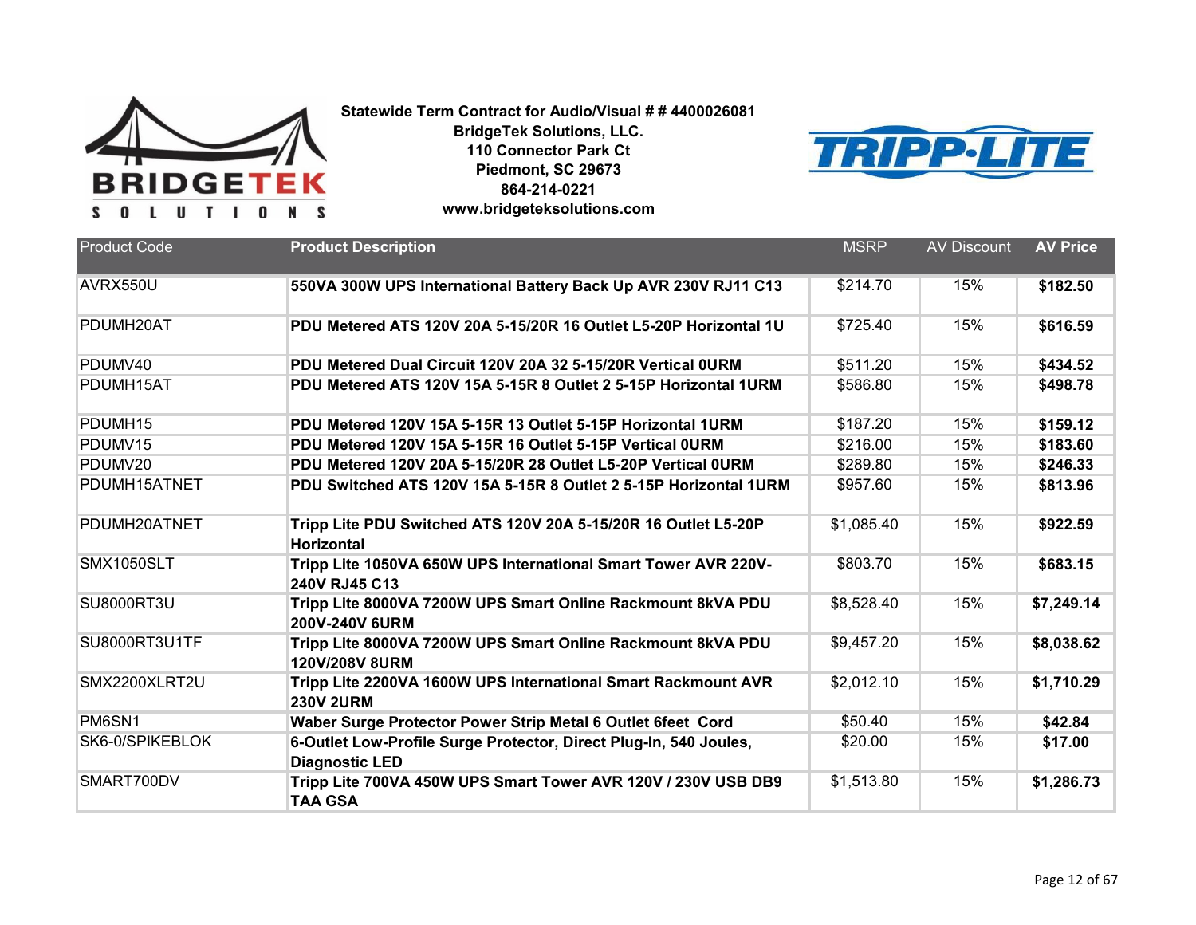**Statewide Term Contract for Audio/Visual # # 4400026081**
**BridgeTek Solutions, LLC.**
**110 Connector Park Ct**
**Piedmont, SC 29673**
**864-214-0221**
**www.bridgeteksolutions.com**

| Product Code | Product Description | MSRP | AV Discount | AV Price |
|---|---|---|---|---|
| AVRX550U | **550VA 300W UPS International Battery Back Up AVR 230V RJ11 C13** | $214.70 | 15% | **$182.50** |
| PDUMH20AT | **PDU Metered ATS 120V 20A 5-15/20R 16 Outlet L5-20P Horizontal 1U** | $725.40 | 15% | **$616.59** |
| PDUMV40 | **PDU Metered Dual Circuit 120V 20A 32 5-15/20R Vertical 0URM** | $511.20 | 15% | **$434.52** |
| PDUMH15AT | **PDU Metered ATS 120V 15A 5-15R 8 Outlet 2 5-15P Horizontal 1URM** | $586.80 | 15% | **$498.78** |
| PDUMH15 | **PDU Metered 120V 15A 5-15R 13 Outlet 5-15P Horizontal 1URM** | $187.20 | 15% | **$159.12** |
| PDUMV15 | **PDU Metered 120V 15A 5-15R 16 Outlet 5-15P Vertical 0URM** | $216.00 | 15% | **$183.60** |
| PDUMV20 | **PDU Metered 120V 20A 5-15/20R 28 Outlet L5-20P Vertical 0URM** | $289.80 | 15% | **$246.33** |
| PDUMH15ATNET | **PDU Switched ATS 120V 15A 5-15R 8 Outlet 2 5-15P Horizontal 1URM** | $957.60 | 15% | **$813.96** |
| PDUMH20ATNET | **Tripp Lite PDU Switched ATS 120V 20A 5-15/20R 16 Outlet L5-20P Horizontal** | $1,085.40 | 15% | **$922.59** |
| SMX1050SLT | **Tripp Lite 1050VA 650W UPS International Smart Tower AVR 220V-240V RJ45 C13** | $803.70 | 15% | **$683.15** |
| SU8000RT3U | **Tripp Lite 8000VA 7200W UPS Smart Online Rackmount 8kVA PDU 200V-240V 6URM** | $8,528.40 | 15% | **$7,249.14** |
| SU8000RT3U1TF | **Tripp Lite 8000VA 7200W UPS Smart Online Rackmount 8kVA PDU 120V/208V 8URM** | $9,457.20 | 15% | **$8,038.62** |
| SMX2200XLRT2U | **Tripp Lite 2200VA 1600W UPS International Smart Rackmount AVR 230V 2URM** | $2,012.10 | 15% | **$1,710.29** |
| PM6SN1 | **Waber Surge Protector Power Strip Metal 6 Outlet 6feet Cord** | $50.40 | 15% | **$42.84** |
| SK6-0/SPIKEBLOK | **6-Outlet Low-Profile Surge Protector, Direct Plug-In, 540 Joules, Diagnostic LED** | $20.00 | 15% | **$17.00** |
| SMART700DV | **Tripp Lite 700VA 450W UPS Smart Tower AVR 120V / 230V USB DB9 TAA GSA** | $1,513.80 | 15% | **$1,286.73** |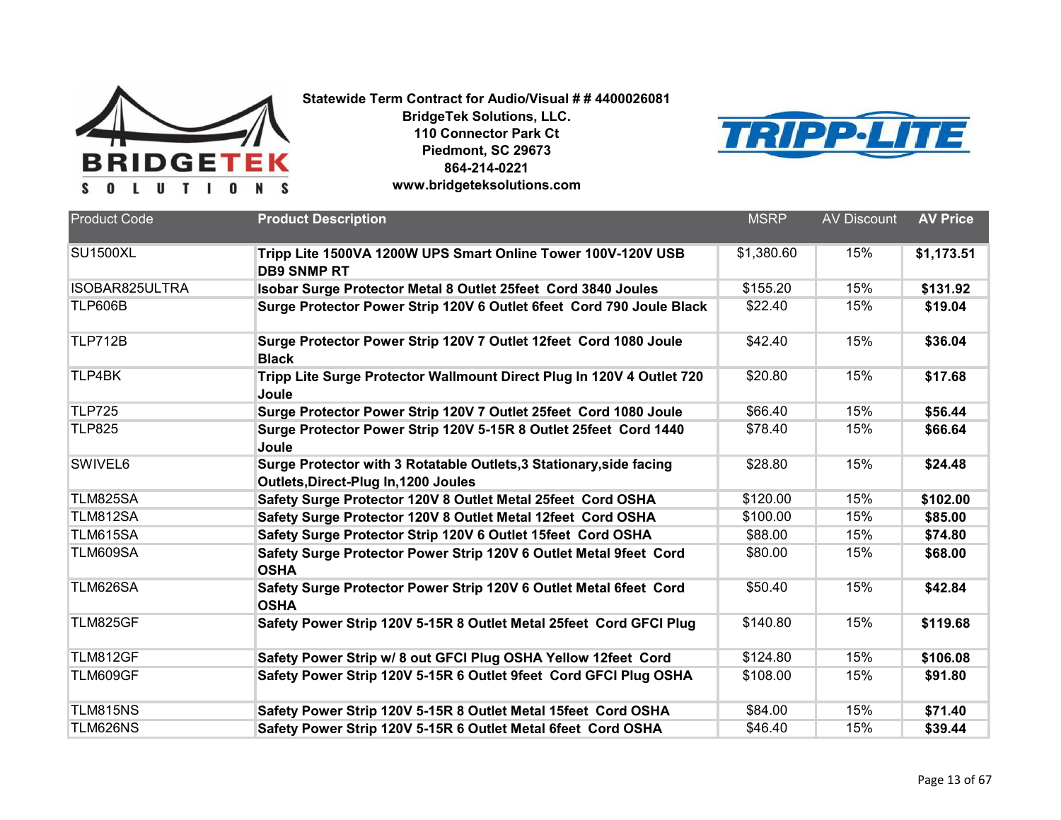**Statewide Term Contract for Audio/Visual # # 4400026081**
**BridgeTek Solutions, LLC.**
**110 Connector Park Ct**
**Piedmont, SC 29673**
**864-214-0221**
**www.bridgeteksolutions.com**

| Product Code | Product Description | MSRP | AV Discount | AV Price |
|---|---|---|---|---|
| SU1500XL | **Tripp Lite 1500VA 1200W UPS Smart Online Tower 100V-120V USB DB9 SNMP RT** | $1,380.60 | 15% | **$1,173.51** |
| ISOBAR825ULTRA | **Isobar Surge Protector Metal 8 Outlet 25feet Cord 3840 Joules** | $155.20 | 15% | **$131.92** |
| TLP606B | **Surge Protector Power Strip 120V 6 Outlet 6feet Cord 790 Joule Black** | $22.40 | 15% | **$19.04** |
| TLP712B | **Surge Protector Power Strip 120V 7 Outlet 12feet Cord 1080 Joule Black** | $42.40 | 15% | **$36.04** |
| TLP4BK | **Tripp Lite Surge Protector Wallmount Direct Plug In 120V 4 Outlet 720 Joule** | $20.80 | 15% | **$17.68** |
| TLP725 | **Surge Protector Power Strip 120V 7 Outlet 25feet Cord 1080 Joule** | $66.40 | 15% | **$56.44** |
| TLP825 | **Surge Protector Power Strip 120V 5-15R 8 Outlet 25feet Cord 1440 Joule** | $78.40 | 15% | **$66.64** |
| SWIVEL6 | **Surge Protector with 3 Rotatable Outlets,3 Stationary,side facing Outlets,Direct-Plug In,1200 Joules** | $28.80 | 15% | **$24.48** |
| TLM825SA | **Safety Surge Protector 120V 8 Outlet Metal 25feet Cord OSHA** | $120.00 | 15% | **$102.00** |
| TLM812SA | **Safety Surge Protector 120V 8 Outlet Metal 12feet Cord OSHA** | $100.00 | 15% | **$85.00** |
| TLM615SA | **Safety Surge Protector Strip 120V 6 Outlet 15feet Cord OSHA** | $88.00 | 15% | **$74.80** |
| TLM609SA | **Safety Surge Protector Power Strip 120V 6 Outlet Metal 9feet Cord OSHA** | $80.00 | 15% | **$68.00** |
| TLM626SA | **Safety Surge Protector Power Strip 120V 6 Outlet Metal 6feet Cord OSHA** | $50.40 | 15% | **$42.84** |
| TLM825GF | **Safety Power Strip 120V 5-15R 8 Outlet Metal 25feet Cord GFCI Plug** | $140.80 | 15% | **$119.68** |
| TLM812GF | **Safety Power Strip w/ 8 out GFCI Plug OSHA Yellow 12feet Cord** | $124.80 | 15% | **$106.08** |
| TLM609GF | **Safety Power Strip 120V 5-15R 6 Outlet 9feet Cord GFCI Plug OSHA** | $108.00 | 15% | **$91.80** |
| TLM815NS | **Safety Power Strip 120V 5-15R 8 Outlet Metal 15feet Cord OSHA** | $84.00 | 15% | **$71.40** |
| TLM626NS | **Safety Power Strip 120V 5-15R 6 Outlet Metal 6feet Cord OSHA** | $46.40 | 15% | **$39.44** |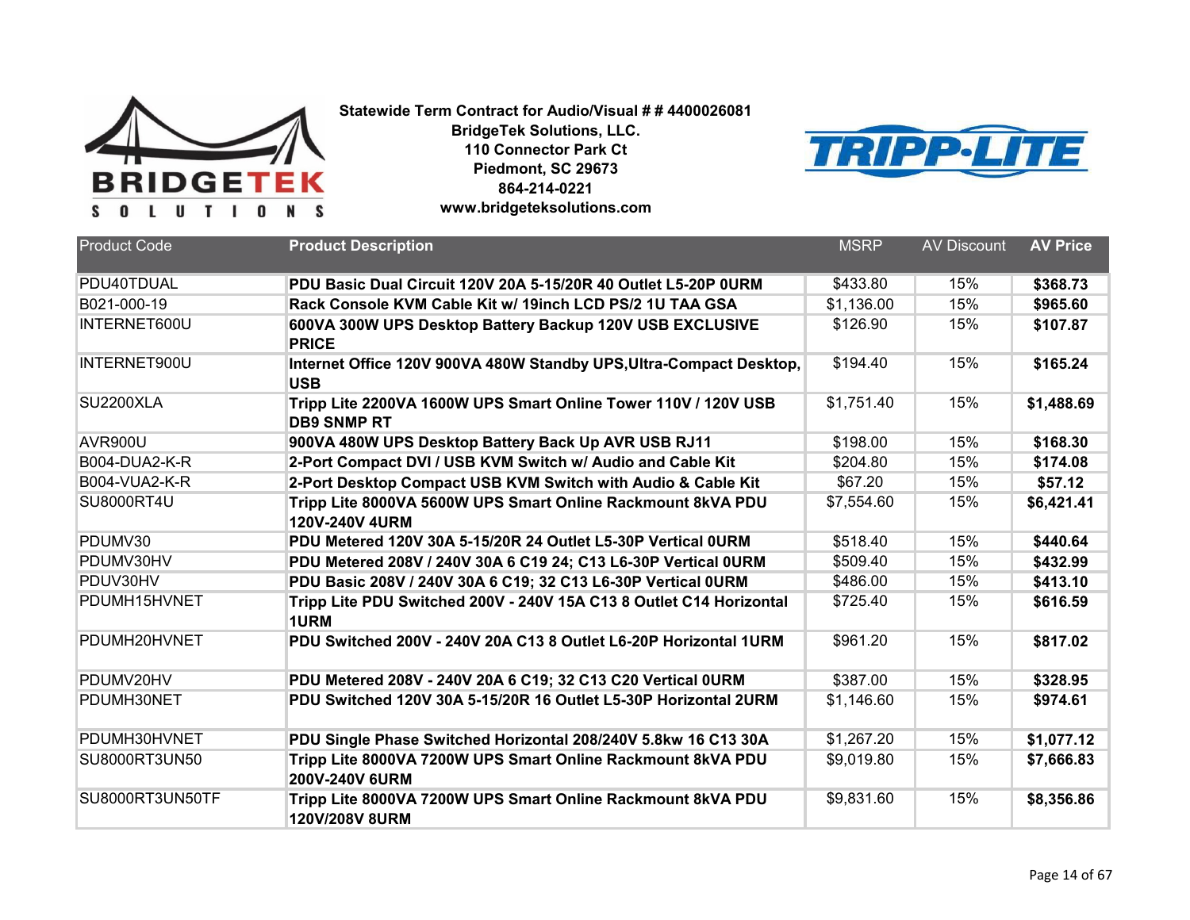**Statewide Term Contract for Audio/Visual # # 4400026081**
**BridgeTek Solutions, LLC.**
**110 Connector Park Ct**
**Piedmont, SC 29673**
**864-214-0221**
**www.bridgeteksolutions.com**

| Product Code | Product Description | MSRP | AV Discount | AV Price |
|---|---|---|---|---|
| PDU40TDUAL | **PDU Basic Dual Circuit 120V 20A 5-15/20R 40 Outlet L5-20P 0URM** | $433.80 | 15% | **$368.73** |
| B021-000-19 | **Rack Console KVM Cable Kit w/ 19inch LCD PS/2 1U TAA GSA** | $1,136.00 | 15% | **$965.60** |
| INTERNET600U | **600VA 300W UPS Desktop Battery Backup 120V USB EXCLUSIVE PRICE** | $126.90 | 15% | **$107.87** |
| INTERNET900U | **Internet Office 120V 900VA 480W Standby UPS,Ultra-Compact Desktop, USB** | $194.40 | 15% | **$165.24** |
| SU2200XLA | **Tripp Lite 2200VA 1600W UPS Smart Online Tower 110V / 120V USB DB9 SNMP RT** | $1,751.40 | 15% | **$1,488.69** |
| AVR900U | **900VA 480W UPS Desktop Battery Back Up AVR USB RJ11** | $198.00 | 15% | **$168.30** |
| B004-DUA2-K-R | **2-Port Compact DVI / USB KVM Switch w/ Audio and Cable Kit** | $204.80 | 15% | **$174.08** |
| B004-VUA2-K-R | **2-Port Desktop Compact USB KVM Switch with Audio & Cable Kit** | $67.20 | 15% | **$57.12** |
| SU8000RT4U | **Tripp Lite 8000VA 5600W UPS Smart Online Rackmount 8kVA PDU 120V-240V 4URM** | $7,554.60 | 15% | **$6,421.41** |
| PDUMV30 | **PDU Metered 120V 30A 5-15/20R 24 Outlet L5-30P Vertical 0URM** | $518.40 | 15% | **$440.64** |
| PDUMV30HV | **PDU Metered 208V / 240V 30A 6 C19 24; C13 L6-30P Vertical 0URM** | $509.40 | 15% | **$432.99** |
| PDUV30HV | **PDU Basic 208V / 240V 30A 6 C19; 32 C13 L6-30P Vertical 0URM** | $486.00 | 15% | **$413.10** |
| PDUMH15HVNET | **Tripp Lite PDU Switched 200V - 240V 15A C13 8 Outlet C14 Horizontal 1URM** | $725.40 | 15% | **$616.59** |
| PDUMH20HVNET | **PDU Switched 200V - 240V 20A C13 8 Outlet L6-20P Horizontal 1URM** | $961.20 | 15% | **$817.02** |
| PDUMV20HV | **PDU Metered 208V - 240V 20A 6 C19; 32 C13 C20 Vertical 0URM** | $387.00 | 15% | **$328.95** |
| PDUMH30NET | **PDU Switched 120V 30A 5-15/20R 16 Outlet L5-30P Horizontal 2URM** | $1,146.60 | 15% | **$974.61** |
| PDUMH30HVNET | **PDU Single Phase Switched Horizontal 208/240V 5.8kw 16 C13 30A** | $1,267.20 | 15% | **$1,077.12** |
| SU8000RT3UN50 | **Tripp Lite 8000VA 7200W UPS Smart Online Rackmount 8kVA PDU 200V-240V 6URM** | $9,019.80 | 15% | **$7,666.83** |
| SU8000RT3UN50TF | **Tripp Lite 8000VA 7200W UPS Smart Online Rackmount 8kVA PDU 120V/208V 8URM** | $9,831.60 | 15% | **$8,356.86** |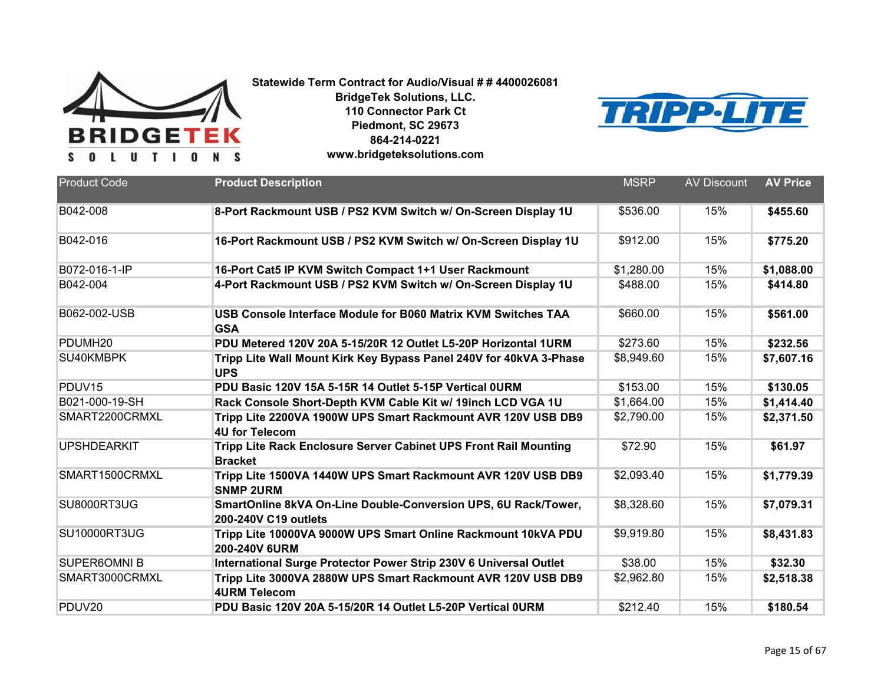**Statewide Term Contract for Audio/Visual # # 4400026081**
**BridgeTek Solutions, LLC.**
**110 Connector Park Ct**
**Piedmont, SC 29673**
**864-214-0221**
**www.bridgeteksolutions.com**

| Product Code | Product Description | MSRP | AV Discount | AV Price |
| --- | --- | --- | --- | --- |
| B042-008 | **8-Port Rackmount USB / PS2 KVM Switch w/ On-Screen Display 1U** | $536.00 | 15% | **$455.60** |
| B042-016 | **16-Port Rackmount USB / PS2 KVM Switch w/ On-Screen Display 1U** | $912.00 | 15% | **$775.20** |
| B072-016-1-IP | **16-Port Cat5 IP KVM Switch Compact 1+1 User Rackmount** | $1,280.00 | 15% | **$1,088.00** |
| B042-004 | **4-Port Rackmount USB / PS2 KVM Switch w/ On-Screen Display 1U** | $488.00 | 15% | **$414.80** |
| B062-002-USB | **USB Console Interface Module for B060 Matrix KVM Switches TAA GSA** | $660.00 | 15% | **$561.00** |
| PDUMH20 | **PDU Metered 120V 20A 5-15/20R 12 Outlet L5-20P Horizontal 1URM** | $273.60 | 15% | **$232.56** |
| SU40KMBPK | **Tripp Lite Wall Mount Kirk Key Bypass Panel 240V for 40kVA 3-Phase UPS** | $8,949.60 | 15% | **$7,607.16** |
| PDUV15 | **PDU Basic 120V 15A 5-15R 14 Outlet 5-15P Vertical 0URM** | $153.00 | 15% | **$130.05** |
| B021-000-19-SH | **Rack Console Short-Depth KVM Cable Kit w/ 19inch LCD VGA 1U** | $1,664.00 | 15% | **$1,414.40** |
| SMART2200CRMXL | **Tripp Lite 2200VA 1900W UPS Smart Rackmount AVR 120V USB DB9 4U for Telecom** | $2,790.00 | 15% | **$2,371.50** |
| UPSHDEARKIT | **Tripp Lite Rack Enclosure Server Cabinet UPS Front Rail Mounting Bracket** | $72.90 | 15% | **$61.97** |
| SMART1500CRMXL | **Tripp Lite 1500VA 1440W UPS Smart Rackmount AVR 120V USB DB9 SNMP 2URM** | $2,093.40 | 15% | **$1,779.39** |
| SU8000RT3UG | **SmartOnline 8kVA On-Line Double-Conversion UPS, 6U Rack/Tower, 200-240V C19 outlets** | $8,328.60 | 15% | **$7,079.31** |
| SU10000RT3UG | **Tripp Lite 10000VA 9000W UPS Smart Online Rackmount 10kVA PDU 200-240V 6URM** | $9,919.80 | 15% | **$8,431.83** |
| SUPER6OMNI B | **International Surge Protector Power Strip 230V 6 Universal Outlet** | $38.00 | 15% | **$32.30** |
| SMART3000CRMXL | **Tripp Lite 3000VA 2880W UPS Smart Rackmount AVR 120V USB DB9 4URM Telecom** | $2,962.80 | 15% | **$2,518.38** |
| PDUV20 | **PDU Basic 120V 20A 5-15/20R 14 Outlet L5-20P Vertical 0URM** | $212.40 | 15% | **$180.54** |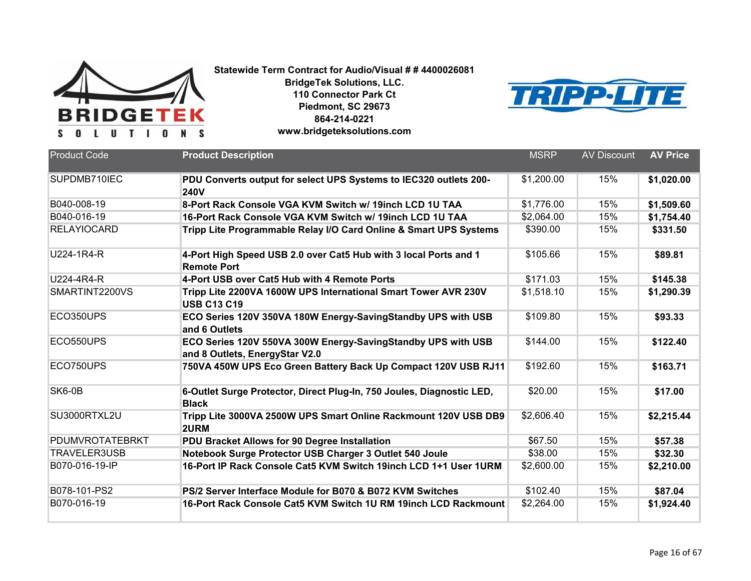**Statewide Term Contract for Audio/Visual # # 4400026081**
**BridgeTek Solutions, LLC.**
**110 Connector Park Ct**
**Piedmont, SC 29673**
**864-214-0221**
**www.bridgeteksolutions.com**

| Product Code | Product Description | MSRP | AV Discount | AV Price |
|---|---|---|---|---|
| SUPDMB710IEC | **PDU Converts output for select UPS Systems to IEC320 outlets 200-240V** | $1,200.00 | 15% | **$1,020.00** |
| B040-008-19 | **8-Port Rack Console VGA KVM Switch w/ 19inch LCD 1U TAA** | $1,776.00 | 15% | **$1,509.60** |
| B040-016-19 | **16-Port Rack Console VGA KVM Switch w/ 19inch LCD 1U TAA** | $2,064.00 | 15% | **$1,754.40** |
| RELAYIOCARD | **Tripp Lite Programmable Relay I/O Card Online & Smart UPS Systems** | $390.00 | 15% | **$331.50** |
| U224-1R4-R | **4-Port High Speed USB 2.0 over Cat5 Hub with 3 local Ports and 1 Remote Port** | $105.66 | 15% | **$89.81** |
| U224-4R4-R | **4-Port USB over Cat5 Hub with 4 Remote Ports** | $171.03 | 15% | **$145.38** |
| SMARTINT2200VS | **Tripp Lite 2200VA 1600W UPS International Smart Tower AVR 230V USB C13 C19** | $1,518.10 | 15% | **$1,290.39** |
| ECO350UPS | **ECO Series 120V 350VA 180W Energy-SavingStandby UPS with USB and 6 Outlets** | $109.80 | 15% | **$93.33** |
| ECO550UPS | **ECO Series 120V 550VA 300W Energy-SavingStandby UPS with USB and 8 Outlets, EnergyStar V2.0** | $144.00 | 15% | **$122.40** |
| ECO750UPS | **750VA 450W UPS Eco Green Battery Back Up Compact 120V USB RJ11** | $192.60 | 15% | **$163.71** |
| SK6-0B | **6-Outlet Surge Protector, Direct Plug-In, 750 Joules, Diagnostic LED, Black** | $20.00 | 15% | **$17.00** |
| SU3000RTXL2U | **Tripp Lite 3000VA 2500W UPS Smart Online Rackmount 120V USB DB9 2URM** | $2,606.40 | 15% | **$2,215.44** |
| PDUMVROTATEBRKT | **PDU Bracket Allows for 90 Degree Installation** | $67.50 | 15% | **$57.38** |
| TRAVELER3USB | **Notebook Surge Protector USB Charger 3 Outlet 540 Joule** | $38.00 | 15% | **$32.30** |
| B070-016-19-IP | **16-Port IP Rack Console Cat5 KVM Switch 19inch LCD 1+1 User 1URM** | $2,600.00 | 15% | **$2,210.00** |
| B078-101-PS2 | **PS/2 Server Interface Module for B070 & B072 KVM Switches** | $102.40 | 15% | **$87.04** |
| B070-016-19 | **16-Port Rack Console Cat5 KVM Switch 1U RM 19inch LCD Rackmount** | $2,264.00 | 15% | **$1,924.40** |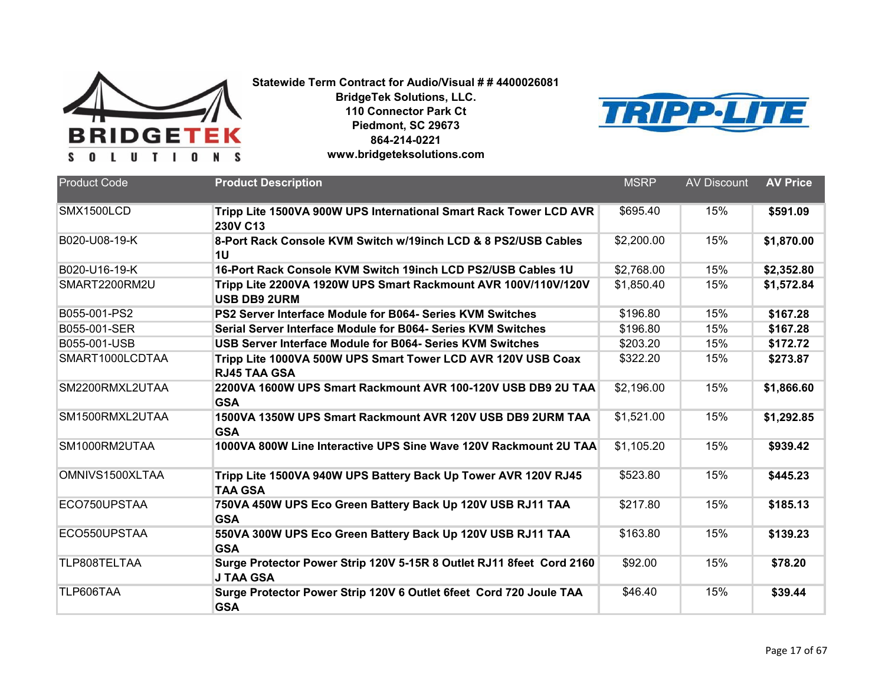**Statewide Term Contract for Audio/Visual # # 4400026081**
**BridgeTek Solutions, LLC.**
**110 Connector Park Ct**
**Piedmont, SC 29673**
**864-214-0221**
**www.bridgeteksolutions.com**

| Product Code | Product Description | MSRP | AV Discount | AV Price |
|---|---|---|---|---|
| SMX1500LCD | **Tripp Lite 1500VA 900W UPS International Smart Rack Tower LCD AVR 230V C13** | $695.40 | 15% | **$591.09** |
| B020-U08-19-K | **8-Port Rack Console KVM Switch w/19inch LCD & 8 PS2/USB Cables 1U** | $2,200.00 | 15% | **$1,870.00** |
| B020-U16-19-K | **16-Port Rack Console KVM Switch 19inch LCD PS2/USB Cables 1U** | $2,768.00 | 15% | **$2,352.80** |
| SMART2200RM2U | **Tripp Lite 2200VA 1920W UPS Smart Rackmount AVR 100V/110V/120V USB DB9 2URM** | $1,850.40 | 15% | **$1,572.84** |
| B055-001-PS2 | **PS2 Server Interface Module for B064- Series KVM Switches** | $196.80 | 15% | **$167.28** |
| B055-001-SER | **Serial Server Interface Module for B064- Series KVM Switches** | $196.80 | 15% | **$167.28** |
| B055-001-USB | **USB Server Interface Module for B064- Series KVM Switches** | $203.20 | 15% | **$172.72** |
| SMART1000LCDTAA | **Tripp Lite 1000VA 500W UPS Smart Tower LCD AVR 120V USB Coax RJ45 TAA GSA** | $322.20 | 15% | **$273.87** |
| SM2200RMXL2UTAA | **2200VA 1600W UPS Smart Rackmount AVR 100-120V USB DB9 2U TAA GSA** | $2,196.00 | 15% | **$1,866.60** |
| SM1500RMXL2UTAA | **1500VA 1350W UPS Smart Rackmount AVR 120V USB DB9 2URM TAA GSA** | $1,521.00 | 15% | **$1,292.85** |
| SM1000RM2UTAA | **1000VA 800W Line Interactive UPS Sine Wave 120V Rackmount 2U TAA** | $1,105.20 | 15% | **$939.42** |
| OMNIVS1500XLTAA | **Tripp Lite 1500VA 940W UPS Battery Back Up Tower AVR 120V RJ45 TAA GSA** | $523.80 | 15% | **$445.23** |
| ECO750UPSTAA | **750VA 450W UPS Eco Green Battery Back Up 120V USB RJ11 TAA GSA** | $217.80 | 15% | **$185.13** |
| ECO550UPSTAA | **550VA 300W UPS Eco Green Battery Back Up 120V USB RJ11 TAA GSA** | $163.80 | 15% | **$139.23** |
| TLP808TELTAA | **Surge Protector Power Strip 120V 5-15R 8 Outlet RJ11 8feet Cord 2160 J TAA GSA** | $92.00 | 15% | **$78.20** |
| TLP606TAA | **Surge Protector Power Strip 120V 6 Outlet 6feet Cord 720 Joule TAA GSA** | $46.40 | 15% | **$39.44** |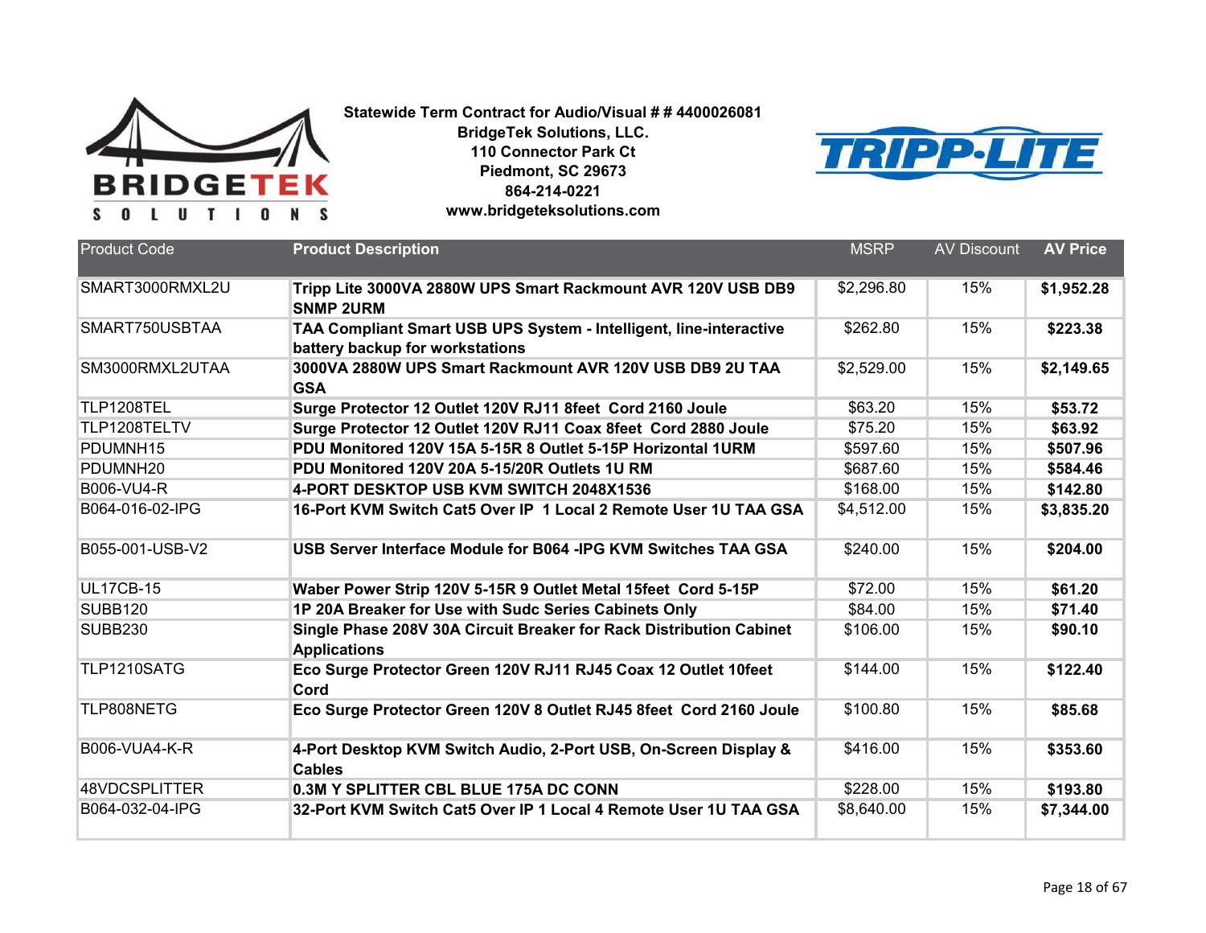**Statewide Term Contract for Audio/Visual # # 4400026081**
**BridgeTek Solutions, LLC.**
**110 Connector Park Ct**
**Piedmont, SC 29673**
**864-214-0221**
**www.bridgeteksolutions.com**

| Product Code | Product Description | MSRP | AV Discount | AV Price |
|---|---|---|---|---|
| SMART3000RMXL2U | **Tripp Lite 3000VA 2880W UPS Smart Rackmount AVR 120V USB DB9 SNMP 2URM** | $2,296.80 | 15% | **$1,952.28** |
| SMART750USBTAA | **TAA Compliant Smart USB UPS System - Intelligent, line-interactive battery backup for workstations** | $262.80 | 15% | **$223.38** |
| SM3000RMXL2UTAA | **3000VA 2880W UPS Smart Rackmount AVR 120V USB DB9 2U TAA GSA** | $2,529.00 | 15% | **$2,149.65** |
| TLP1208TEL | **Surge Protector 12 Outlet 120V RJ11 8feet Cord 2160 Joule** | $63.20 | 15% | **$53.72** |
| TLP1208TELTV | **Surge Protector 12 Outlet 120V RJ11 Coax 8feet Cord 2880 Joule** | $75.20 | 15% | **$63.92** |
| PDUMNH15 | **PDU Monitored 120V 15A 5-15R 8 Outlet 5-15P Horizontal 1URM** | $597.60 | 15% | **$507.96** |
| PDUMNH20 | **PDU Monitored 120V 20A 5-15/20R Outlets 1U RM** | $687.60 | 15% | **$584.46** |
| B006-VU4-R | **4-PORT DESKTOP USB KVM SWITCH 2048X1536** | $168.00 | 15% | **$142.80** |
| B064-016-02-IPG | **16-Port KVM Switch Cat5 Over IP 1 Local 2 Remote User 1U TAA GSA** | $4,512.00 | 15% | **$3,835.20** |
| B055-001-USB-V2 | **USB Server Interface Module for B064 -IPG KVM Switches TAA GSA** | $240.00 | 15% | **$204.00** |
| UL17CB-15 | **Waber Power Strip 120V 5-15R 9 Outlet Metal 15feet Cord 5-15P** | $72.00 | 15% | **$61.20** |
| SUBB120 | **1P 20A Breaker for Use with Sudc Series Cabinets Only** | $84.00 | 15% | **$71.40** |
| SUBB230 | **Single Phase 208V 30A Circuit Breaker for Rack Distribution Cabinet Applications** | $106.00 | 15% | **$90.10** |
| TLP1210SATG | **Eco Surge Protector Green 120V RJ11 RJ45 Coax 12 Outlet 10feet Cord** | $144.00 | 15% | **$122.40** |
| TLP808NETG | **Eco Surge Protector Green 120V 8 Outlet RJ45 8feet Cord 2160 Joule** | $100.80 | 15% | **$85.68** |
| B006-VUA4-K-R | **4-Port Desktop KVM Switch Audio, 2-Port USB, On-Screen Display & Cables** | $416.00 | 15% | **$353.60** |
| 48VDCSPLITTER | **0.3M Y SPLITTER CBL BLUE 175A DC CONN** | $228.00 | 15% | **$193.80** |
| B064-032-04-IPG | **32-Port KVM Switch Cat5 Over IP 1 Local 4 Remote User 1U TAA GSA** | $8,640.00 | 15% | **$7,344.00** |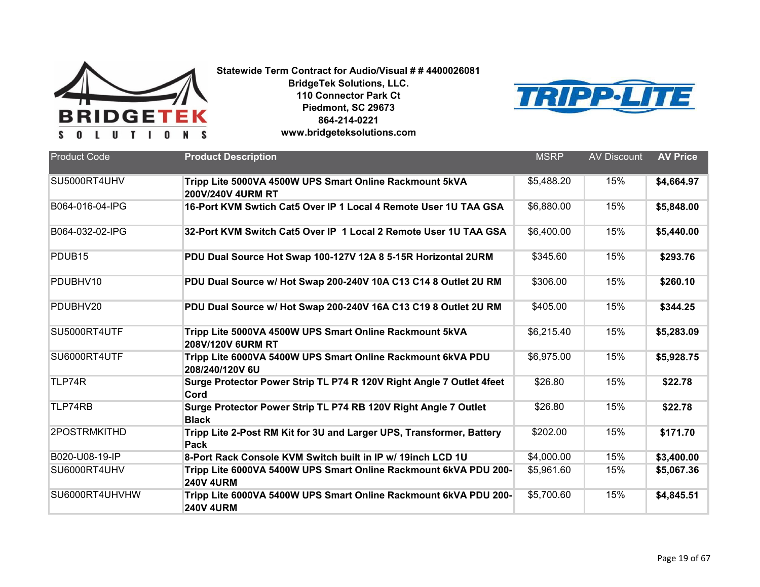**Statewide Term Contract for Audio/Visual # # 4400026081**
**BridgeTek Solutions, LLC.**
**110 Connector Park Ct**
**Piedmont, SC 29673**
**864-214-0221**
**www.bridgeteksolutions.com**

| Product Code | Product Description | MSRP | AV Discount | AV Price |
|---|---|---|---|---|
| SU5000RT4UHV | **Tripp Lite 5000VA 4500W UPS Smart Online Rackmount 5kVA 200V/240V 4URM RT** | $5,488.20 | 15% | **$4,664.97** |
| B064-016-04-IPG | **16-Port KVM Swtich Cat5 Over IP 1 Local 4 Remote User 1U TAA GSA** | $6,880.00 | 15% | **$5,848.00** |
| B064-032-02-IPG | **32-Port KVM Switch Cat5 Over IP 1 Local 2 Remote User 1U TAA GSA** | $6,400.00 | 15% | **$5,440.00** |
| PDUB15 | **PDU Dual Source Hot Swap 100-127V 12A 8 5-15R Horizontal 2URM** | $345.60 | 15% | **$293.76** |
| PDUBHV10 | **PDU Dual Source w/ Hot Swap 200-240V 10A C13 C14 8 Outlet 2U RM** | $306.00 | 15% | **$260.10** |
| PDUBHV20 | **PDU Dual Source w/ Hot Swap 200-240V 16A C13 C19 8 Outlet 2U RM** | $405.00 | 15% | **$344.25** |
| SU5000RT4UTF | **Tripp Lite 5000VA 4500W UPS Smart Online Rackmount 5kVA 208V/120V 6URM RT** | $6,215.40 | 15% | **$5,283.09** |
| SU6000RT4UTF | **Tripp Lite 6000VA 5400W UPS Smart Online Rackmount 6kVA PDU 208/240/120V 6U** | $6,975.00 | 15% | **$5,928.75** |
| TLP74R | **Surge Protector Power Strip TL P74 R 120V Right Angle 7 Outlet 4feet Cord** | $26.80 | 15% | **$22.78** |
| TLP74RB | **Surge Protector Power Strip TL P74 RB 120V Right Angle 7 Outlet Black** | $26.80 | 15% | **$22.78** |
| 2POSTRMKITHD | **Tripp Lite 2-Post RM Kit for 3U and Larger UPS, Transformer, Battery Pack** | $202.00 | 15% | **$171.70** |
| B020-U08-19-IP | **8-Port Rack Console KVM Switch built in IP w/ 19inch LCD 1U** | $4,000.00 | 15% | **$3,400.00** |
| SU6000RT4UHV | **Tripp Lite 6000VA 5400W UPS Smart Online Rackmount 6kVA PDU 200-240V 4URM** | $5,961.60 | 15% | **$5,067.36** |
| SU6000RT4UHVHW | **Tripp Lite 6000VA 5400W UPS Smart Online Rackmount 6kVA PDU 200-240V 4URM** | $5,700.60 | 15% | **$4,845.51** |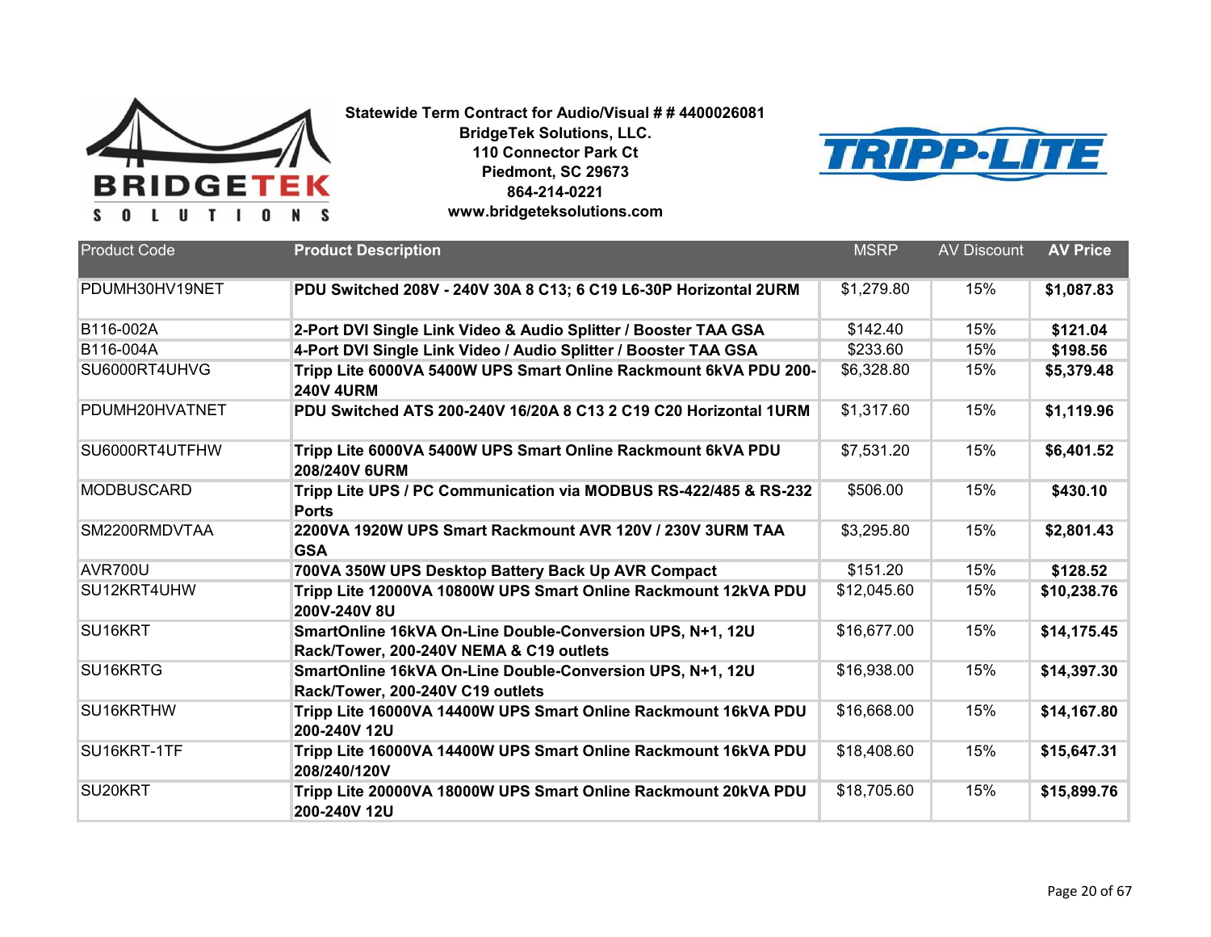**Statewide Term Contract for Audio/Visual # # 4400026081**
**BridgeTek Solutions, LLC.**
**110 Connector Park Ct**
**Piedmont, SC 29673**
**864-214-0221**
**www.bridgeteksolutions.com**

| Product Code | Product Description | MSRP | AV Discount | AV Price |
|---|---|---|---|---|
| PDUMH30HV19NET | **PDU Switched 208V - 240V 30A 8 C13; 6 C19 L6-30P Horizontal 2URM** | $1,279.80 | 15% | **$1,087.83** |
| B116-002A | **2-Port DVI Single Link Video & Audio Splitter / Booster TAA GSA** | $142.40 | 15% | **$121.04** |
| B116-004A | **4-Port DVI Single Link Video / Audio Splitter / Booster TAA GSA** | $233.60 | 15% | **$198.56** |
| SU6000RT4UHVG | **Tripp Lite 6000VA 5400W UPS Smart Online Rackmount 6kVA PDU 200-240V 4URM** | $6,328.80 | 15% | **$5,379.48** |
| PDUMH20HVATNET | **PDU Switched ATS 200-240V 16/20A 8 C13 2 C19 C20 Horizontal 1URM** | $1,317.60 | 15% | **$1,119.96** |
| SU6000RT4UTFHW | **Tripp Lite 6000VA 5400W UPS Smart Online Rackmount 6kVA PDU 208/240V 6URM** | $7,531.20 | 15% | **$6,401.52** |
| MODBUSCARD | **Tripp Lite UPS / PC Communication via MODBUS RS-422/485 & RS-232 Ports** | $506.00 | 15% | **$430.10** |
| SM2200RMDVTAA | **2200VA 1920W UPS Smart Rackmount AVR 120V / 230V 3URM TAA GSA** | $3,295.80 | 15% | **$2,801.43** |
| AVR700U | **700VA 350W UPS Desktop Battery Back Up AVR Compact** | $151.20 | 15% | **$128.52** |
| SU12KRT4UHW | **Tripp Lite 12000VA 10800W UPS Smart Online Rackmount 12kVA PDU 200V-240V 8U** | $12,045.60 | 15% | **$10,238.76** |
| SU16KRT | **SmartOnline 16kVA On-Line Double-Conversion UPS, N+1, 12U Rack/Tower, 200-240V NEMA & C19 outlets** | $16,677.00 | 15% | **$14,175.45** |
| SU16KRTG | **SmartOnline 16kVA On-Line Double-Conversion UPS, N+1, 12U Rack/Tower, 200-240V C19 outlets** | $16,938.00 | 15% | **$14,397.30** |
| SU16KRTHW | **Tripp Lite 16000VA 14400W UPS Smart Online Rackmount 16kVA PDU 200-240V 12U** | $16,668.00 | 15% | **$14,167.80** |
| SU16KRT-1TF | **Tripp Lite 16000VA 14400W UPS Smart Online Rackmount 16kVA PDU 208/240/120V** | $18,408.60 | 15% | **$15,647.31** |
| SU20KRT | **Tripp Lite 20000VA 18000W UPS Smart Online Rackmount 20kVA PDU 200-240V 12U** | $18,705.60 | 15% | **$15,899.76** |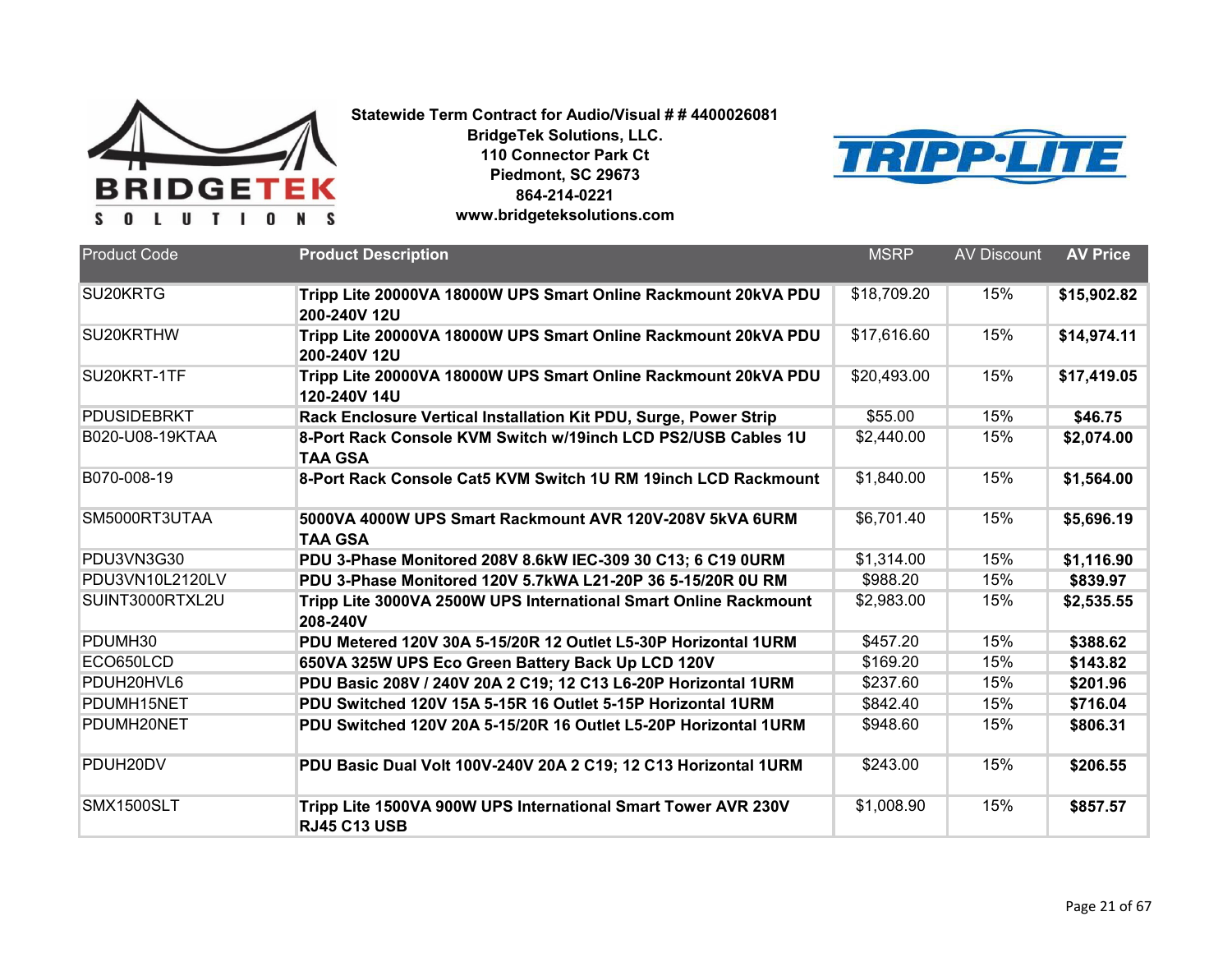**Statewide Term Contract for Audio/Visual # # 4400026081**
**BridgeTek Solutions, LLC.**
**110 Connector Park Ct**
**Piedmont, SC 29673**
**864-214-0221**
**www.bridgeteksolutions.com**

| Product Code | Product Description | MSRP | AV Discount | AV Price |
|---|---|---|---|---|
| SU20KRTG | **Tripp Lite 20000VA 18000W UPS Smart Online Rackmount 20kVA PDU 200-240V 12U** | $18,709.20 | 15% | **$15,902.82** |
| SU20KRTHW | **Tripp Lite 20000VA 18000W UPS Smart Online Rackmount 20kVA PDU 200-240V 12U** | $17,616.60 | 15% | **$14,974.11** |
| SU20KRT-1TF | **Tripp Lite 20000VA 18000W UPS Smart Online Rackmount 20kVA PDU 120-240V 14U** | $20,493.00 | 15% | **$17,419.05** |
| PDUSIDEBRKT | **Rack Enclosure Vertical Installation Kit PDU, Surge, Power Strip** | $55.00 | 15% | **$46.75** |
| B020-U08-19KTAA | **8-Port Rack Console KVM Switch w/19inch LCD PS2/USB Cables 1U TAA GSA** | $2,440.00 | 15% | **$2,074.00** |
| B070-008-19 | **8-Port Rack Console Cat5 KVM Switch 1U RM 19inch LCD Rackmount** | $1,840.00 | 15% | **$1,564.00** |
| SM5000RT3UTAA | **5000VA 4000W UPS Smart Rackmount AVR 120V-208V 5kVA 6URM TAA GSA** | $6,701.40 | 15% | **$5,696.19** |
| PDU3VN3G30 | **PDU 3-Phase Monitored 208V 8.6kW IEC-309 30 C13; 6 C19 0URM** | $1,314.00 | 15% | **$1,116.90** |
| PDU3VN10L2120LV | **PDU 3-Phase Monitored 120V 5.7kWA L21-20P 36 5-15/20R 0U RM** | $988.20 | 15% | **$839.97** |
| SUINT3000RTXL2U | **Tripp Lite 3000VA 2500W UPS International Smart Online Rackmount 208-240V** | $2,983.00 | 15% | **$2,535.55** |
| PDUMH30 | **PDU Metered 120V 30A 5-15/20R 12 Outlet L5-30P Horizontal 1URM** | $457.20 | 15% | **$388.62** |
| ECO650LCD | **650VA 325W UPS Eco Green Battery Back Up LCD 120V** | $169.20 | 15% | **$143.82** |
| PDUH20HVL6 | **PDU Basic 208V / 240V 20A 2 C19; 12 C13 L6-20P Horizontal 1URM** | $237.60 | 15% | **$201.96** |
| PDUMH15NET | **PDU Switched 120V 15A 5-15R 16 Outlet 5-15P Horizontal 1URM** | $842.40 | 15% | **$716.04** |
| PDUMH20NET | **PDU Switched 120V 20A 5-15/20R 16 Outlet L5-20P Horizontal 1URM** | $948.60 | 15% | **$806.31** |
| PDUH20DV | **PDU Basic Dual Volt 100V-240V 20A 2 C19; 12 C13 Horizontal 1URM** | $243.00 | 15% | **$206.55** |
| SMX1500SLT | **Tripp Lite 1500VA 900W UPS International Smart Tower AVR 230V RJ45 C13 USB** | $1,008.90 | 15% | **$857.57** |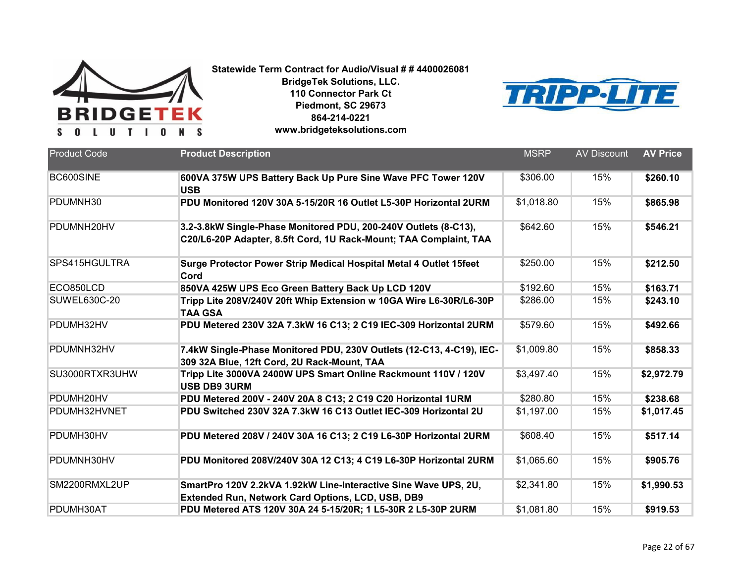**Statewide Term Contract for Audio/Visual # # 4400026081**
**BridgeTek Solutions, LLC.**
**110 Connector Park Ct**
**Piedmont, SC 29673**
**864-214-0221**
**www.bridgeteksolutions.com**

| Product Code | Product Description | MSRP | AV Discount | AV Price |
|---|---|---|---|---|
| BC600SINE | **600VA 375W UPS Battery Back Up Pure Sine Wave PFC Tower 120V USB** | $306.00 | 15% | **$260.10** |
| PDUMNH30 | **PDU Monitored 120V 30A 5-15/20R 16 Outlet L5-30P Horizontal 2URM** | $1,018.80 | 15% | **$865.98** |
| PDUMNH20HV | **3.2-3.8kW Single-Phase Monitored PDU, 200-240V Outlets (8-C13), C20/L6-20P Adapter, 8.5ft Cord, 1U Rack-Mount; TAA Complaint, TAA** | $642.60 | 15% | **$546.21** |
| SPS415HGULTRA | **Surge Protector Power Strip Medical Hospital Metal 4 Outlet 15feet Cord** | $250.00 | 15% | **$212.50** |
| ECO850LCD | **850VA 425W UPS Eco Green Battery Back Up LCD 120V** | $192.60 | 15% | **$163.71** |
| SUWEL630C-20 | **Tripp Lite 208V/240V 20ft Whip Extension w 10GA Wire L6-30R/L6-30P TAA GSA** | $286.00 | 15% | **$243.10** |
| PDUMH32HV | **PDU Metered 230V 32A 7.3kW 16 C13; 2 C19 IEC-309 Horizontal 2URM** | $579.60 | 15% | **$492.66** |
| PDUMNH32HV | **7.4kW Single-Phase Monitored PDU, 230V Outlets (12-C13, 4-C19), IEC-309 32A Blue, 12ft Cord, 2U Rack-Mount, TAA** | $1,009.80 | 15% | **$858.33** |
| SU3000RTXR3UHW | **Tripp Lite 3000VA 2400W UPS Smart Online Rackmount 110V / 120V USB DB9 3URM** | $3,497.40 | 15% | **$2,972.79** |
| PDUMH20HV | **PDU Metered 200V - 240V 20A 8 C13; 2 C19 C20 Horizontal 1URM** | $280.80 | 15% | **$238.68** |
| PDUMH32HVNET | **PDU Switched 230V 32A 7.3kW 16 C13 Outlet IEC-309 Horizontal 2U** | $1,197.00 | 15% | **$1,017.45** |
| PDUMH30HV | **PDU Metered 208V / 240V 30A 16 C13; 2 C19 L6-30P Horizontal 2URM** | $608.40 | 15% | **$517.14** |
| PDUMNH30HV | **PDU Monitored 208V/240V 30A 12 C13; 4 C19 L6-30P Horizontal 2URM** | $1,065.60 | 15% | **$905.76** |
| SM2200RMXL2UP | **SmartPro 120V 2.2kVA 1.92kW Line-Interactive Sine Wave UPS, 2U, Extended Run, Network Card Options, LCD, USB, DB9** | $2,341.80 | 15% | **$1,990.53** |
| PDUMH30AT | **PDU Metered ATS 120V 30A 24 5-15/20R; 1 L5-30R 2 L5-30P 2URM** | $1,081.80 | 15% | **$919.53** |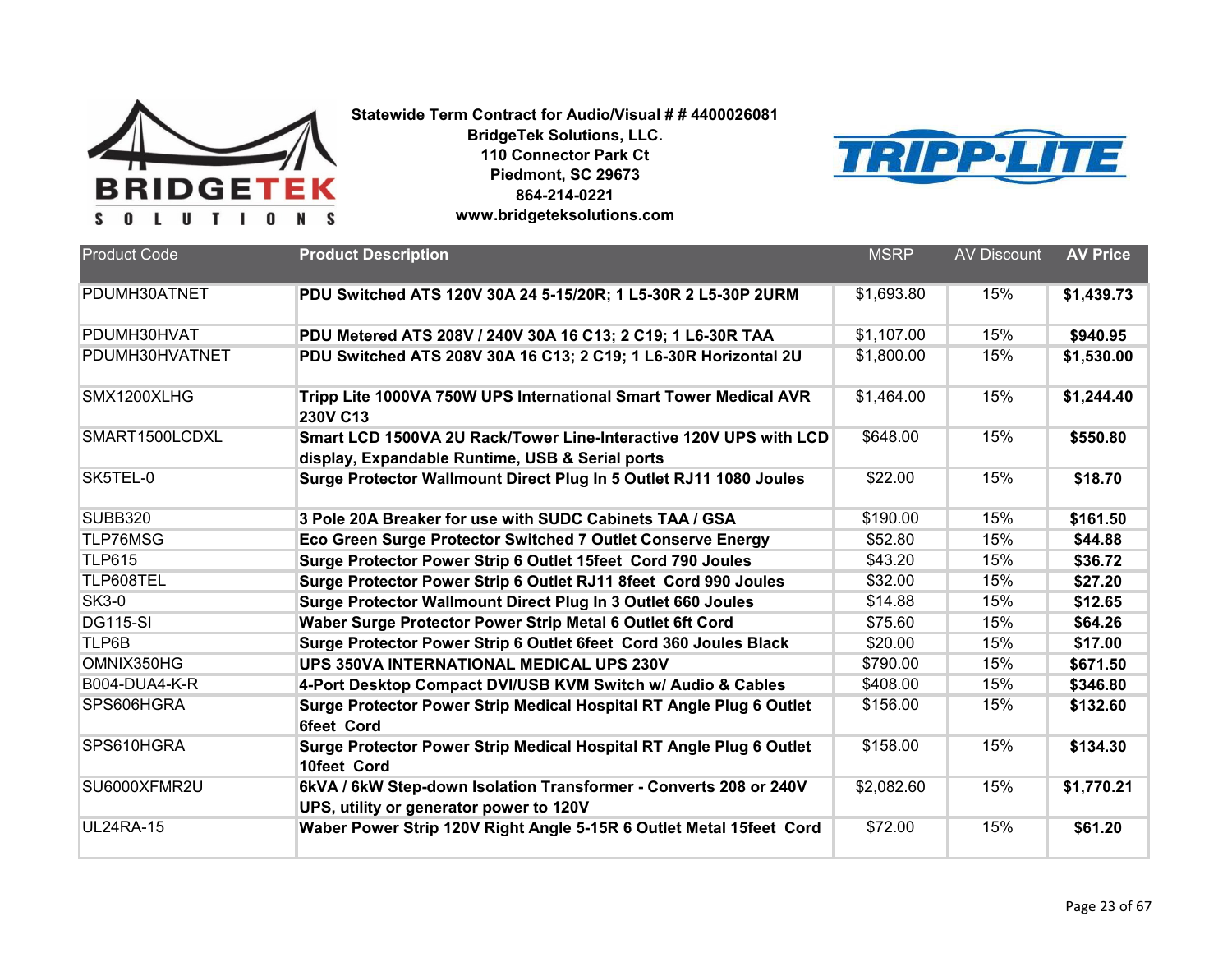**Statewide Term Contract for Audio/Visual # # 4400026081**
**BridgeTek Solutions, LLC.**
**110 Connector Park Ct**
**Piedmont, SC 29673**
**864-214-0221**
**www.bridgeteksolutions.com**

| Product Code | Product Description | MSRP | AV Discount | AV Price |
|---|---|---|---|---|
| PDUMH30ATNET | **PDU Switched ATS 120V 30A 24 5-15/20R; 1 L5-30R 2 L5-30P 2URM** | $1,693.80 | 15% | **$1,439.73** |
| PDUMH30HVAT | **PDU Metered ATS 208V / 240V 30A 16 C13; 2 C19; 1 L6-30R TAA** | $1,107.00 | 15% | **$940.95** |
| PDUMH30HVATNET | **PDU Switched ATS 208V 30A 16 C13; 2 C19; 1 L6-30R Horizontal 2U** | $1,800.00 | 15% | **$1,530.00** |
| SMX1200XLHG | **Tripp Lite 1000VA 750W UPS International Smart Tower Medical AVR 230V C13** | $1,464.00 | 15% | **$1,244.40** |
| SMART1500LCDXL | **Smart LCD 1500VA 2U Rack/Tower Line-Interactive 120V UPS with LCD display, Expandable Runtime, USB & Serial ports** | $648.00 | 15% | **$550.80** |
| SK5TEL-0 | **Surge Protector Wallmount Direct Plug In 5 Outlet RJ11 1080 Joules** | $22.00 | 15% | **$18.70** |
| SUBB320 | **3 Pole 20A Breaker for use with SUDC Cabinets TAA / GSA** | $190.00 | 15% | **$161.50** |
| TLP76MSG | **Eco Green Surge Protector Switched 7 Outlet Conserve Energy** | $52.80 | 15% | **$44.88** |
| TLP615 | **Surge Protector Power Strip 6 Outlet 15feet Cord 790 Joules** | $43.20 | 15% | **$36.72** |
| TLP608TEL | **Surge Protector Power Strip 6 Outlet RJ11 8feet Cord 990 Joules** | $32.00 | 15% | **$27.20** |
| SK3-0 | **Surge Protector Wallmount Direct Plug In 3 Outlet 660 Joules** | $14.88 | 15% | **$12.65** |
| DG115-SI | **Waber Surge Protector Power Strip Metal 6 Outlet 6ft Cord** | $75.60 | 15% | **$64.26** |
| TLP6B | **Surge Protector Power Strip 6 Outlet 6feet Cord 360 Joules Black** | $20.00 | 15% | **$17.00** |
| OMNIX350HG | **UPS 350VA INTERNATIONAL MEDICAL UPS 230V** | $790.00 | 15% | **$671.50** |
| B004-DUA4-K-R | **4-Port Desktop Compact DVI/USB KVM Switch w/ Audio & Cables** | $408.00 | 15% | **$346.80** |
| SPS606HGRA | **Surge Protector Power Strip Medical Hospital RT Angle Plug 6 Outlet 6feet Cord** | $156.00 | 15% | **$132.60** |
| SPS610HGRA | **Surge Protector Power Strip Medical Hospital RT Angle Plug 6 Outlet 10feet Cord** | $158.00 | 15% | **$134.30** |
| SU6000XFMR2U | **6kVA / 6kW Step-down Isolation Transformer - Converts 208 or 240V UPS, utility or generator power to 120V** | $2,082.60 | 15% | **$1,770.21** |
| UL24RA-15 | **Waber Power Strip 120V Right Angle 5-15R 6 Outlet Metal 15feet Cord** | $72.00 | 15% | **$61.20** |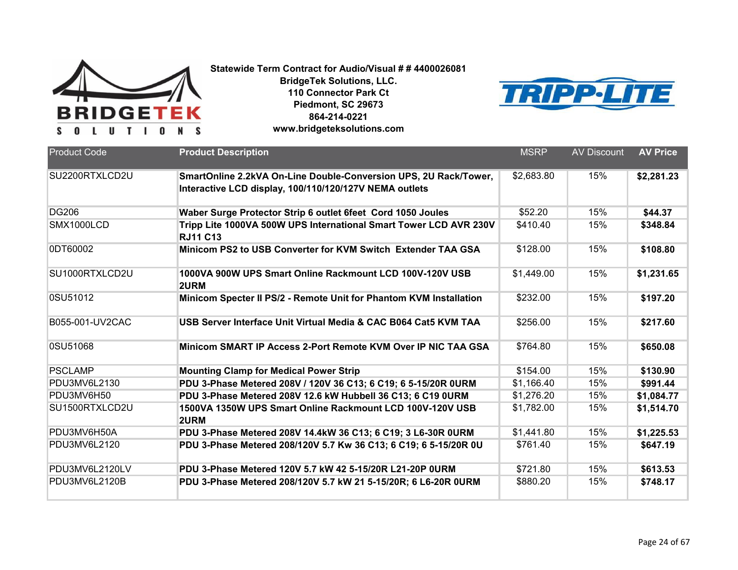**Statewide Term Contract for Audio/Visual # # 4400026081**
**BridgeTek Solutions, LLC.**
**110 Connector Park Ct**
**Piedmont, SC 29673**
**864-214-0221**
**www.bridgeteksolutions.com**

| Product Code | Product Description | MSRP | AV Discount | AV Price |
|---|---|---|---|---|
| SU2200RTXLCD2U | **SmartOnline 2.2kVA On-Line Double-Conversion UPS, 2U Rack/Tower, Interactive LCD display, 100/110/120/127V NEMA outlets** | $2,683.80 | 15% | **$2,281.23** |
| DG206 | **Waber Surge Protector Strip 6 outlet 6feet Cord 1050 Joules** | $52.20 | 15% | **$44.37** |
| SMX1000LCD | **Tripp Lite 1000VA 500W UPS International Smart Tower LCD AVR 230V RJ11 C13** | $410.40 | 15% | **$348.84** |
| 0DT60002 | **Minicom PS2 to USB Converter for KVM Switch Extender TAA GSA** | $128.00 | 15% | **$108.80** |
| SU1000RTXLCD2U | **1000VA 900W UPS Smart Online Rackmount LCD 100V-120V USB 2URM** | $1,449.00 | 15% | **$1,231.65** |
| 0SU51012 | **Minicom Specter II PS/2 - Remote Unit for Phantom KVM Installation** | $232.00 | 15% | **$197.20** |
| B055-001-UV2CAC | **USB Server Interface Unit Virtual Media & CAC B064 Cat5 KVM TAA** | $256.00 | 15% | **$217.60** |
| 0SU51068 | **Minicom SMART IP Access 2-Port Remote KVM Over IP NIC TAA GSA** | $764.80 | 15% | **$650.08** |
| PSCLAMP | **Mounting Clamp for Medical Power Strip** | $154.00 | 15% | **$130.90** |
| PDU3MV6L2130 | **PDU 3-Phase Metered 208V / 120V 36 C13; 6 C19; 6 5-15/20R 0URM** | $1,166.40 | 15% | **$991.44** |
| PDU3MV6H50 | **PDU 3-Phase Metered 208V 12.6 kW Hubbell 36 C13; 6 C19 0URM** | $1,276.20 | 15% | **$1,084.77** |
| SU1500RTXLCD2U | **1500VA 1350W UPS Smart Online Rackmount LCD 100V-120V USB 2URM** | $1,782.00 | 15% | **$1,514.70** |
| PDU3MV6H50A | **PDU 3-Phase Metered 208V 14.4kW 36 C13; 6 C19; 3 L6-30R 0URM** | $1,441.80 | 15% | **$1,225.53** |
| PDU3MV6L2120 | **PDU 3-Phase Metered 208/120V 5.7 Kw 36 C13; 6 C19; 6 5-15/20R 0U** | $761.40 | 15% | **$647.19** |
| PDU3MV6L2120LV | **PDU 3-Phase Metered 120V 5.7 kW 42 5-15/20R L21-20P 0URM** | $721.80 | 15% | **$613.53** |
| PDU3MV6L2120B | **PDU 3-Phase Metered 208/120V 5.7 kW 21 5-15/20R; 6 L6-20R 0URM** | $880.20 | 15% | **$748.17** |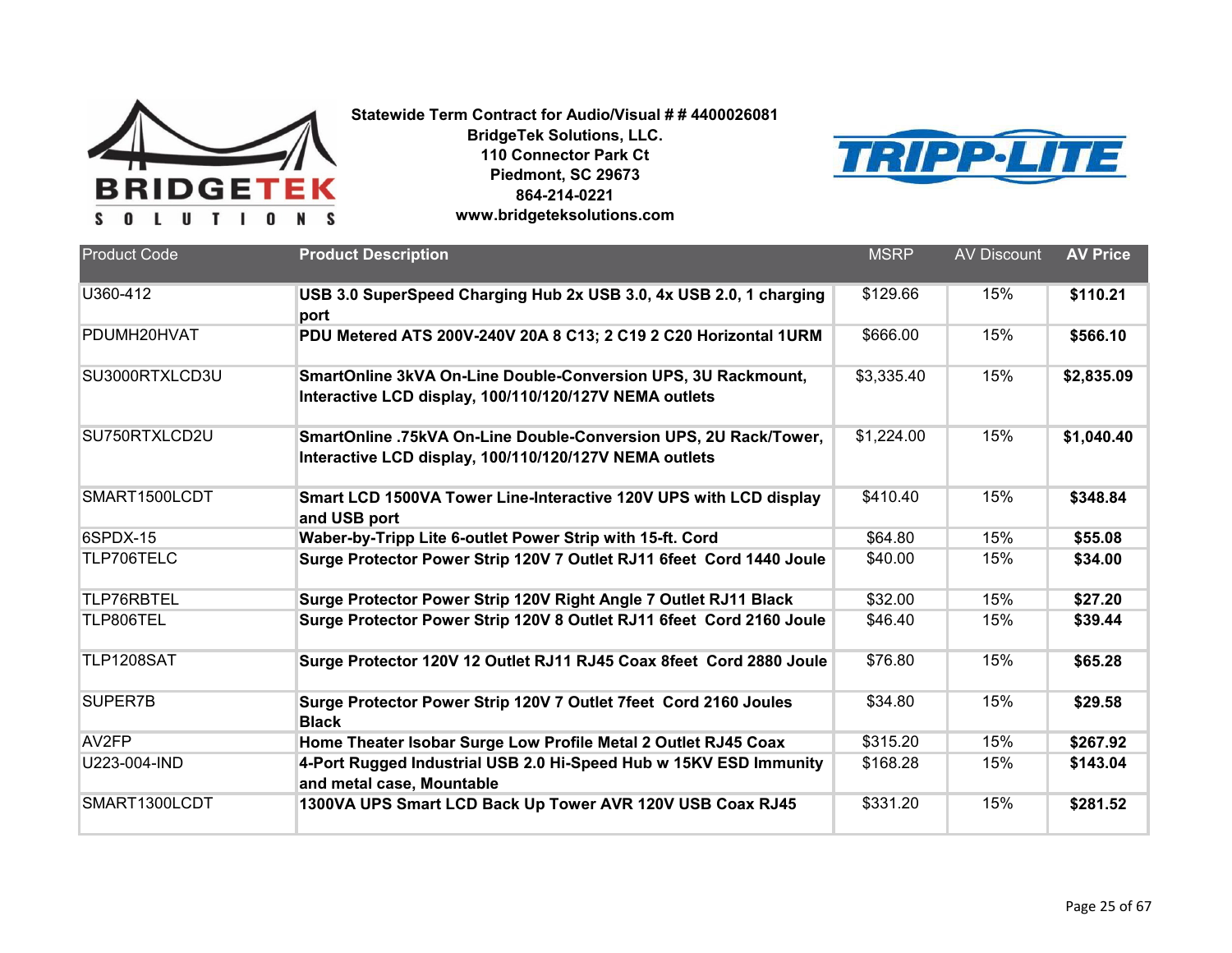**Statewide Term Contract for Audio/Visual # # 4400026081**
**BridgeTek Solutions, LLC.**
**110 Connector Park Ct**
**Piedmont, SC 29673**
**864-214-0221**
**www.bridgeteksolutions.com**

| Product Code | Product Description | MSRP | AV Discount | AV Price |
|---|---|---|---|---|
| U360-412 | **USB 3.0 SuperSpeed Charging Hub 2x USB 3.0, 4x USB 2.0, 1 charging port** | $129.66 | 15% | **$110.21** |
| PDUMH20HVAT | **PDU Metered ATS 200V-240V 20A 8 C13; 2 C19 2 C20 Horizontal 1URM** | $666.00 | 15% | **$566.10** |
| SU3000RTXLCD3U | **SmartOnline 3kVA On-Line Double-Conversion UPS, 3U Rackmount, Interactive LCD display, 100/110/120/127V NEMA outlets** | $3,335.40 | 15% | **$2,835.09** |
| SU750RTXLCD2U | **SmartOnline .75kVA On-Line Double-Conversion UPS, 2U Rack/Tower, Interactive LCD display, 100/110/120/127V NEMA outlets** | $1,224.00 | 15% | **$1,040.40** |
| SMART1500LCDT | **Smart LCD 1500VA Tower Line-Interactive 120V UPS with LCD display and USB port** | $410.40 | 15% | **$348.84** |
| 6SPDX-15 | **Waber-by-Tripp Lite 6-outlet Power Strip with 15-ft. Cord** | $64.80 | 15% | **$55.08** |
| TLP706TELC | **Surge Protector Power Strip 120V 7 Outlet RJ11 6feet Cord 1440 Joule** | $40.00 | 15% | **$34.00** |
| TLP76RBTEL | **Surge Protector Power Strip 120V Right Angle 7 Outlet RJ11 Black** | $32.00 | 15% | **$27.20** |
| TLP806TEL | **Surge Protector Power Strip 120V 8 Outlet RJ11 6feet Cord 2160 Joule** | $46.40 | 15% | **$39.44** |
| TLP1208SAT | **Surge Protector 120V 12 Outlet RJ11 RJ45 Coax 8feet Cord 2880 Joule** | $76.80 | 15% | **$65.28** |
| SUPER7B | **Surge Protector Power Strip 120V 7 Outlet 7feet Cord 2160 Joules Black** | $34.80 | 15% | **$29.58** |
| AV2FP | **Home Theater Isobar Surge Low Profile Metal 2 Outlet RJ45 Coax** | $315.20 | 15% | **$267.92** |
| U223-004-IND | **4-Port Rugged Industrial USB 2.0 Hi-Speed Hub w 15KV ESD Immunity and metal case, Mountable** | $168.28 | 15% | **$143.04** |
| SMART1300LCDT | **1300VA UPS Smart LCD Back Up Tower AVR 120V USB Coax RJ45** | $331.20 | 15% | **$281.52** |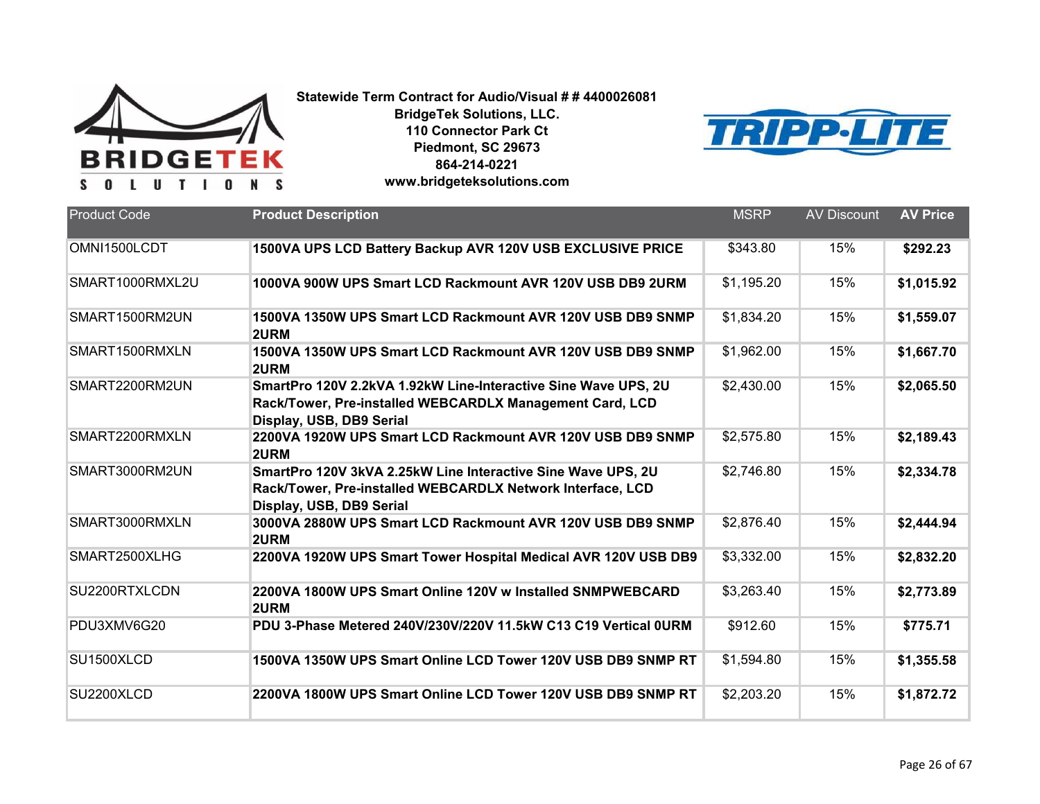**Statewide Term Contract for Audio/Visual # # 4400026081**
**BridgeTek Solutions, LLC.**
**110 Connector Park Ct**
**Piedmont, SC 29673**
**864-214-0221**
**www.bridgeteksolutions.com**

| Product Code | Product Description | MSRP | AV Discount | AV Price |
|---|---|---|---|---|
| OMNI1500LCDT | **1500VA UPS LCD Battery Backup AVR 120V USB EXCLUSIVE PRICE** | $343.80 | 15% | **$292.23** |
| SMART1000RMXL2U | **1000VA 900W UPS Smart LCD Rackmount AVR 120V USB DB9 2URM** | $1,195.20 | 15% | **$1,015.92** |
| SMART1500RM2UN | **1500VA 1350W UPS Smart LCD Rackmount AVR 120V USB DB9 SNMP 2URM** | $1,834.20 | 15% | **$1,559.07** |
| SMART1500RMXLN | **1500VA 1350W UPS Smart LCD Rackmount AVR 120V USB DB9 SNMP 2URM** | $1,962.00 | 15% | **$1,667.70** |
| SMART2200RM2UN | **SmartPro 120V 2.2kVA 1.92kW Line-Interactive Sine Wave UPS, 2U Rack/Tower, Pre-installed WEBCARDLX Management Card, LCD Display, USB, DB9 Serial** | $2,430.00 | 15% | **$2,065.50** |
| SMART2200RMXLN | **2200VA 1920W UPS Smart LCD Rackmount AVR 120V USB DB9 SNMP 2URM** | $2,575.80 | 15% | **$2,189.43** |
| SMART3000RM2UN | **SmartPro 120V 3kVA 2.25kW Line Interactive Sine Wave UPS, 2U Rack/Tower, Pre-installed WEBCARDLX Network Interface, LCD Display, USB, DB9 Serial** | $2,746.80 | 15% | **$2,334.78** |
| SMART3000RMXLN | **3000VA 2880W UPS Smart LCD Rackmount AVR 120V USB DB9 SNMP 2URM** | $2,876.40 | 15% | **$2,444.94** |
| SMART2500XLHG | **2200VA 1920W UPS Smart Tower Hospital Medical AVR 120V USB DB9** | $3,332.00 | 15% | **$2,832.20** |
| SU2200RTXLCDN | **2200VA 1800W UPS Smart Online 120V w Installed SNMPWEBCARD 2URM** | $3,263.40 | 15% | **$2,773.89** |
| PDU3XMV6G20 | **PDU 3-Phase Metered 240V/230V/220V 11.5kW C13 C19 Vertical 0URM** | $912.60 | 15% | **$775.71** |
| SU1500XLCD | **1500VA 1350W UPS Smart Online LCD Tower 120V USB DB9 SNMP RT** | $1,594.80 | 15% | **$1,355.58** |
| SU2200XLCD | **2200VA 1800W UPS Smart Online LCD Tower 120V USB DB9 SNMP RT** | $2,203.20 | 15% | **$1,872.72** |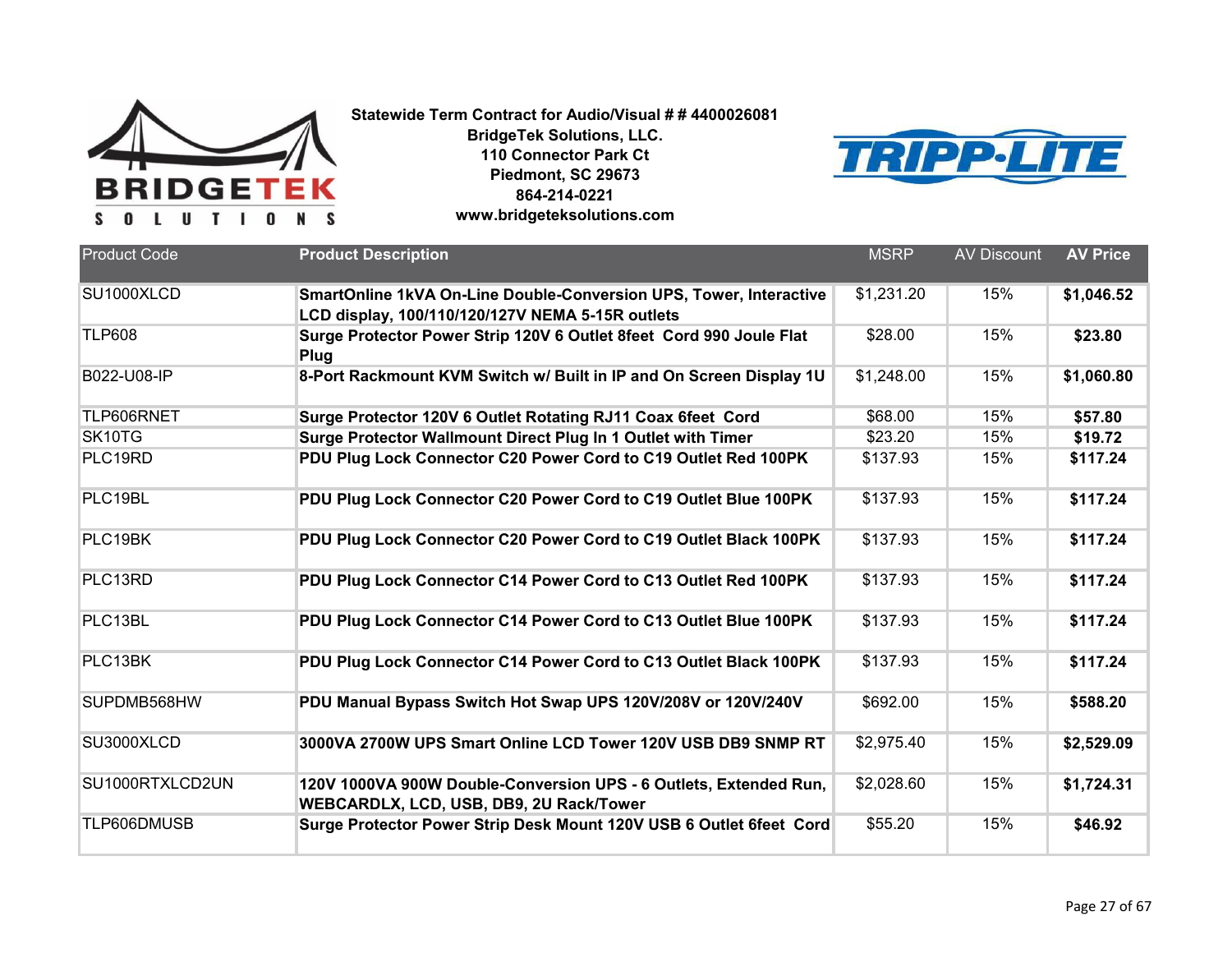**Statewide Term Contract for Audio/Visual # # 4400026081**
**BridgeTek Solutions, LLC.**
**110 Connector Park Ct**
**Piedmont, SC 29673**
**864-214-0221**
**www.bridgeteksolutions.com**

| Product Code | Product Description | MSRP | AV Discount | AV Price |
|---|---|---|---|---|
| SU1000XLCD | **SmartOnline 1kVA On-Line Double-Conversion UPS, Tower, Interactive LCD display, 100/110/120/127V NEMA 5-15R outlets** | $1,231.20 | 15% | **$1,046.52** |
| TLP608 | **Surge Protector Power Strip 120V 6 Outlet 8feet Cord 990 Joule Flat Plug** | $28.00 | 15% | **$23.80** |
| B022-U08-IP | **8-Port Rackmount KVM Switch w/ Built in IP and On Screen Display 1U** | $1,248.00 | 15% | **$1,060.80** |
| TLP606RNET | **Surge Protector 120V 6 Outlet Rotating RJ11 Coax 6feet Cord** | $68.00 | 15% | **$57.80** |
| SK10TG | **Surge Protector Wallmount Direct Plug In 1 Outlet with Timer** | $23.20 | 15% | **$19.72** |
| PLC19RD | **PDU Plug Lock Connector C20 Power Cord to C19 Outlet Red 100PK** | $137.93 | 15% | **$117.24** |
| PLC19BL | **PDU Plug Lock Connector C20 Power Cord to C19 Outlet Blue 100PK** | $137.93 | 15% | **$117.24** |
| PLC19BK | **PDU Plug Lock Connector C20 Power Cord to C19 Outlet Black 100PK** | $137.93 | 15% | **$117.24** |
| PLC13RD | **PDU Plug Lock Connector C14 Power Cord to C13 Outlet Red 100PK** | $137.93 | 15% | **$117.24** |
| PLC13BL | **PDU Plug Lock Connector C14 Power Cord to C13 Outlet Blue 100PK** | $137.93 | 15% | **$117.24** |
| PLC13BK | **PDU Plug Lock Connector C14 Power Cord to C13 Outlet Black 100PK** | $137.93 | 15% | **$117.24** |
| SUPDMB568HW | **PDU Manual Bypass Switch Hot Swap UPS 120V/208V or 120V/240V** | $692.00 | 15% | **$588.20** |
| SU3000XLCD | **3000VA 2700W UPS Smart Online LCD Tower 120V USB DB9 SNMP RT** | $2,975.40 | 15% | **$2,529.09** |
| SU1000RTXLCD2UN | **120V 1000VA 900W Double-Conversion UPS - 6 Outlets, Extended Run, WEBCARDLX, LCD, USB, DB9, 2U Rack/Tower** | $2,028.60 | 15% | **$1,724.31** |
| TLP606DMUSB | **Surge Protector Power Strip Desk Mount 120V USB 6 Outlet 6feet Cord** | $55.20 | 15% | **$46.92** |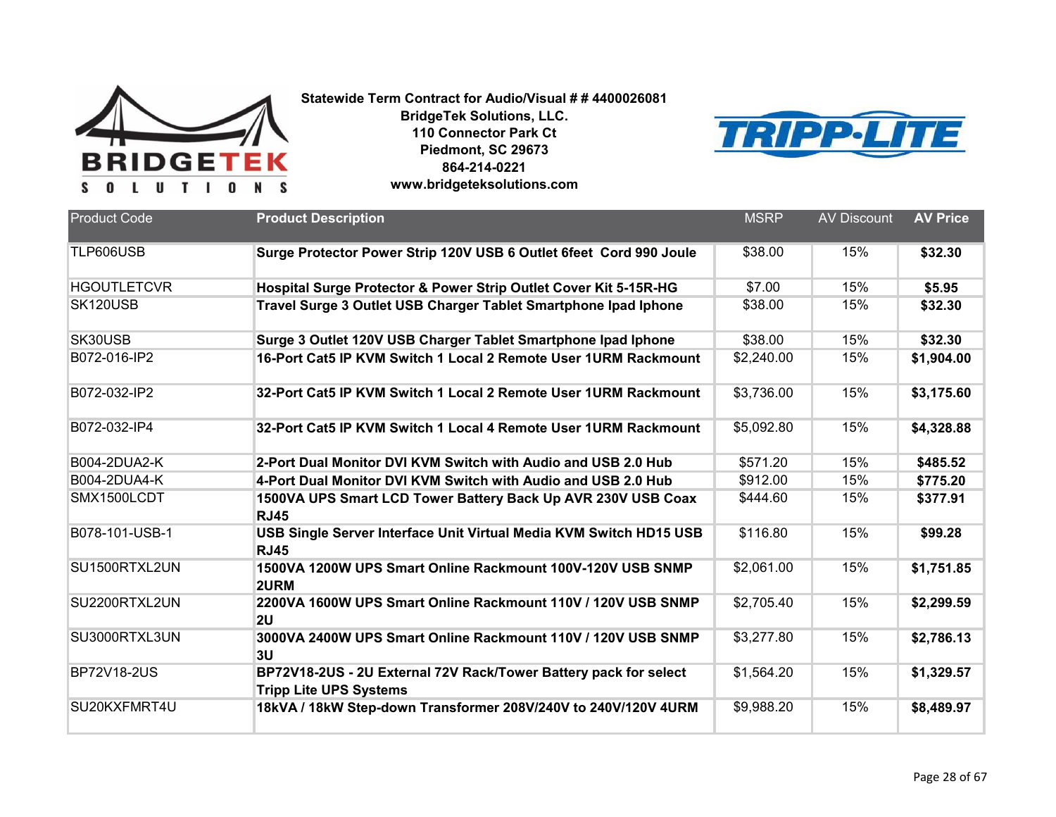**Statewide Term Contract for Audio/Visual # # 4400026081**
**BridgeTek Solutions, LLC.**
**110 Connector Park Ct**
**Piedmont, SC 29673**
**864-214-0221**
**www.bridgeteksolutions.com**

| Product Code | Product Description | MSRP | AV Discount | AV Price |
|---|---|---|---|---|
| TLP606USB | **Surge Protector Power Strip 120V USB 6 Outlet 6feet Cord 990 Joule** | $38.00 | 15% | **$32.30** |
| HGOUTLETCVR | **Hospital Surge Protector & Power Strip Outlet Cover Kit 5-15R-HG** | $7.00 | 15% | **$5.95** |
| SK120USB | **Travel Surge 3 Outlet USB Charger Tablet Smartphone Ipad Iphone** | $38.00 | 15% | **$32.30** |
| SK30USB | **Surge 3 Outlet 120V USB Charger Tablet Smartphone Ipad Iphone** | $38.00 | 15% | **$32.30** |
| B072-016-IP2 | **16-Port Cat5 IP KVM Switch 1 Local 2 Remote User 1URM Rackmount** | $2,240.00 | 15% | **$1,904.00** |
| B072-032-IP2 | **32-Port Cat5 IP KVM Switch 1 Local 2 Remote User 1URM Rackmount** | $3,736.00 | 15% | **$3,175.60** |
| B072-032-IP4 | **32-Port Cat5 IP KVM Switch 1 Local 4 Remote User 1URM Rackmount** | $5,092.80 | 15% | **$4,328.88** |
| B004-2DUA2-K | **2-Port Dual Monitor DVI KVM Switch with Audio and USB 2.0 Hub** | $571.20 | 15% | **$485.52** |
| B004-2DUA4-K | **4-Port Dual Monitor DVI KVM Switch with Audio and USB 2.0 Hub** | $912.00 | 15% | **$775.20** |
| SMX1500LCDT | **1500VA UPS Smart LCD Tower Battery Back Up AVR 230V USB Coax RJ45** | $444.60 | 15% | **$377.91** |
| B078-101-USB-1 | **USB Single Server Interface Unit Virtual Media KVM Switch HD15 USB RJ45** | $116.80 | 15% | **$99.28** |
| SU1500RTXL2UN | **1500VA 1200W UPS Smart Online Rackmount 100V-120V USB SNMP 2URM** | $2,061.00 | 15% | **$1,751.85** |
| SU2200RTXL2UN | **2200VA 1600W UPS Smart Online Rackmount 110V / 120V USB SNMP 2U** | $2,705.40 | 15% | **$2,299.59** |
| SU3000RTXL3UN | **3000VA 2400W UPS Smart Online Rackmount 110V / 120V USB SNMP 3U** | $3,277.80 | 15% | **$2,786.13** |
| BP72V18-2US | **BP72V18-2US - 2U External 72V Rack/Tower Battery pack for select Tripp Lite UPS Systems** | $1,564.20 | 15% | **$1,329.57** |
| SU20KXFMRT4U | **18kVA / 18kW Step-down Transformer 208V/240V to 240V/120V 4URM** | $9,988.20 | 15% | **$8,489.97** |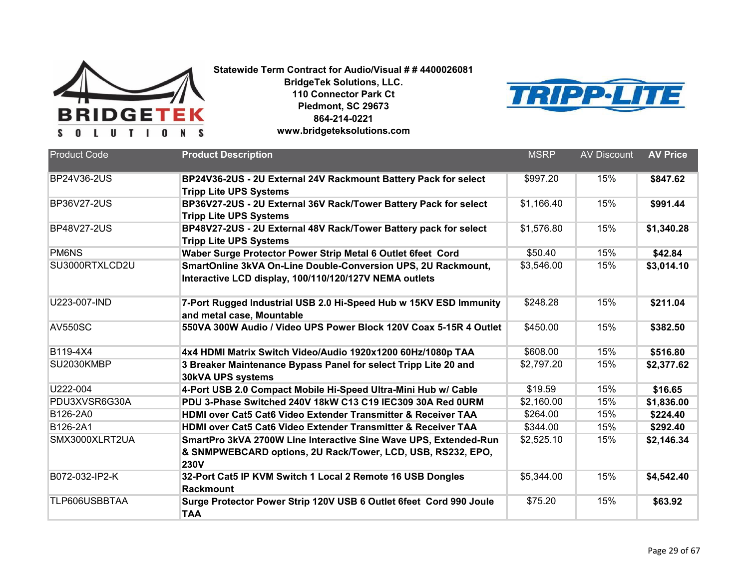**Statewide Term Contract for Audio/Visual # # 4400026081**
**BridgeTek Solutions, LLC.**
**110 Connector Park Ct**
**Piedmont, SC 29673**
**864-214-0221**
**www.bridgeteksolutions.com**

| Product Code | Product Description | MSRP | AV Discount | AV Price |
|---|---|---|---|---|
| BP24V36-2US | **BP24V36-2US - 2U External 24V Rackmount Battery Pack for select Tripp Lite UPS Systems** | $997.20 | 15% | **$847.62** |
| BP36V27-2US | **BP36V27-2US - 2U External 36V Rack/Tower Battery Pack for select Tripp Lite UPS Systems** | $1,166.40 | 15% | **$991.44** |
| BP48V27-2US | **BP48V27-2US - 2U External 48V Rack/Tower Battery pack for select Tripp Lite UPS Systems** | $1,576.80 | 15% | **$1,340.28** |
| PM6NS | **Waber Surge Protector Power Strip Metal 6 Outlet 6feet Cord** | $50.40 | 15% | **$42.84** |
| SU3000RTXLCD2U | **SmartOnline 3kVA On-Line Double-Conversion UPS, 2U Rackmount, Interactive LCD display, 100/110/120/127V NEMA outlets** | $3,546.00 | 15% | **$3,014.10** |
| U223-007-IND | **7-Port Rugged Industrial USB 2.0 Hi-Speed Hub w 15KV ESD Immunity and metal case, Mountable** | $248.28 | 15% | **$211.04** |
| AV550SC | **550VA 300W Audio / Video UPS Power Block 120V Coax 5-15R 4 Outlet** | $450.00 | 15% | **$382.50** |
| B119-4X4 | **4x4 HDMI Matrix Switch Video/Audio 1920x1200 60Hz/1080p TAA** | $608.00 | 15% | **$516.80** |
| SU2030KMBP | **3 Breaker Maintenance Bypass Panel for select Tripp Lite 20 and 30kVA UPS systems** | $2,797.20 | 15% | **$2,377.62** |
| U222-004 | **4-Port USB 2.0 Compact Mobile Hi-Speed Ultra-Mini Hub w/ Cable** | $19.59 | 15% | **$16.65** |
| PDU3XVSR6G30A | **PDU 3-Phase Switched 240V 18kW C13 C19 IEC309 30A Red 0URM** | $2,160.00 | 15% | **$1,836.00** |
| B126-2A0 | **HDMI over Cat5 Cat6 Video Extender Transmitter & Receiver TAA** | $264.00 | 15% | **$224.40** |
| B126-2A1 | **HDMI over Cat5 Cat6 Video Extender Transmitter & Receiver TAA** | $344.00 | 15% | **$292.40** |
| SMX3000XLRT2UA | **SmartPro 3kVA 2700W Line Interactive Sine Wave UPS, Extended-Run & SNMPWEBCARD options, 2U Rack/Tower, LCD, USB, RS232, EPO, 230V** | $2,525.10 | 15% | **$2,146.34** |
| B072-032-IP2-K | **32-Port Cat5 IP KVM Switch 1 Local 2 Remote 16 USB Dongles Rackmount** | $5,344.00 | 15% | **$4,542.40** |
| TLP606USBBTAA | **Surge Protector Power Strip 120V USB 6 Outlet 6feet Cord 990 Joule TAA** | $75.20 | 15% | **$63.92** |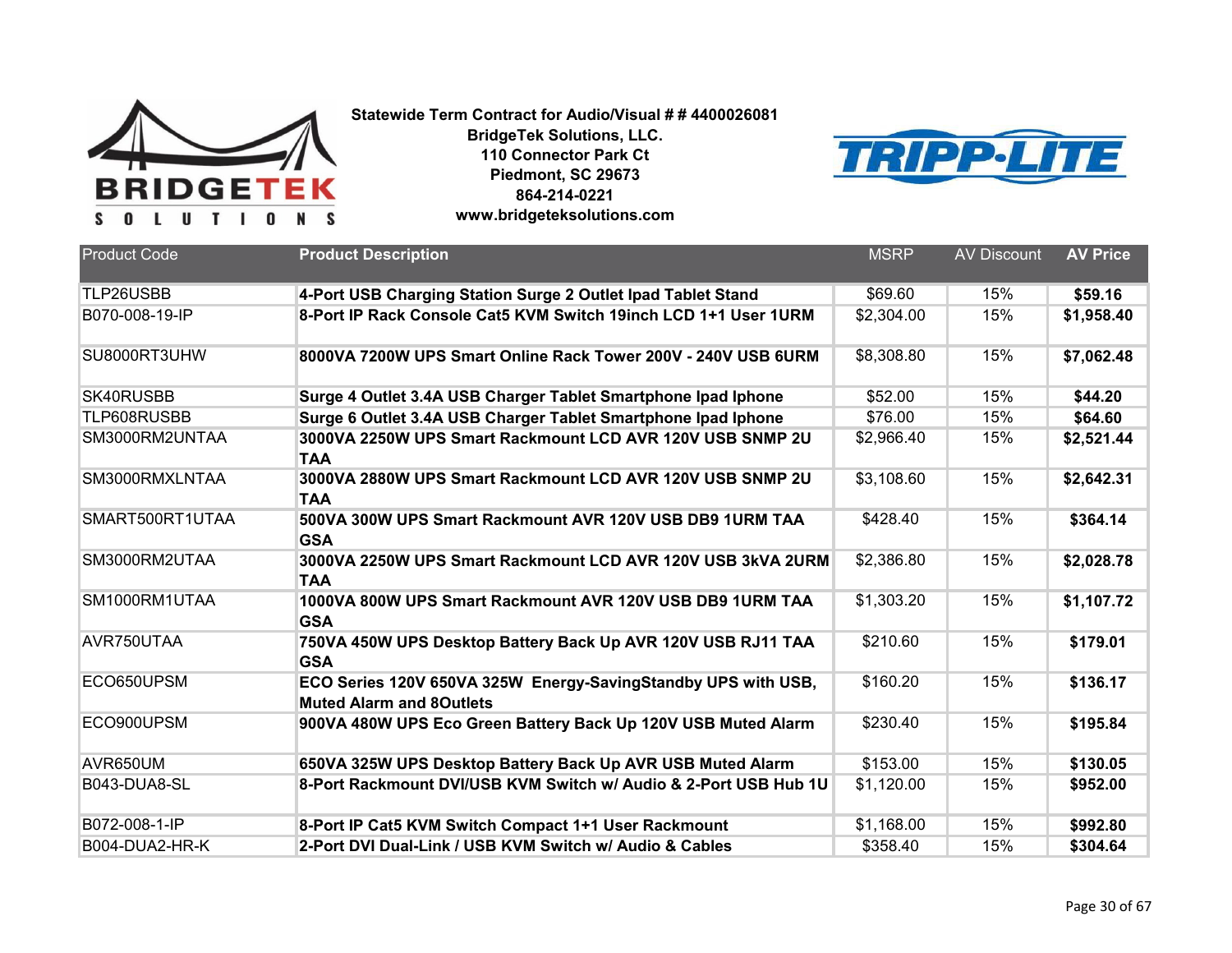**Statewide Term Contract for Audio/Visual # # 4400026081**
**BridgeTek Solutions, LLC.**
**110 Connector Park Ct**
**Piedmont, SC 29673**
**864-214-0221**
**www.bridgeteksolutions.com**

| Product Code | Product Description | MSRP | AV Discount | AV Price |
|---|---|---|---|---|
| TLP26USBB | **4-Port USB Charging Station Surge 2 Outlet Ipad Tablet Stand** | $69.60 | 15% | **$59.16** |
| B070-008-19-IP | **8-Port IP Rack Console Cat5 KVM Switch 19inch LCD 1+1 User 1URM** | $2,304.00 | 15% | **$1,958.40** |
| SU8000RT3UHW | **8000VA 7200W UPS Smart Online Rack Tower 200V - 240V USB 6URM** | $8,308.80 | 15% | **$7,062.48** |
| SK40RUSBB | **Surge 4 Outlet 3.4A USB Charger Tablet Smartphone Ipad Iphone** | $52.00 | 15% | **$44.20** |
| TLP608RUSBB | **Surge 6 Outlet 3.4A USB Charger Tablet Smartphone Ipad Iphone** | $76.00 | 15% | **$64.60** |
| SM3000RM2UNTAA | **3000VA 2250W UPS Smart Rackmount LCD AVR 120V USB SNMP 2U TAA** | $2,966.40 | 15% | **$2,521.44** |
| SM3000RMXLNTAA | **3000VA 2880W UPS Smart Rackmount LCD AVR 120V USB SNMP 2U TAA** | $3,108.60 | 15% | **$2,642.31** |
| SMART500RT1UTAA | **500VA 300W UPS Smart Rackmount AVR 120V USB DB9 1URM TAA GSA** | $428.40 | 15% | **$364.14** |
| SM3000RM2UTAA | **3000VA 2250W UPS Smart Rackmount LCD AVR 120V USB 3kVA 2URM TAA** | $2,386.80 | 15% | **$2,028.78** |
| SM1000RM1UTAA | **1000VA 800W UPS Smart Rackmount AVR 120V USB DB9 1URM TAA GSA** | $1,303.20 | 15% | **$1,107.72** |
| AVR750UTAA | **750VA 450W UPS Desktop Battery Back Up AVR 120V USB RJ11 TAA GSA** | $210.60 | 15% | **$179.01** |
| ECO650UPSM | **ECO Series 120V 650VA 325W Energy-SavingStandby UPS with USB, Muted Alarm and 8Outlets** | $160.20 | 15% | **$136.17** |
| ECO900UPSM | **900VA 480W UPS Eco Green Battery Back Up 120V USB Muted Alarm** | $230.40 | 15% | **$195.84** |
| AVR650UM | **650VA 325W UPS Desktop Battery Back Up AVR USB Muted Alarm** | $153.00 | 15% | **$130.05** |
| B043-DUA8-SL | **8-Port Rackmount DVI/USB KVM Switch w/ Audio & 2-Port USB Hub 1U** | $1,120.00 | 15% | **$952.00** |
| B072-008-1-IP | **8-Port IP Cat5 KVM Switch Compact 1+1 User Rackmount** | $1,168.00 | 15% | **$992.80** |
| B004-DUA2-HR-K | **2-Port DVI Dual-Link / USB KVM Switch w/ Audio & Cables** | $358.40 | 15% | **$304.64** |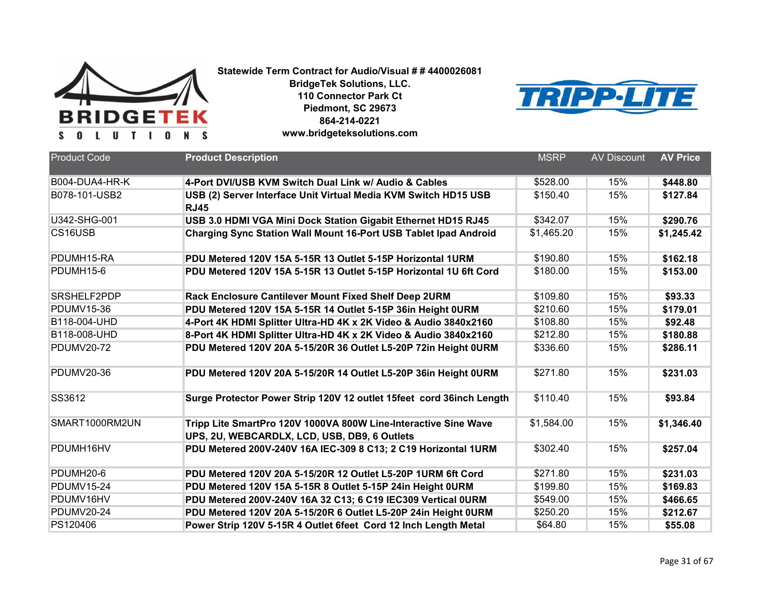**Statewide Term Contract for Audio/Visual # # 4400026081**
**BridgeTek Solutions, LLC.**
**110 Connector Park Ct**
**Piedmont, SC 29673**
**864-214-0221**
**www.bridgeteksolutions.com**

| Product Code | Product Description | MSRP | AV Discount | AV Price |
|---|---|---|---|---|
| B004-DUA4-HR-K | **4-Port DVI/USB KVM Switch Dual Link w/ Audio & Cables** | $528.00 | 15% | **$448.80** |
| B078-101-USB2 | **USB (2) Server Interface Unit Virtual Media KVM Switch HD15 USB RJ45** | $150.40 | 15% | **$127.84** |
| U342-SHG-001 | **USB 3.0 HDMI VGA Mini Dock Station Gigabit Ethernet HD15 RJ45** | $342.07 | 15% | **$290.76** |
| CS16USB | **Charging Sync Station Wall Mount 16-Port USB Tablet Ipad Android** | $1,465.20 | 15% | **$1,245.42** |
| PDUMH15-RA | **PDU Metered 120V 15A 5-15R 13 Outlet 5-15P Horizontal 1URM** | $190.80 | 15% | **$162.18** |
| PDUMH15-6 | **PDU Metered 120V 15A 5-15R 13 Outlet 5-15P Horizontal 1U 6ft Cord** | $180.00 | 15% | **$153.00** |
| SRSHELF2PDP | **Rack Enclosure Cantilever Mount Fixed Shelf Deep 2URM** | $109.80 | 15% | **$93.33** |
| PDUMV15-36 | **PDU Metered 120V 15A 5-15R 14 Outlet 5-15P 36in Height 0URM** | $210.60 | 15% | **$179.01** |
| B118-004-UHD | **4-Port 4K HDMI Splitter Ultra-HD 4K x 2K Video & Audio 3840x2160** | $108.80 | 15% | **$92.48** |
| B118-008-UHD | **8-Port 4K HDMI Splitter Ultra-HD 4K x 2K Video & Audio 3840x2160** | $212.80 | 15% | **$180.88** |
| PDUMV20-72 | **PDU Metered 120V 20A 5-15/20R 36 Outlet L5-20P 72in Height 0URM** | $336.60 | 15% | **$286.11** |
| PDUMV20-36 | **PDU Metered 120V 20A 5-15/20R 14 Outlet L5-20P 36in Height 0URM** | $271.80 | 15% | **$231.03** |
| SS3612 | **Surge Protector Power Strip 120V 12 outlet 15feet cord 36inch Length** | $110.40 | 15% | **$93.84** |
| SMART1000RM2UN | **Tripp Lite SmartPro 120V 1000VA 800W Line-Interactive Sine Wave UPS, 2U, WEBCARDLX, LCD, USB, DB9, 6 Outlets** | $1,584.00 | 15% | **$1,346.40** |
| PDUMH16HV | **PDU Metered 200V-240V 16A IEC-309 8 C13; 2 C19 Horizontal 1URM** | $302.40 | 15% | **$257.04** |
| PDUMH20-6 | **PDU Metered 120V 20A 5-15/20R 12 Outlet L5-20P 1URM 6ft Cord** | $271.80 | 15% | **$231.03** |
| PDUMV15-24 | **PDU Metered 120V 15A 5-15R 8 Outlet 5-15P 24in Height 0URM** | $199.80 | 15% | **$169.83** |
| PDUMV16HV | **PDU Metered 200V-240V 16A 32 C13; 6 C19 IEC309 Vertical 0URM** | $549.00 | 15% | **$466.65** |
| PDUMV20-24 | **PDU Metered 120V 20A 5-15/20R 6 Outlet L5-20P 24in Height 0URM** | $250.20 | 15% | **$212.67** |
| PS120406 | **Power Strip 120V 5-15R 4 Outlet 6feet Cord 12 Inch Length Metal** | $64.80 | 15% | **$55.08** |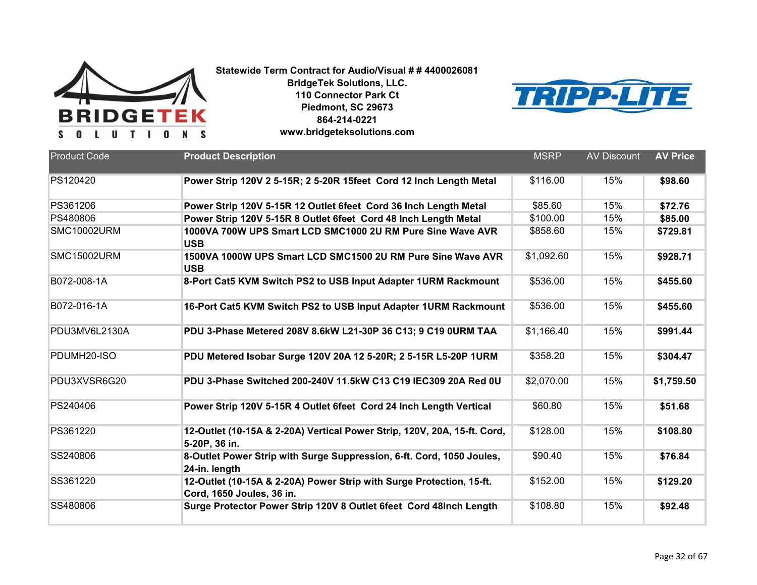**Statewide Term Contract for Audio/Visual # # 4400026081**
**BridgeTek Solutions, LLC.**
**110 Connector Park Ct**
**Piedmont, SC 29673**
**864-214-0221**
**www.bridgeteksolutions.com**

| Product Code | Product Description | MSRP | AV Discount | AV Price |
|---|---|---|---|---|
| PS120420 | **Power Strip 120V 2 5-15R; 2 5-20R 15feet Cord 12 Inch Length Metal** | $116.00 | 15% | **$98.60** |
| PS361206 | **Power Strip 120V 5-15R 12 Outlet 6feet Cord 36 Inch Length Metal** | $85.60 | 15% | **$72.76** |
| PS480806 | **Power Strip 120V 5-15R 8 Outlet 6feet Cord 48 Inch Length Metal** | $100.00 | 15% | **$85.00** |
| SMC10002URM | **1000VA 700W UPS Smart LCD SMC1000 2U RM Pure Sine Wave AVR USB** | $858.60 | 15% | **$729.81** |
| SMC15002URM | **1500VA 1000W UPS Smart LCD SMC1500 2U RM Pure Sine Wave AVR USB** | $1,092.60 | 15% | **$928.71** |
| B072-008-1A | **8-Port Cat5 KVM Switch PS2 to USB Input Adapter 1URM Rackmount** | $536.00 | 15% | **$455.60** |
| B072-016-1A | **16-Port Cat5 KVM Switch PS2 to USB Input Adapter 1URM Rackmount** | $536.00 | 15% | **$455.60** |
| PDU3MV6L2130A | **PDU 3-Phase Metered 208V 8.6kW L21-30P 36 C13; 9 C19 0URM TAA** | $1,166.40 | 15% | **$991.44** |
| PDUMH20-ISO | **PDU Metered Isobar Surge 120V 20A 12 5-20R; 2 5-15R L5-20P 1URM** | $358.20 | 15% | **$304.47** |
| PDU3XVSR6G20 | **PDU 3-Phase Switched 200-240V 11.5kW C13 C19 IEC309 20A Red 0U** | $2,070.00 | 15% | **$1,759.50** |
| PS240406 | **Power Strip 120V 5-15R 4 Outlet 6feet Cord 24 Inch Length Vertical** | $60.80 | 15% | **$51.68** |
| PS361220 | **12-Outlet (10-15A & 2-20A) Vertical Power Strip, 120V, 20A, 15-ft. Cord, 5-20P, 36 in.** | $128.00 | 15% | **$108.80** |
| SS240806 | **8-Outlet Power Strip with Surge Suppression, 6-ft. Cord, 1050 Joules, 24-in. length** | $90.40 | 15% | **$76.84** |
| SS361220 | **12-Outlet (10-15A & 2-20A) Power Strip with Surge Protection, 15-ft. Cord, 1650 Joules, 36 in.** | $152.00 | 15% | **$129.20** |
| SS480806 | **Surge Protector Power Strip 120V 8 Outlet 6feet Cord 48inch Length** | $108.80 | 15% | **$92.48** |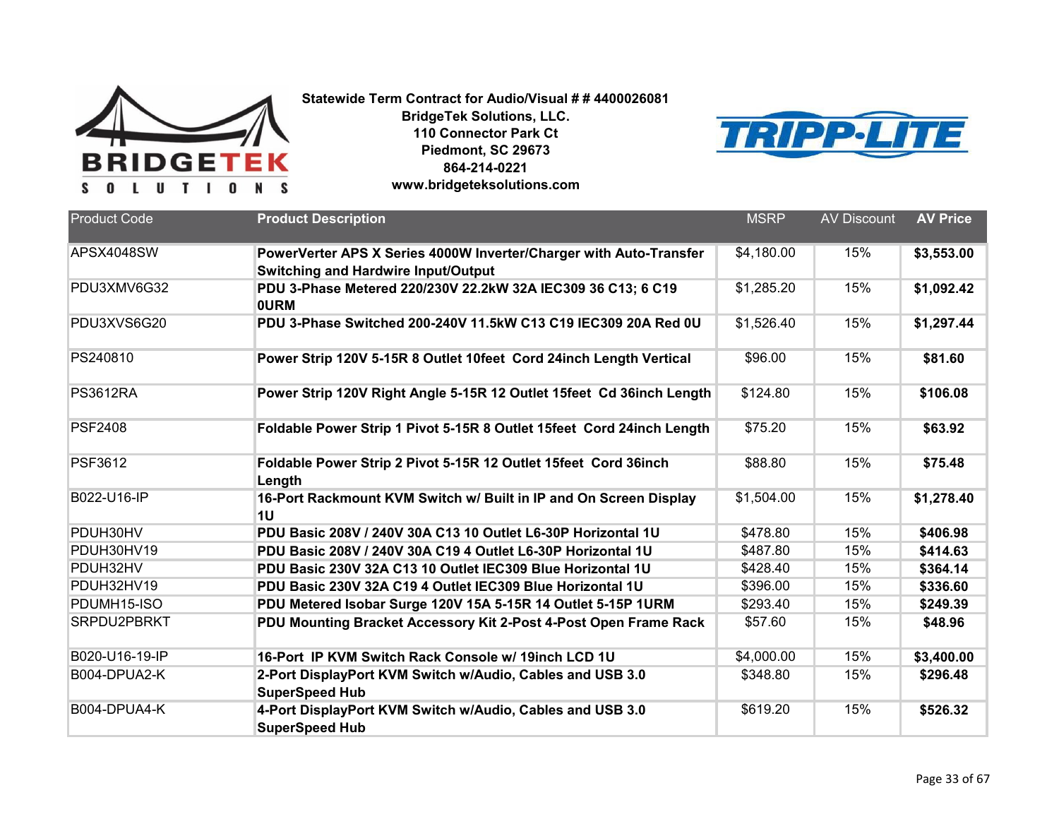**Statewide Term Contract for Audio/Visual # # 4400026081**
**BridgeTek Solutions, LLC.**
**110 Connector Park Ct**
**Piedmont, SC 29673**
**864-214-0221**
**www.bridgeteksolutions.com**

| Product Code | Product Description | MSRP | AV Discount | AV Price |
|---|---|---|---|---|
| APSX4048SW | **PowerVerter APS X Series 4000W Inverter/Charger with Auto-Transfer Switching and Hardwire Input/Output** | $4,180.00 | 15% | **$3,553.00** |
| PDU3XMV6G32 | **PDU 3-Phase Metered 220/230V 22.2kW 32A IEC309 36 C13; 6 C19 0URM** | $1,285.20 | 15% | **$1,092.42** |
| PDU3XVS6G20 | **PDU 3-Phase Switched 200-240V 11.5kW C13 C19 IEC309 20A Red 0U** | $1,526.40 | 15% | **$1,297.44** |
| PS240810 | **Power Strip 120V 5-15R 8 Outlet 10feet  Cord 24inch Length Vertical** | $96.00 | 15% | **$81.60** |
| PS3612RA | **Power Strip 120V Right Angle 5-15R 12 Outlet 15feet  Cd 36inch Length** | $124.80 | 15% | **$106.08** |
| PSF2408 | **Foldable Power Strip 1 Pivot 5-15R 8 Outlet 15feet  Cord 24inch Length** | $75.20 | 15% | **$63.92** |
| PSF3612 | **Foldable Power Strip 2 Pivot 5-15R 12 Outlet 15feet  Cord 36inch Length** | $88.80 | 15% | **$75.48** |
| B022-U16-IP | **16-Port Rackmount KVM Switch w/ Built in IP and On Screen Display 1U** | $1,504.00 | 15% | **$1,278.40** |
| PDUH30HV | **PDU Basic 208V / 240V 30A C13 10 Outlet L6-30P Horizontal 1U** | $478.80 | 15% | **$406.98** |
| PDUH30HV19 | **PDU Basic 208V / 240V 30A C19 4 Outlet L6-30P Horizontal 1U** | $487.80 | 15% | **$414.63** |
| PDUH32HV | **PDU Basic 230V 32A C13 10 Outlet IEC309 Blue Horizontal 1U** | $428.40 | 15% | **$364.14** |
| PDUH32HV19 | **PDU Basic 230V 32A C19 4 Outlet IEC309 Blue Horizontal 1U** | $396.00 | 15% | **$336.60** |
| PDUMH15-ISO | **PDU Metered Isobar Surge 120V 15A 5-15R 14 Outlet 5-15P 1URM** | $293.40 | 15% | **$249.39** |
| SRPDU2PBRKT | **PDU Mounting Bracket Accessory Kit 2-Post 4-Post Open Frame Rack** | $57.60 | 15% | **$48.96** |
| B020-U16-19-IP | **16-Port  IP KVM Switch Rack Console w/ 19inch LCD 1U** | $4,000.00 | 15% | **$3,400.00** |
| B004-DPUA2-K | **2-Port DisplayPort KVM Switch w/Audio, Cables and USB 3.0 SuperSpeed Hub** | $348.80 | 15% | **$296.48** |
| B004-DPUA4-K | **4-Port DisplayPort KVM Switch w/Audio, Cables and USB 3.0 SuperSpeed Hub** | $619.20 | 15% | **$526.32** |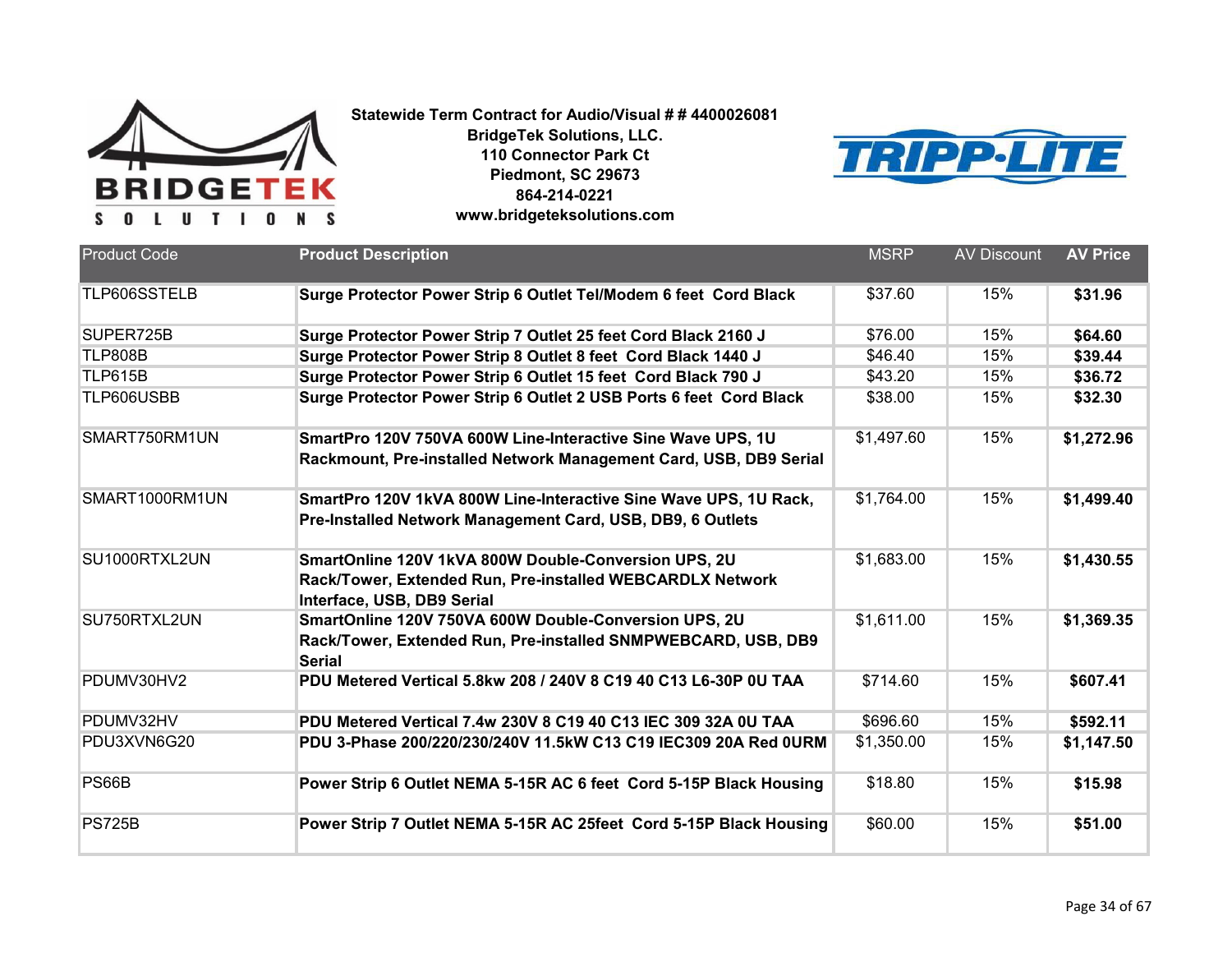**Statewide Term Contract for Audio/Visual # # 4400026081**
**BridgeTek Solutions, LLC.**
**110 Connector Park Ct**
**Piedmont, SC 29673**
**864-214-0221**
**www.bridgeteksolutions.com**

| Product Code | Product Description | MSRP | AV Discount | AV Price |
|---|---|---|---|---|
| TLP606SSTELB | **Surge Protector Power Strip 6 Outlet Tel/Modem 6 feet Cord Black** | $37.60 | 15% | **$31.96** |
| SUPER725B | **Surge Protector Power Strip 7 Outlet 25 feet Cord Black 2160 J** | $76.00 | 15% | **$64.60** |
| TLP808B | **Surge Protector Power Strip 8 Outlet 8 feet Cord Black 1440 J** | $46.40 | 15% | **$39.44** |
| TLP615B | **Surge Protector Power Strip 6 Outlet 15 feet Cord Black 790 J** | $43.20 | 15% | **$36.72** |
| TLP606USBB | **Surge Protector Power Strip 6 Outlet 2 USB Ports 6 feet Cord Black** | $38.00 | 15% | **$32.30** |
| SMART750RM1UN | **SmartPro 120V 750VA 600W Line-Interactive Sine Wave UPS, 1U Rackmount, Pre-installed Network Management Card, USB, DB9 Serial** | $1,497.60 | 15% | **$1,272.96** |
| SMART1000RM1UN | **SmartPro 120V 1kVA 800W Line-Interactive Sine Wave UPS, 1U Rack, Pre-Installed Network Management Card, USB, DB9, 6 Outlets** | $1,764.00 | 15% | **$1,499.40** |
| SU1000RTXL2UN | **SmartOnline 120V 1kVA 800W Double-Conversion UPS, 2U Rack/Tower, Extended Run, Pre-installed WEBCARDLX Network Interface, USB, DB9 Serial** | $1,683.00 | 15% | **$1,430.55** |
| SU750RTXL2UN | **SmartOnline 120V 750VA 600W Double-Conversion UPS, 2U Rack/Tower, Extended Run, Pre-installed SNMPWEBCARD, USB, DB9 Serial** | $1,611.00 | 15% | **$1,369.35** |
| PDUMV30HV2 | **PDU Metered Vertical 5.8kw 208 / 240V 8 C19 40 C13 L6-30P 0U TAA** | $714.60 | 15% | **$607.41** |
| PDUMV32HV | **PDU Metered Vertical 7.4w 230V 8 C19 40 C13 IEC 309 32A 0U TAA** | $696.60 | 15% | **$592.11** |
| PDU3XVN6G20 | **PDU 3-Phase 200/220/230/240V 11.5kW C13 C19 IEC309 20A Red 0URM** | $1,350.00 | 15% | **$1,147.50** |
| PS66B | **Power Strip 6 Outlet NEMA 5-15R AC 6 feet Cord 5-15P Black Housing** | $18.80 | 15% | **$15.98** |
| PS725B | **Power Strip 7 Outlet NEMA 5-15R AC 25feet Cord 5-15P Black Housing** | $60.00 | 15% | **$51.00** |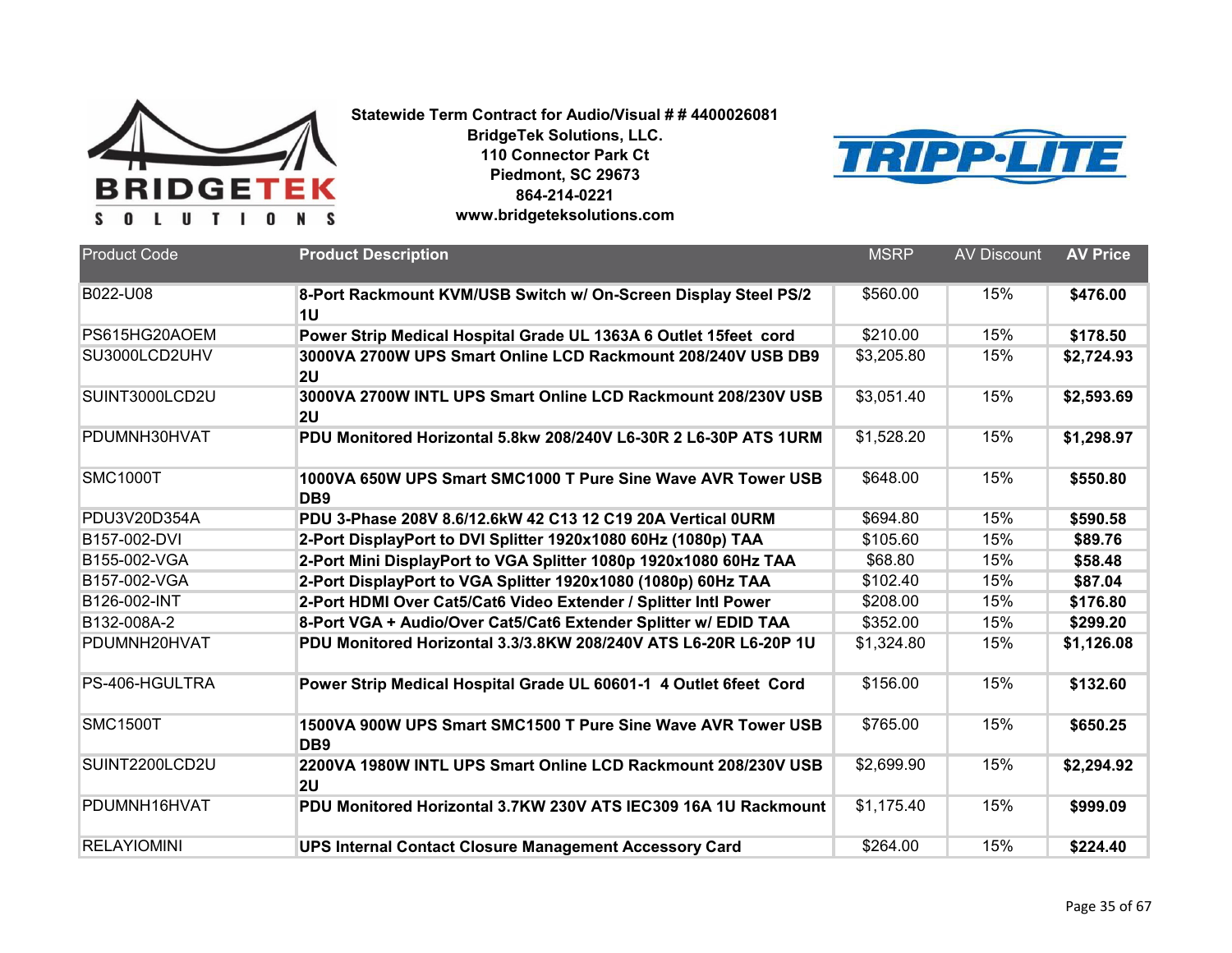**Statewide Term Contract for Audio/Visual # # 4400026081**
**BridgeTek Solutions, LLC.**
**110 Connector Park Ct**
**Piedmont, SC 29673**
**864-214-0221**
**www.bridgeteksolutions.com**

| Product Code | Product Description | MSRP | AV Discount | AV Price |
|---|---|---|---|---|
| B022-U08 | **8-Port Rackmount KVM/USB Switch w/ On-Screen Display Steel PS/2 1U** | $560.00 | 15% | **$476.00** |
| PS615HG20AOEM | **Power Strip Medical Hospital Grade UL 1363A 6 Outlet 15feet cord** | $210.00 | 15% | **$178.50** |
| SU3000LCD2UHV | **3000VA 2700W UPS Smart Online LCD Rackmount 208/240V USB DB9 2U** | $3,205.80 | 15% | **$2,724.93** |
| SUINT3000LCD2U | **3000VA 2700W INTL UPS Smart Online LCD Rackmount 208/230V USB 2U** | $3,051.40 | 15% | **$2,593.69** |
| PDUMNH30HVAT | **PDU Monitored Horizontal 5.8kw 208/240V L6-30R 2 L6-30P ATS 1URM** | $1,528.20 | 15% | **$1,298.97** |
| SMC1000T | **1000VA 650W UPS Smart SMC1000 T Pure Sine Wave AVR Tower USB DB9** | $648.00 | 15% | **$550.80** |
| PDU3V20D354A | **PDU 3-Phase 208V 8.6/12.6kW 42 C13 12 C19 20A Vertical 0URM** | $694.80 | 15% | **$590.58** |
| B157-002-DVI | **2-Port DisplayPort to DVI Splitter 1920x1080 60Hz (1080p) TAA** | $105.60 | 15% | **$89.76** |
| B155-002-VGA | **2-Port Mini DisplayPort to VGA Splitter 1080p 1920x1080 60Hz TAA** | $68.80 | 15% | **$58.48** |
| B157-002-VGA | **2-Port DisplayPort to VGA Splitter 1920x1080 (1080p) 60Hz TAA** | $102.40 | 15% | **$87.04** |
| B126-002-INT | **2-Port HDMI Over Cat5/Cat6 Video Extender / Splitter Intl Power** | $208.00 | 15% | **$176.80** |
| B132-008A-2 | **8-Port VGA + Audio/Over Cat5/Cat6 Extender Splitter w/ EDID TAA** | $352.00 | 15% | **$299.20** |
| PDUMNH20HVAT | **PDU Monitored Horizontal 3.3/3.8KW 208/240V ATS L6-20R L6-20P 1U** | $1,324.80 | 15% | **$1,126.08** |
| PS-406-HGULTRA | **Power Strip Medical Hospital Grade UL 60601-1 4 Outlet 6feet Cord** | $156.00 | 15% | **$132.60** |
| SMC1500T | **1500VA 900W UPS Smart SMC1500 T Pure Sine Wave AVR Tower USB DB9** | $765.00 | 15% | **$650.25** |
| SUINT2200LCD2U | **2200VA 1980W INTL UPS Smart Online LCD Rackmount 208/230V USB 2U** | $2,699.90 | 15% | **$2,294.92** |
| PDUMNH16HVAT | **PDU Monitored Horizontal 3.7KW 230V ATS IEC309 16A 1U Rackmount** | $1,175.40 | 15% | **$999.09** |
| RELAYIOMINI | **UPS Internal Contact Closure Management Accessory Card** | $264.00 | 15% | **$224.40** |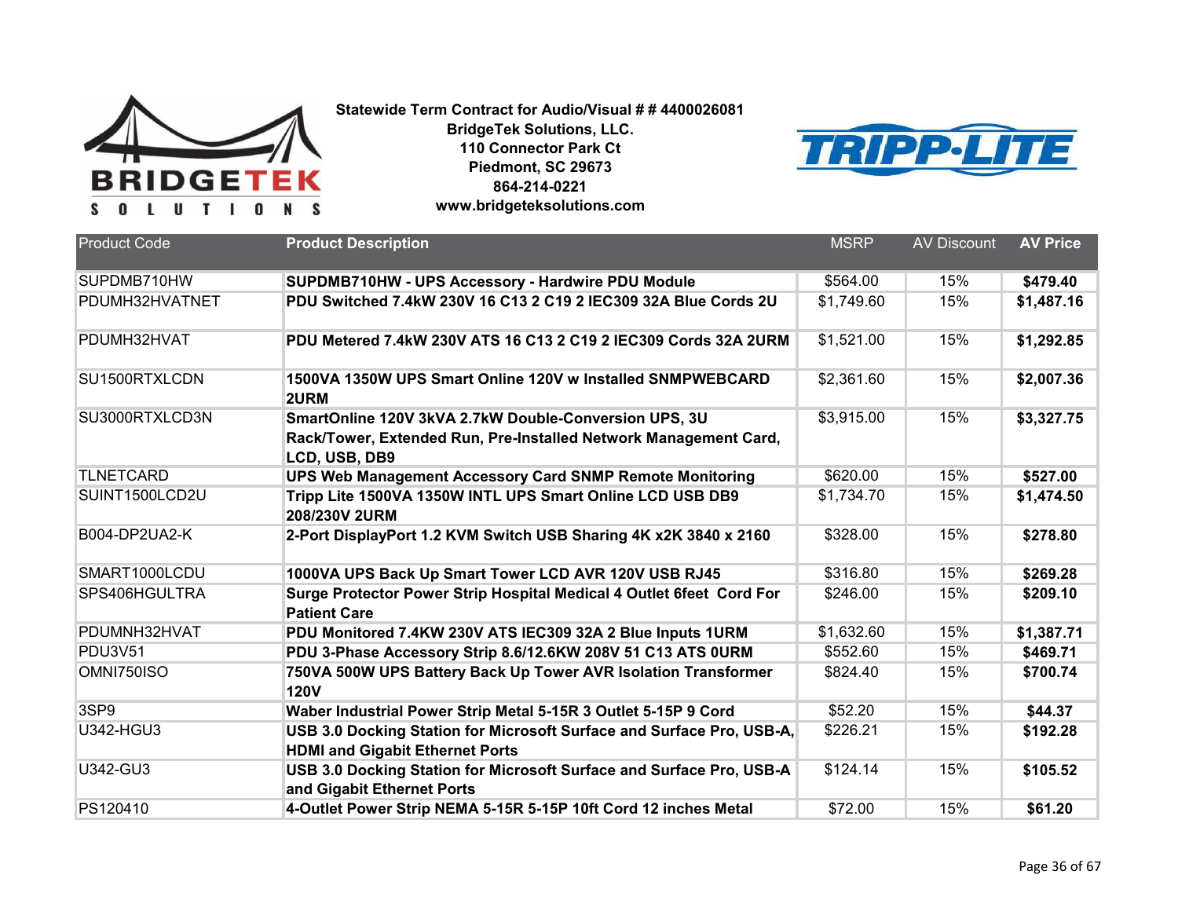**Statewide Term Contract for Audio/Visual # # 4400026081**
**BridgeTek Solutions, LLC.**
**110 Connector Park Ct**
**Piedmont, SC 29673**
**864-214-0221**
**www.bridgeteksolutions.com**

| Product Code | Product Description | MSRP | AV Discount | AV Price |
|---|---|---|---|---|
| SUPDMB710HW | **SUPDMB710HW - UPS Accessory - Hardwire PDU Module** | $564.00 | 15% | **$479.40** |
| PDUMH32HVATNET | **PDU Switched 7.4kW 230V 16 C13 2 C19 2 IEC309 32A Blue Cords 2U** | $1,749.60 | 15% | **$1,487.16** |
| PDUMH32HVAT | **PDU Metered 7.4kW 230V ATS 16 C13 2 C19 2 IEC309 Cords 32A 2URM** | $1,521.00 | 15% | **$1,292.85** |
| SU1500RTXLCDN | **1500VA 1350W UPS Smart Online 120V w Installed SNMPWEBCARD 2URM** | $2,361.60 | 15% | **$2,007.36** |
| SU3000RTXLCD3N | **SmartOnline 120V 3kVA 2.7kW Double-Conversion UPS, 3U Rack/Tower, Extended Run, Pre-Installed Network Management Card, LCD, USB, DB9** | $3,915.00 | 15% | **$3,327.75** |
| TLNETCARD | **UPS Web Management Accessory Card SNMP Remote Monitoring** | $620.00 | 15% | **$527.00** |
| SUINT1500LCD2U | **Tripp Lite 1500VA 1350W INTL UPS Smart Online LCD USB DB9 208/230V 2URM** | $1,734.70 | 15% | **$1,474.50** |
| B004-DP2UA2-K | **2-Port DisplayPort 1.2 KVM Switch USB Sharing 4K x2K 3840 x 2160** | $328.00 | 15% | **$278.80** |
| SMART1000LCDU | **1000VA UPS Back Up Smart Tower LCD AVR 120V USB RJ45** | $316.80 | 15% | **$269.28** |
| SPS406HGULTRA | **Surge Protector Power Strip Hospital Medical 4 Outlet 6feet Cord For Patient Care** | $246.00 | 15% | **$209.10** |
| PDUMNH32HVAT | **PDU Monitored 7.4KW 230V ATS IEC309 32A 2 Blue Inputs 1URM** | $1,632.60 | 15% | **$1,387.71** |
| PDU3V51 | **PDU 3-Phase Accessory Strip 8.6/12.6KW 208V 51 C13 ATS 0URM** | $552.60 | 15% | **$469.71** |
| OMNI750ISO | **750VA 500W UPS Battery Back Up Tower AVR Isolation Transformer 120V** | $824.40 | 15% | **$700.74** |
| 3SP9 | **Waber Industrial Power Strip Metal 5-15R 3 Outlet 5-15P 9 Cord** | $52.20 | 15% | **$44.37** |
| U342-HGU3 | **USB 3.0 Docking Station for Microsoft Surface and Surface Pro, USB-A, HDMI and Gigabit Ethernet Ports** | $226.21 | 15% | **$192.28** |
| U342-GU3 | **USB 3.0 Docking Station for Microsoft Surface and Surface Pro, USB-A and Gigabit Ethernet Ports** | $124.14 | 15% | **$105.52** |
| PS120410 | **4-Outlet Power Strip NEMA 5-15R 5-15P 10ft Cord 12 inches Metal** | $72.00 | 15% | **$61.20** |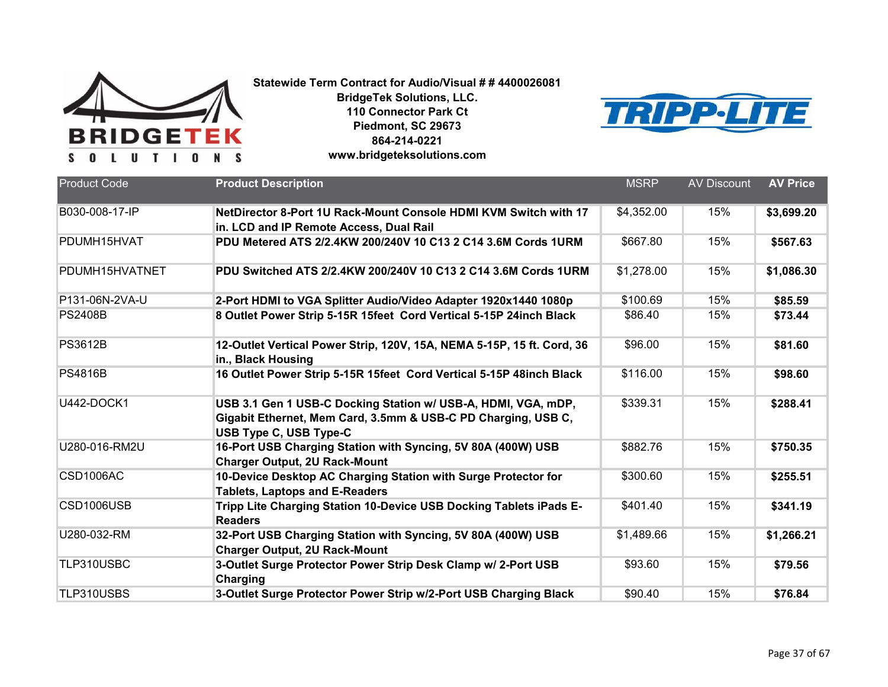**Statewide Term Contract for Audio/Visual # # 4400026081**
**BridgeTek Solutions, LLC.**
**110 Connector Park Ct**
**Piedmont, SC 29673**
**864-214-0221**
**www.bridgeteksolutions.com**

| Product Code | Product Description | MSRP | AV Discount | AV Price |
|---|---|---|---|---|
| B030-008-17-IP | **NetDirector 8-Port 1U Rack-Mount Console HDMI KVM Switch with 17 in. LCD and IP Remote Access, Dual Rail** | $4,352.00 | 15% | **$3,699.20** |
| PDUMH15HVAT | **PDU Metered ATS 2/2.4KW 200/240V 10 C13 2 C14 3.6M Cords 1URM** | $667.80 | 15% | **$567.63** |
| PDUMH15HVATNET | **PDU Switched ATS 2/2.4KW 200/240V 10 C13 2 C14 3.6M Cords 1URM** | $1,278.00 | 15% | **$1,086.30** |
| P131-06N-2VA-U | **2-Port HDMI to VGA Splitter Audio/Video Adapter 1920x1440 1080p** | $100.69 | 15% | **$85.59** |
| PS2408B | **8 Outlet Power Strip 5-15R 15feet Cord Vertical 5-15P 24inch Black** | $86.40 | 15% | **$73.44** |
| PS3612B | **12-Outlet Vertical Power Strip, 120V, 15A, NEMA 5-15P, 15 ft. Cord, 36 in., Black Housing** | $96.00 | 15% | **$81.60** |
| PS4816B | **16 Outlet Power Strip 5-15R 15feet Cord Vertical 5-15P 48inch Black** | $116.00 | 15% | **$98.60** |
| U442-DOCK1 | **USB 3.1 Gen 1 USB-C Docking Station w/ USB-A, HDMI, VGA, mDP, Gigabit Ethernet, Mem Card, 3.5mm & USB-C PD Charging, USB C, USB Type C, USB Type-C** | $339.31 | 15% | **$288.41** |
| U280-016-RM2U | **16-Port USB Charging Station with Syncing, 5V 80A (400W) USB Charger Output, 2U Rack-Mount** | $882.76 | 15% | **$750.35** |
| CSD1006AC | **10-Device Desktop AC Charging Station with Surge Protector for Tablets, Laptops and E-Readers** | $300.60 | 15% | **$255.51** |
| CSD1006USB | **Tripp Lite Charging Station 10-Device USB Docking Tablets iPads E-Readers** | $401.40 | 15% | **$341.19** |
| U280-032-RM | **32-Port USB Charging Station with Syncing, 5V 80A (400W) USB Charger Output, 2U Rack-Mount** | $1,489.66 | 15% | **$1,266.21** |
| TLP310USBC | **3-Outlet Surge Protector Power Strip Desk Clamp w/ 2-Port USB Charging** | $93.60 | 15% | **$79.56** |
| TLP310USBS | **3-Outlet Surge Protector Power Strip w/2-Port USB Charging Black** | $90.40 | 15% | **$76.84** |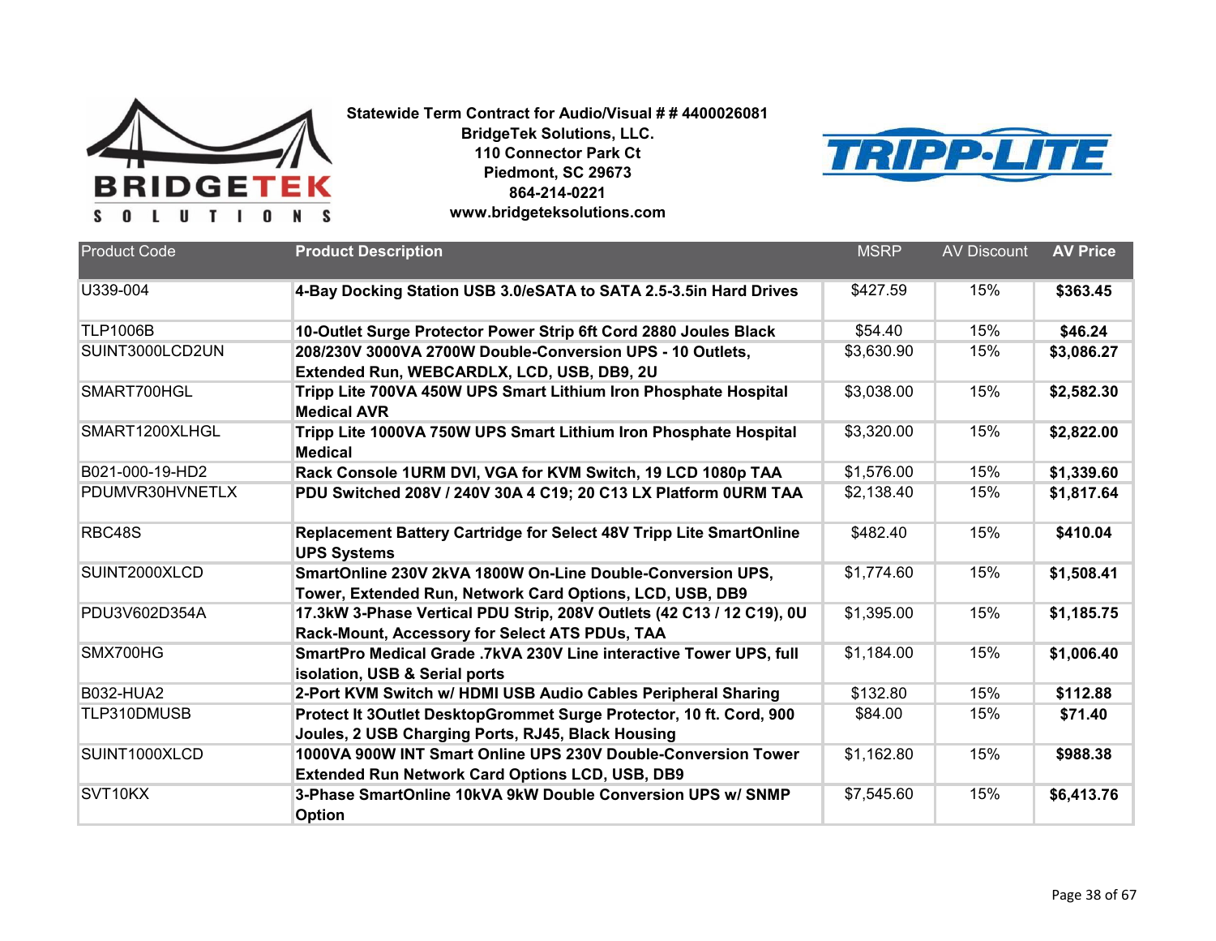**Statewide Term Contract for Audio/Visual # # 4400026081**
**BridgeTek Solutions, LLC.**
**110 Connector Park Ct**
**Piedmont, SC 29673**
**864-214-0221**
**www.bridgeteksolutions.com**

| Product Code | Product Description | MSRP | AV Discount | AV Price |
|---|---|---|---|---|
| U339-004 | **4-Bay Docking Station USB 3.0/eSATA to SATA 2.5-3.5in Hard Drives** | $427.59 | 15% | **$363.45** |
| TLP1006B | **10-Outlet Surge Protector Power Strip 6ft Cord 2880 Joules Black** | $54.40 | 15% | **$46.24** |
| SUINT3000LCD2UN | **208/230V 3000VA 2700W Double-Conversion UPS - 10 Outlets, Extended Run, WEBCARDLX, LCD, USB, DB9, 2U** | $3,630.90 | 15% | **$3,086.27** |
| SMART700HGL | **Tripp Lite 700VA 450W UPS Smart Lithium Iron Phosphate Hospital Medical AVR** | $3,038.00 | 15% | **$2,582.30** |
| SMART1200XLHGL | **Tripp Lite 1000VA 750W UPS Smart Lithium Iron Phosphate Hospital Medical** | $3,320.00 | 15% | **$2,822.00** |
| B021-000-19-HD2 | **Rack Console 1URM DVI, VGA for KVM Switch, 19 LCD 1080p TAA** | $1,576.00 | 15% | **$1,339.60** |
| PDUMVR30HVNETLX | **PDU Switched 208V / 240V 30A 4 C19; 20 C13 LX Platform 0URM TAA** | $2,138.40 | 15% | **$1,817.64** |
| RBC48S | **Replacement Battery Cartridge for Select 48V Tripp Lite SmartOnline UPS Systems** | $482.40 | 15% | **$410.04** |
| SUINT2000XLCD | **SmartOnline 230V 2kVA 1800W On-Line Double-Conversion UPS, Tower, Extended Run, Network Card Options, LCD, USB, DB9** | $1,774.60 | 15% | **$1,508.41** |
| PDU3V602D354A | **17.3kW 3-Phase Vertical PDU Strip, 208V Outlets (42 C13 / 12 C19), 0U Rack-Mount, Accessory for Select ATS PDUs, TAA** | $1,395.00 | 15% | **$1,185.75** |
| SMX700HG | **SmartPro Medical Grade .7kVA 230V Line interactive Tower UPS, full isolation, USB & Serial ports** | $1,184.00 | 15% | **$1,006.40** |
| B032-HUA2 | **2-Port KVM Switch w/ HDMI USB Audio Cables Peripheral Sharing** | $132.80 | 15% | **$112.88** |
| TLP310DMUSB | **Protect It 3Outlet DesktopGrommet Surge Protector, 10 ft. Cord, 900 Joules, 2 USB Charging Ports, RJ45, Black Housing** | $84.00 | 15% | **$71.40** |
| SUINT1000XLCD | **1000VA 900W INT Smart Online UPS 230V Double-Conversion Tower Extended Run Network Card Options LCD, USB, DB9** | $1,162.80 | 15% | **$988.38** |
| SVT10KX | **3-Phase SmartOnline 10kVA 9kW Double Conversion UPS w/ SNMP Option** | $7,545.60 | 15% | **$6,413.76** |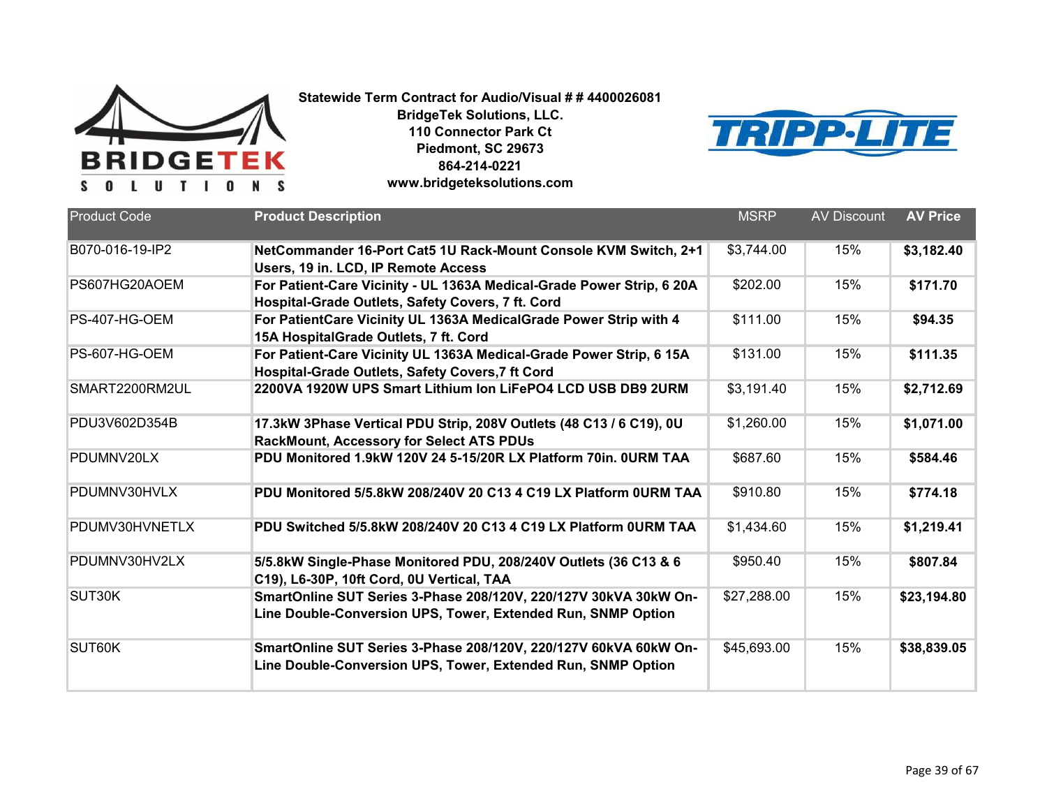**Statewide Term Contract for Audio/Visual # # 4400026081**
**BridgeTek Solutions, LLC.**
**110 Connector Park Ct**
**Piedmont, SC 29673**
**864-214-0221**
**www.bridgeteksolutions.com**

| Product Code | Product Description | MSRP | AV Discount | AV Price |
|---|---|---|---|---|
| B070-016-19-IP2 | **NetCommander 16-Port Cat5 1U Rack-Mount Console KVM Switch, 2+1 Users, 19 in. LCD, IP Remote Access** | $3,744.00 | 15% | **$3,182.40** |
| PS607HG20AOEM | **For Patient-Care Vicinity - UL 1363A Medical-Grade Power Strip, 6 20A Hospital-Grade Outlets, Safety Covers, 7 ft. Cord** | $202.00 | 15% | **$171.70** |
| PS-407-HG-OEM | **For PatientCare Vicinity UL 1363A MedicalGrade Power Strip with 4 15A HospitalGrade Outlets, 7 ft. Cord** | $111.00 | 15% | **$94.35** |
| PS-607-HG-OEM | **For Patient-Care Vicinity UL 1363A Medical-Grade Power Strip, 6 15A Hospital-Grade Outlets, Safety Covers,7 ft Cord** | $131.00 | 15% | **$111.35** |
| SMART2200RM2UL | **2200VA 1920W UPS Smart Lithium Ion LiFePO4 LCD USB DB9 2URM** | $3,191.40 | 15% | **$2,712.69** |
| PDU3V602D354B | **17.3kW 3Phase Vertical PDU Strip, 208V Outlets (48 C13 / 6 C19), 0U RackMount, Accessory for Select ATS PDUs** | $1,260.00 | 15% | **$1,071.00** |
| PDUMNV20LX | **PDU Monitored 1.9kW 120V 24 5-15/20R LX Platform 70in. 0URM TAA** | $687.60 | 15% | **$584.46** |
| PDUMNV30HVLX | **PDU Monitored 5/5.8kW 208/240V 20 C13 4 C19 LX Platform 0URM TAA** | $910.80 | 15% | **$774.18** |
| PDUMV30HVNETLX | **PDU Switched 5/5.8kW 208/240V 20 C13 4 C19 LX Platform 0URM TAA** | $1,434.60 | 15% | **$1,219.41** |
| PDUMNV30HV2LX | **5/5.8kW Single-Phase Monitored PDU, 208/240V Outlets (36 C13 & 6 C19), L6-30P, 10ft Cord, 0U Vertical, TAA** | $950.40 | 15% | **$807.84** |
| SUT30K | **SmartOnline SUT Series 3-Phase 208/120V, 220/127V 30kVA 30kW On-Line Double-Conversion UPS, Tower, Extended Run, SNMP Option** | $27,288.00 | 15% | **$23,194.80** |
| SUT60K | **SmartOnline SUT Series 3-Phase 208/120V, 220/127V 60kVA 60kW On-Line Double-Conversion UPS, Tower, Extended Run, SNMP Option** | $45,693.00 | 15% | **$38,839.05** |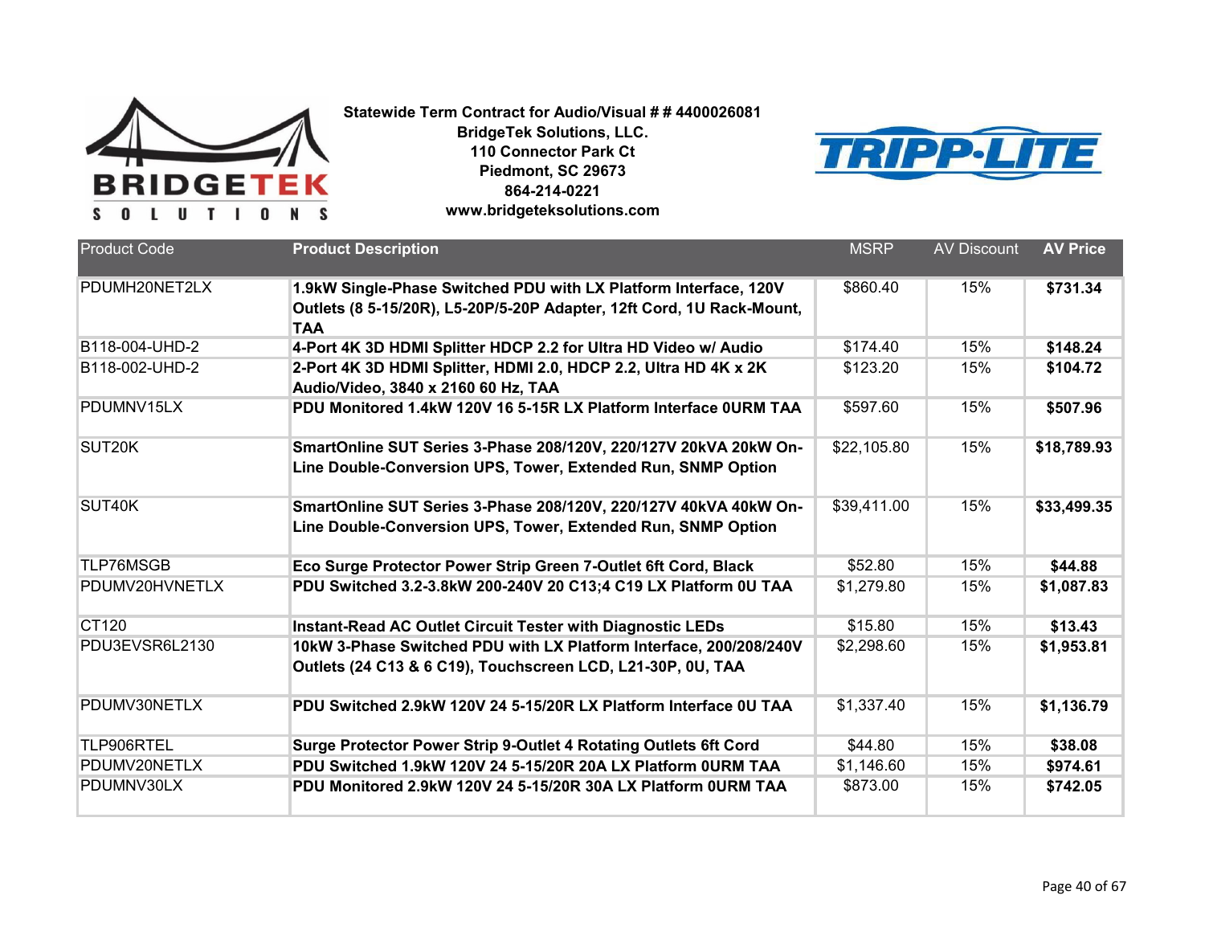**Statewide Term Contract for Audio/Visual # # 4400026081**
**BridgeTek Solutions, LLC.**
**110 Connector Park Ct**
**Piedmont, SC 29673**
**864-214-0221**
**www.bridgeteksolutions.com**

| Product Code | Product Description | MSRP | AV Discount | AV Price |
|---|---|---|---|---|
| PDUMH20NET2LX | **1.9kW Single-Phase Switched PDU with LX Platform Interface, 120V Outlets (8 5-15/20R), L5-20P/5-20P Adapter, 12ft Cord, 1U Rack-Mount, TAA** | $860.40 | 15% | **$731.34** |
| B118-004-UHD-2 | **4-Port 4K 3D HDMI Splitter HDCP 2.2 for Ultra HD Video w/ Audio** | $174.40 | 15% | **$148.24** |
| B118-002-UHD-2 | **2-Port 4K 3D HDMI Splitter, HDMI 2.0, HDCP 2.2, Ultra HD 4K x 2K Audio/Video, 3840 x 2160 60 Hz, TAA** | $123.20 | 15% | **$104.72** |
| PDUMNV15LX | **PDU Monitored 1.4kW 120V 16 5-15R LX Platform Interface 0URM TAA** | $597.60 | 15% | **$507.96** |
| SUT20K | **SmartOnline SUT Series 3-Phase 208/120V, 220/127V 20kVA 20kW On-Line Double-Conversion UPS, Tower, Extended Run, SNMP Option** | $22,105.80 | 15% | **$18,789.93** |
| SUT40K | **SmartOnline SUT Series 3-Phase 208/120V, 220/127V 40kVA 40kW On-Line Double-Conversion UPS, Tower, Extended Run, SNMP Option** | $39,411.00 | 15% | **$33,499.35** |
| TLP76MSGB | **Eco Surge Protector Power Strip Green 7-Outlet 6ft Cord, Black** | $52.80 | 15% | **$44.88** |
| PDUMV20HVNETLX | **PDU Switched 3.2-3.8kW 200-240V 20 C13;4 C19 LX Platform 0U TAA** | $1,279.80 | 15% | **$1,087.83** |
| CT120 | **Instant-Read AC Outlet Circuit Tester with Diagnostic LEDs** | $15.80 | 15% | **$13.43** |
| PDU3EVSR6L2130 | **10kW 3-Phase Switched PDU with LX Platform Interface, 200/208/240V Outlets (24 C13 & 6 C19), Touchscreen LCD, L21-30P, 0U, TAA** | $2,298.60 | 15% | **$1,953.81** |
| PDUMV30NETLX | **PDU Switched 2.9kW 120V 24 5-15/20R LX Platform Interface 0U TAA** | $1,337.40 | 15% | **$1,136.79** |
| TLP906RTEL | **Surge Protector Power Strip 9-Outlet 4 Rotating Outlets 6ft Cord** | $44.80 | 15% | **$38.08** |
| PDUMV20NETLX | **PDU Switched 1.9kW 120V 24 5-15/20R 20A LX Platform 0URM TAA** | $1,146.60 | 15% | **$974.61** |
| PDUMNV30LX | **PDU Monitored 2.9kW 120V 24 5-15/20R 30A LX Platform 0URM TAA** | $873.00 | 15% | **$742.05** |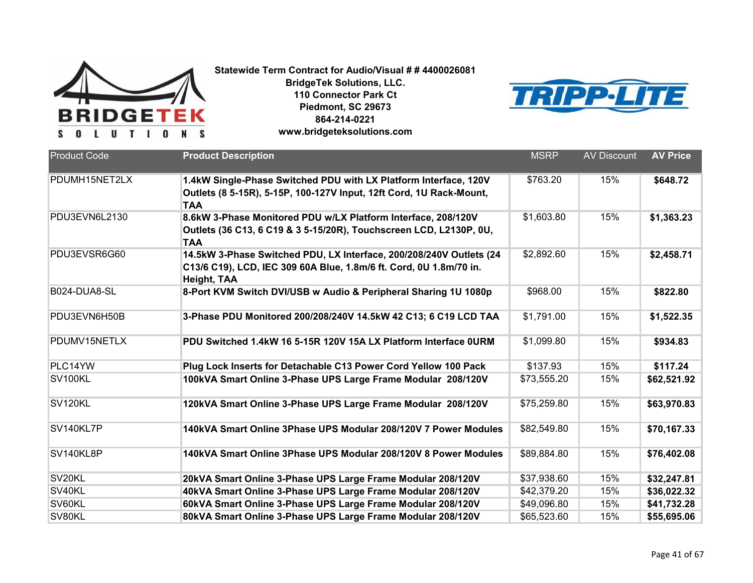**Statewide Term Contract for Audio/Visual # # 4400026081**
**BridgeTek Solutions, LLC.**
**110 Connector Park Ct**
**Piedmont, SC 29673**
**864-214-0221**
**www.bridgeteksolutions.com**

| Product Code | Product Description | MSRP | AV Discount | AV Price |
|---|---|---|---|---|
| PDUMH15NET2LX | **1.4kW Single-Phase Switched PDU with LX Platform Interface, 120V Outlets (8 5-15R), 5-15P, 100-127V Input, 12ft Cord, 1U Rack-Mount, TAA** | $763.20 | 15% | **$648.72** |
| PDU3EVN6L2130 | **8.6kW 3-Phase Monitored PDU w/LX Platform Interface, 208/120V Outlets (36 C13, 6 C19 & 3 5-15/20R), Touchscreen LCD, L2130P, 0U, TAA** | $1,603.80 | 15% | **$1,363.23** |
| PDU3EVSR6G60 | **14.5kW 3-Phase Switched PDU, LX Interface, 200/208/240V Outlets (24 C13/6 C19), LCD, IEC 309 60A Blue, 1.8m/6 ft. Cord, 0U 1.8m/70 in. Height, TAA** | $2,892.60 | 15% | **$2,458.71** |
| B024-DUA8-SL | **8-Port KVM Switch DVI/USB w Audio & Peripheral Sharing 1U 1080p** | $968.00 | 15% | **$822.80** |
| PDU3EVN6H50B | **3-Phase PDU Monitored 200/208/240V 14.5kW 42 C13; 6 C19 LCD TAA** | $1,791.00 | 15% | **$1,522.35** |
| PDUMV15NETLX | **PDU Switched 1.4kW 16 5-15R 120V 15A LX Platform Interface 0URM** | $1,099.80 | 15% | **$934.83** |
| PLC14YW | **Plug Lock Inserts for Detachable C13 Power Cord Yellow 100 Pack** | $137.93 | 15% | **$117.24** |
| SV100KL | **100kVA Smart Online 3-Phase UPS Large Frame Modular 208/120V** | $73,555.20 | 15% | **$62,521.92** |
| SV120KL | **120kVA Smart Online 3-Phase UPS Large Frame Modular 208/120V** | $75,259.80 | 15% | **$63,970.83** |
| SV140KL7P | **140kVA Smart Online 3Phase UPS Modular 208/120V 7 Power Modules** | $82,549.80 | 15% | **$70,167.33** |
| SV140KL8P | **140kVA Smart Online 3Phase UPS Modular 208/120V 8 Power Modules** | $89,884.80 | 15% | **$76,402.08** |
| SV20KL | **20kVA Smart Online 3-Phase UPS Large Frame Modular 208/120V** | $37,938.60 | 15% | **$32,247.81** |
| SV40KL | **40kVA Smart Online 3-Phase UPS Large Frame Modular 208/120V** | $42,379.20 | 15% | **$36,022.32** |
| SV60KL | **60kVA Smart Online 3-Phase UPS Large Frame Modular 208/120V** | $49,096.80 | 15% | **$41,732.28** |
| SV80KL | **80kVA Smart Online 3-Phase UPS Large Frame Modular 208/120V** | $65,523.60 | 15% | **$55,695.06** |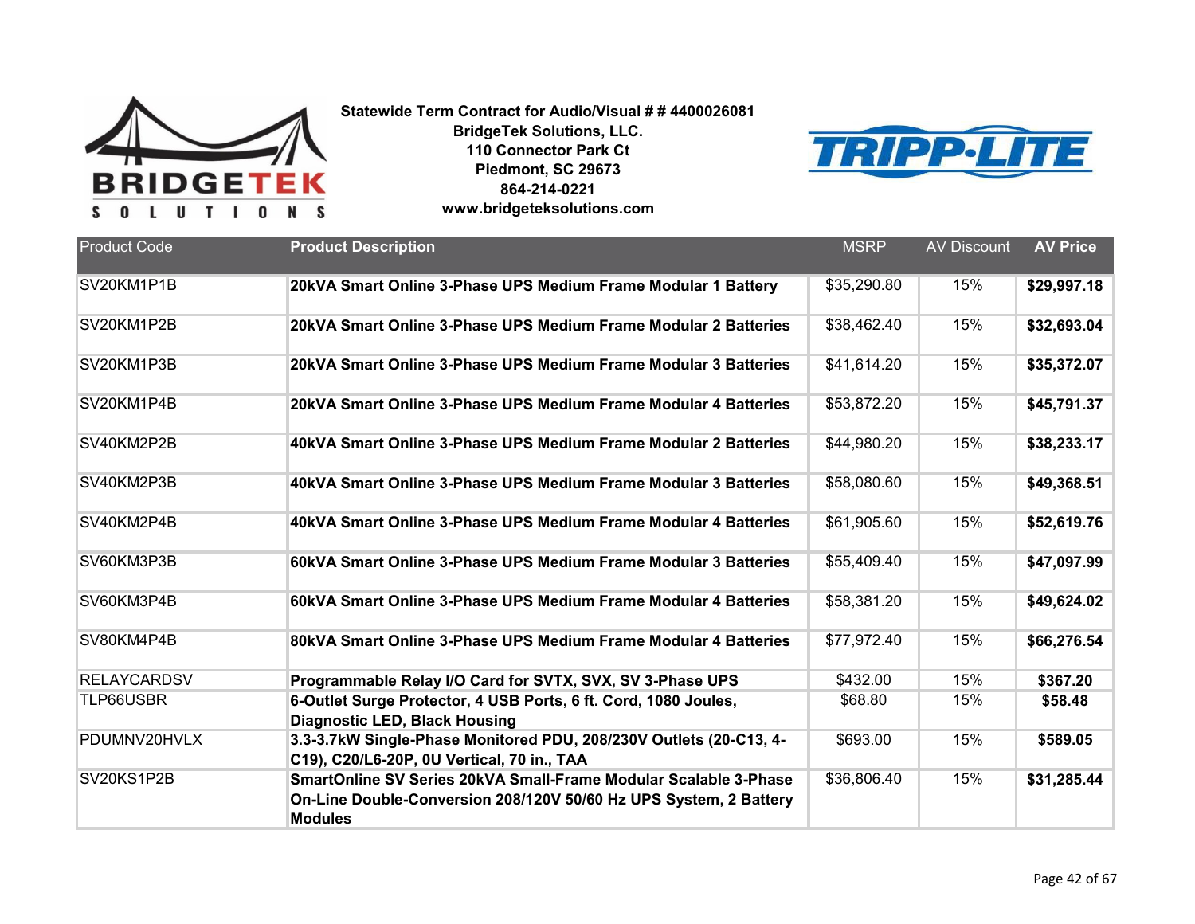**Statewide Term Contract for Audio/Visual # # 4400026081**
**BridgeTek Solutions, LLC.**
**110 Connector Park Ct**
**Piedmont, SC 29673**
**864-214-0221**
**www.bridgeteksolutions.com**

| Product Code | Product Description | MSRP | AV Discount | AV Price |
|---|---|---|---|---|
| SV20KM1P1B | **20kVA Smart Online 3-Phase UPS Medium Frame Modular 1 Battery** | $35,290.80 | 15% | **$29,997.18** |
| SV20KM1P2B | **20kVA Smart Online 3-Phase UPS Medium Frame Modular 2 Batteries** | $38,462.40 | 15% | **$32,693.04** |
| SV20KM1P3B | **20kVA Smart Online 3-Phase UPS Medium Frame Modular 3 Batteries** | $41,614.20 | 15% | **$35,372.07** |
| SV20KM1P4B | **20kVA Smart Online 3-Phase UPS Medium Frame Modular 4 Batteries** | $53,872.20 | 15% | **$45,791.37** |
| SV40KM2P2B | **40kVA Smart Online 3-Phase UPS Medium Frame Modular 2 Batteries** | $44,980.20 | 15% | **$38,233.17** |
| SV40KM2P3B | **40kVA Smart Online 3-Phase UPS Medium Frame Modular 3 Batteries** | $58,080.60 | 15% | **$49,368.51** |
| SV40KM2P4B | **40kVA Smart Online 3-Phase UPS Medium Frame Modular 4 Batteries** | $61,905.60 | 15% | **$52,619.76** |
| SV60KM3P3B | **60kVA Smart Online 3-Phase UPS Medium Frame Modular 3 Batteries** | $55,409.40 | 15% | **$47,097.99** |
| SV60KM3P4B | **60kVA Smart Online 3-Phase UPS Medium Frame Modular 4 Batteries** | $58,381.20 | 15% | **$49,624.02** |
| SV80KM4P4B | **80kVA Smart Online 3-Phase UPS Medium Frame Modular 4 Batteries** | $77,972.40 | 15% | **$66,276.54** |
| RELAYCARDSV | **Programmable Relay I/O Card for SVTX, SVX, SV 3-Phase UPS** | $432.00 | 15% | **$367.20** |
| TLP66USBR | **6-Outlet Surge Protector, 4 USB Ports, 6 ft. Cord, 1080 Joules, Diagnostic LED, Black Housing** | $68.80 | 15% | **$58.48** |
| PDUMNV20HVLX | **3.3-3.7kW Single-Phase Monitored PDU, 208/230V Outlets (20-C13, 4-C19), C20/L6-20P, 0U Vertical, 70 in., TAA** | $693.00 | 15% | **$589.05** |
| SV20KS1P2B | **SmartOnline SV Series 20kVA Small-Frame Modular Scalable 3-Phase On-Line Double-Conversion 208/120V 50/60 Hz UPS System, 2 Battery Modules** | $36,806.40 | 15% | **$31,285.44** |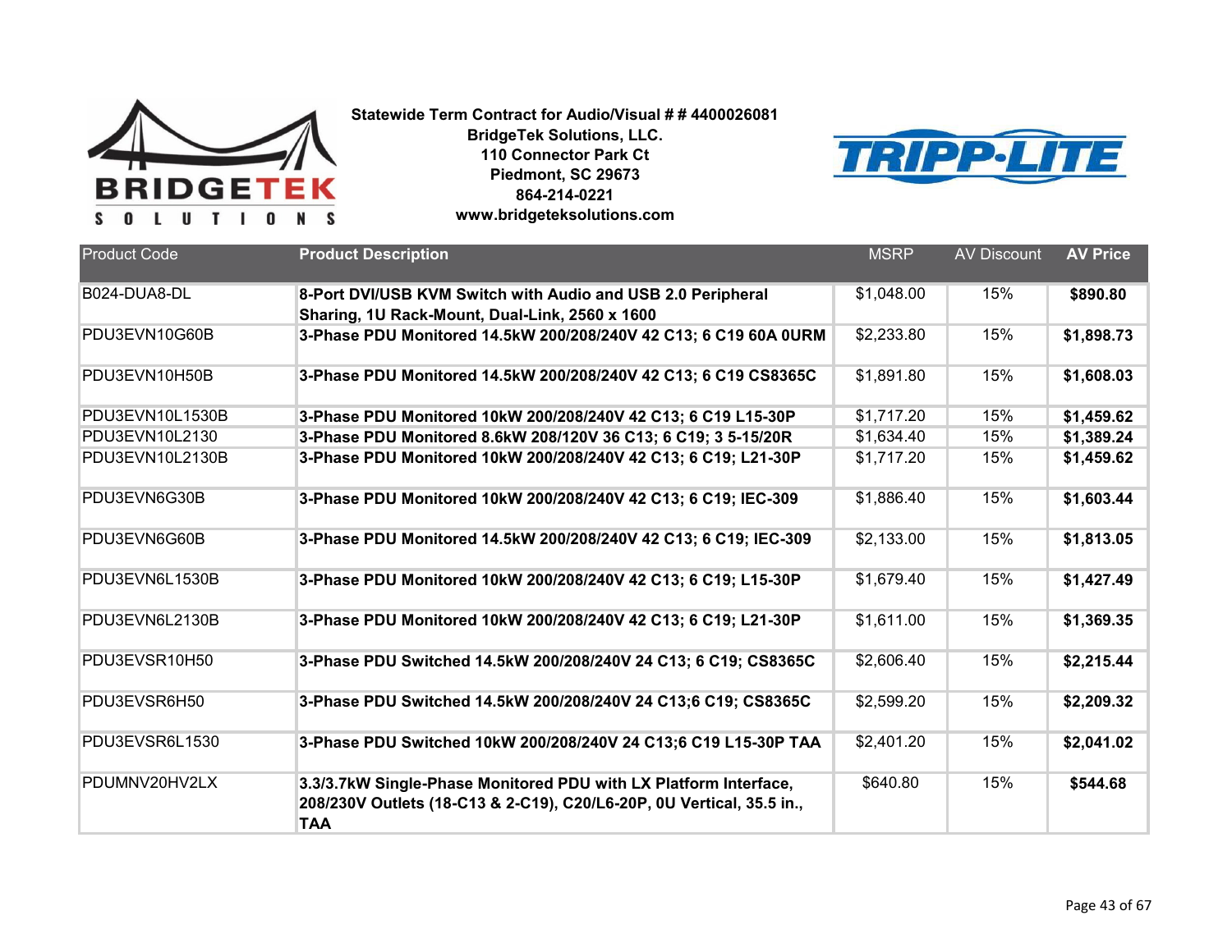**Statewide Term Contract for Audio/Visual # # 4400026081**
**BridgeTek Solutions, LLC.**
**110 Connector Park Ct**
**Piedmont, SC 29673**
**864-214-0221**
**www.bridgeteksolutions.com**

| Product Code | Product Description | MSRP | AV Discount | AV Price |
|---|---|---|---|---|
| B024-DUA8-DL | **8-Port DVI/USB KVM Switch with Audio and USB 2.0 Peripheral Sharing, 1U Rack-Mount, Dual-Link, 2560 x 1600** | $1,048.00 | 15% | **$890.80** |
| PDU3EVN10G60B | **3-Phase PDU Monitored 14.5kW 200/208/240V 42 C13; 6 C19 60A 0URM** | $2,233.80 | 15% | **$1,898.73** |
| PDU3EVN10H50B | **3-Phase PDU Monitored 14.5kW 200/208/240V 42 C13; 6 C19 CS8365C** | $1,891.80 | 15% | **$1,608.03** |
| PDU3EVN10L1530B | **3-Phase PDU Monitored 10kW 200/208/240V 42 C13; 6 C19 L15-30P** | $1,717.20 | 15% | **$1,459.62** |
| PDU3EVN10L2130 | **3-Phase PDU Monitored 8.6kW 208/120V 36 C13; 6 C19; 3 5-15/20R** | $1,634.40 | 15% | **$1,389.24** |
| PDU3EVN10L2130B | **3-Phase PDU Monitored 10kW 200/208/240V 42 C13; 6 C19; L21-30P** | $1,717.20 | 15% | **$1,459.62** |
| PDU3EVN6G30B | **3-Phase PDU Monitored 10kW 200/208/240V 42 C13; 6 C19; IEC-309** | $1,886.40 | 15% | **$1,603.44** |
| PDU3EVN6G60B | **3-Phase PDU Monitored 14.5kW 200/208/240V 42 C13; 6 C19; IEC-309** | $2,133.00 | 15% | **$1,813.05** |
| PDU3EVN6L1530B | **3-Phase PDU Monitored 10kW 200/208/240V 42 C13; 6 C19; L15-30P** | $1,679.40 | 15% | **$1,427.49** |
| PDU3EVN6L2130B | **3-Phase PDU Monitored 10kW 200/208/240V 42 C13; 6 C19; L21-30P** | $1,611.00 | 15% | **$1,369.35** |
| PDU3EVSR10H50 | **3-Phase PDU Switched 14.5kW 200/208/240V 24 C13; 6 C19; CS8365C** | $2,606.40 | 15% | **$2,215.44** |
| PDU3EVSR6H50 | **3-Phase PDU Switched 14.5kW 200/208/240V 24 C13;6 C19; CS8365C** | $2,599.20 | 15% | **$2,209.32** |
| PDU3EVSR6L1530 | **3-Phase PDU Switched 10kW 200/208/240V 24 C13;6 C19 L15-30P TAA** | $2,401.20 | 15% | **$2,041.02** |
| PDUMNV20HV2LX | **3.3/3.7kW Single-Phase Monitored PDU with LX Platform Interface, 208/230V Outlets (18-C13 & 2-C19), C20/L6-20P, 0U Vertical, 35.5 in., TAA** | $640.80 | 15% | **$544.68** |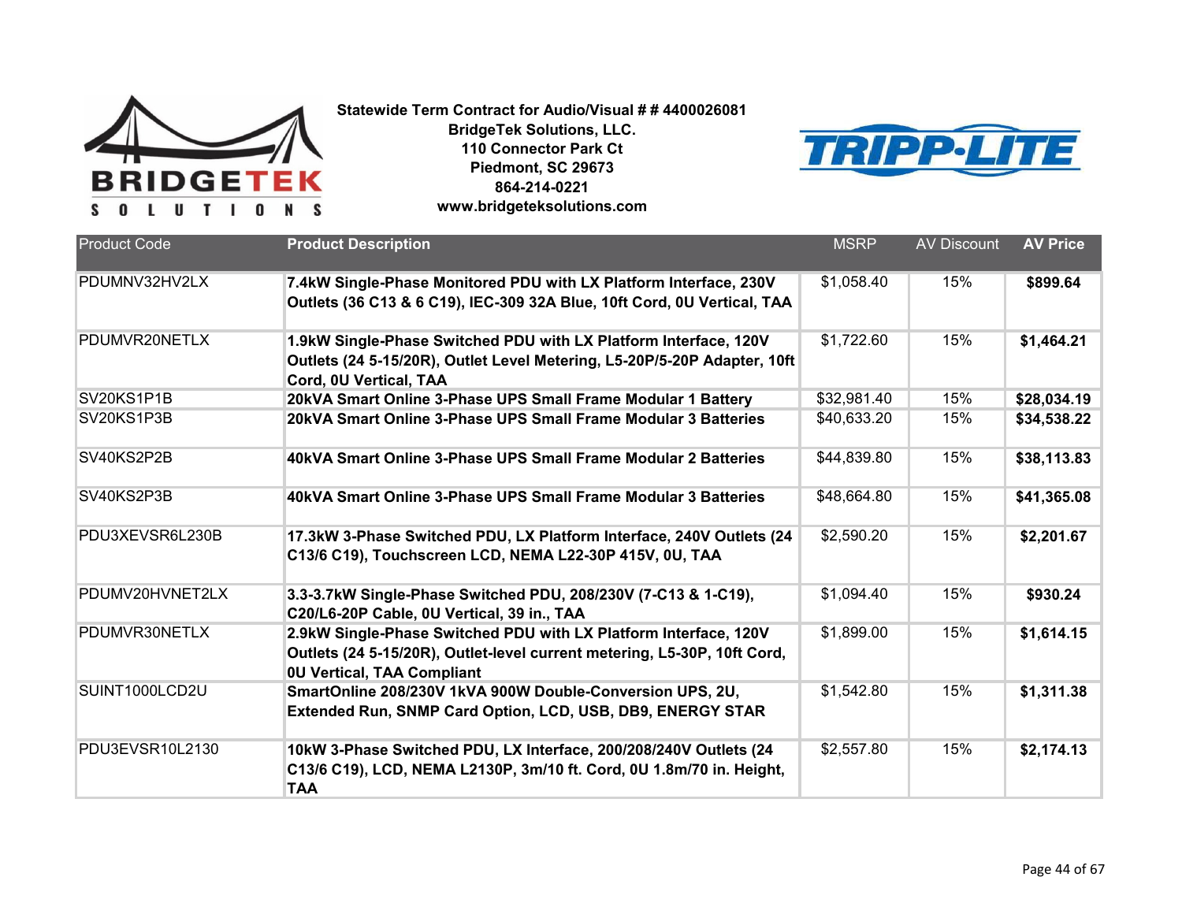**Statewide Term Contract for Audio/Visual # # 4400026081**
**BridgeTek Solutions, LLC.**
**110 Connector Park Ct**
**Piedmont, SC 29673**
**864-214-0221**
**www.bridgeteksolutions.com**

| Product Code | Product Description | MSRP | AV Discount | AV Price |
|---|---|---|---|---|
| PDUMNV32HV2LX | **7.4kW Single-Phase Monitored PDU with LX Platform Interface, 230V Outlets (36 C13 & 6 C19), IEC-309 32A Blue, 10ft Cord, 0U Vertical, TAA** | $1,058.40 | 15% | **$899.64** |
| PDUMVR20NETLX | **1.9kW Single-Phase Switched PDU with LX Platform Interface, 120V Outlets (24 5-15/20R), Outlet Level Metering, L5-20P/5-20P Adapter, 10ft Cord, 0U Vertical, TAA** | $1,722.60 | 15% | **$1,464.21** |
| SV20KS1P1B | **20kVA Smart Online 3-Phase UPS Small Frame Modular 1 Battery** | $32,981.40 | 15% | **$28,034.19** |
| SV20KS1P3B | **20kVA Smart Online 3-Phase UPS Small Frame Modular 3 Batteries** | $40,633.20 | 15% | **$34,538.22** |
| SV40KS2P2B | **40kVA Smart Online 3-Phase UPS Small Frame Modular 2 Batteries** | $44,839.80 | 15% | **$38,113.83** |
| SV40KS2P3B | **40kVA Smart Online 3-Phase UPS Small Frame Modular 3 Batteries** | $48,664.80 | 15% | **$41,365.08** |
| PDU3XEVSR6L230B | **17.3kW 3-Phase Switched PDU, LX Platform Interface, 240V Outlets (24 C13/6 C19), Touchscreen LCD, NEMA L22-30P 415V, 0U, TAA** | $2,590.20 | 15% | **$2,201.67** |
| PDUMV20HVNET2LX | **3.3-3.7kW Single-Phase Switched PDU, 208/230V (7-C13 & 1-C19), C20/L6-20P Cable, 0U Vertical, 39 in., TAA** | $1,094.40 | 15% | **$930.24** |
| PDUMVR30NETLX | **2.9kW Single-Phase Switched PDU with LX Platform Interface, 120V Outlets (24 5-15/20R), Outlet-level current metering, L5-30P, 10ft Cord, 0U Vertical, TAA Compliant** | $1,899.00 | 15% | **$1,614.15** |
| SUINT1000LCD2U | **SmartOnline 208/230V 1kVA 900W Double-Conversion UPS, 2U, Extended Run, SNMP Card Option, LCD, USB, DB9, ENERGY STAR** | $1,542.80 | 15% | **$1,311.38** |
| PDU3EVSR10L2130 | **10kW 3-Phase Switched PDU, LX Interface, 200/208/240V Outlets (24 C13/6 C19), LCD, NEMA L2130P, 3m/10 ft. Cord, 0U 1.8m/70 in. Height, TAA** | $2,557.80 | 15% | **$2,174.13** |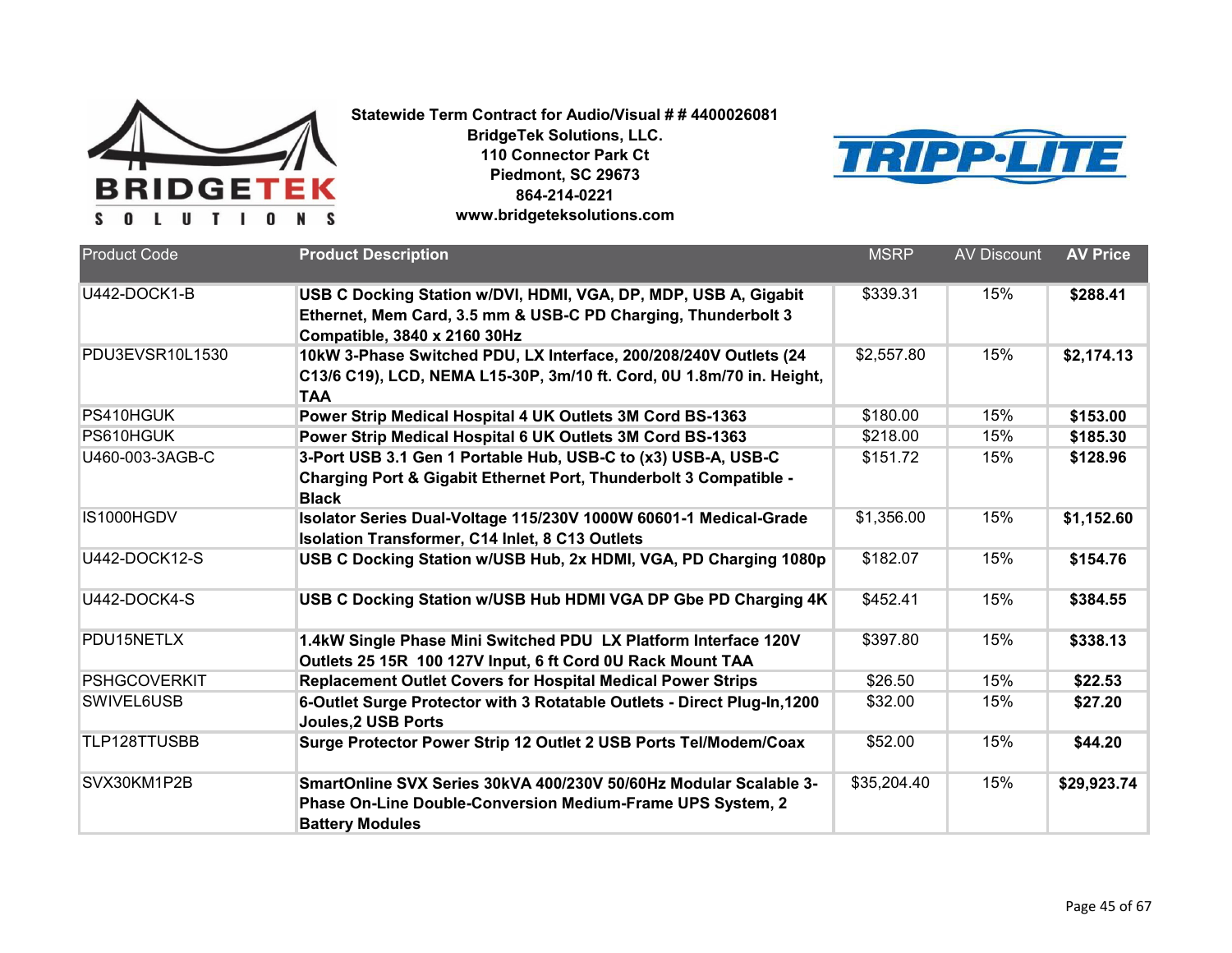**Statewide Term Contract for Audio/Visual # # 4400026081**
**BridgeTek Solutions, LLC.**
**110 Connector Park Ct**
**Piedmont, SC 29673**
**864-214-0221**
**www.bridgeteksolutions.com**

| Product Code | Product Description | MSRP | AV Discount | AV Price |
|---|---|---|---|---|
| U442-DOCK1-B | **USB C Docking Station w/DVI, HDMI, VGA, DP, MDP, USB A, Gigabit Ethernet, Mem Card, 3.5 mm & USB-C PD Charging, Thunderbolt 3 Compatible, 3840 x 2160 30Hz** | $339.31 | 15% | **$288.41** |
| PDU3EVSR10L1530 | **10kW 3-Phase Switched PDU, LX Interface, 200/208/240V Outlets (24 C13/6 C19), LCD, NEMA L15-30P, 3m/10 ft. Cord, 0U 1.8m/70 in. Height, TAA** | $2,557.80 | 15% | **$2,174.13** |
| PS410HGUK | **Power Strip Medical Hospital 4 UK Outlets 3M Cord BS-1363** | $180.00 | 15% | **$153.00** |
| PS610HGUK | **Power Strip Medical Hospital 6 UK Outlets 3M Cord BS-1363** | $218.00 | 15% | **$185.30** |
| U460-003-3AGB-C | **3-Port USB 3.1 Gen 1 Portable Hub, USB-C to (x3) USB-A, USB-C Charging Port & Gigabit Ethernet Port, Thunderbolt 3 Compatible - Black** | $151.72 | 15% | **$128.96** |
| IS1000HGDV | **Isolator Series Dual-Voltage 115/230V 1000W 60601-1 Medical-Grade Isolation Transformer, C14 Inlet, 8 C13 Outlets** | $1,356.00 | 15% | **$1,152.60** |
| U442-DOCK12-S | **USB C Docking Station w/USB Hub, 2x HDMI, VGA, PD Charging 1080p** | $182.07 | 15% | **$154.76** |
| U442-DOCK4-S | **USB C Docking Station w/USB Hub HDMI VGA DP Gbe PD Charging 4K** | $452.41 | 15% | **$384.55** |
| PDU15NETLX | **1.4kW Single Phase Mini Switched PDU LX Platform Interface 120V Outlets 25 15R 100 127V Input, 6 ft Cord 0U Rack Mount TAA** | $397.80 | 15% | **$338.13** |
| PSHGCOVERKIT | **Replacement Outlet Covers for Hospital Medical Power Strips** | $26.50 | 15% | **$22.53** |
| SWIVEL6USB | **6-Outlet Surge Protector with 3 Rotatable Outlets - Direct Plug-In,1200 Joules,2 USB Ports** | $32.00 | 15% | **$27.20** |
| TLP128TTUSBB | **Surge Protector Power Strip 12 Outlet 2 USB Ports Tel/Modem/Coax** | $52.00 | 15% | **$44.20** |
| SVX30KM1P2B | **SmartOnline SVX Series 30kVA 400/230V 50/60Hz Modular Scalable 3-Phase On-Line Double-Conversion Medium-Frame UPS System, 2 Battery Modules** | $35,204.40 | 15% | **$29,923.74** |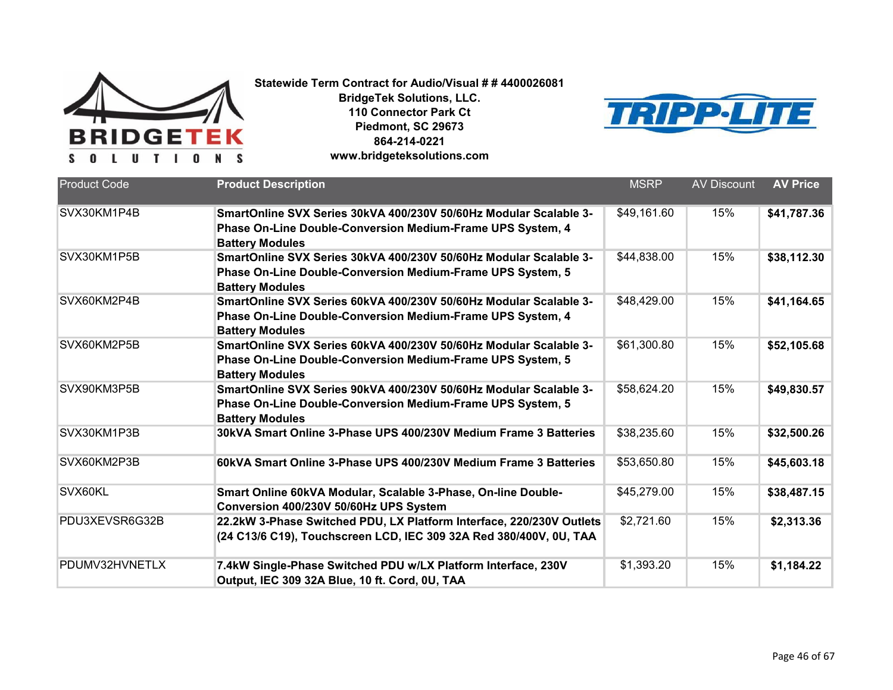**Statewide Term Contract for Audio/Visual # # 4400026081**
**BridgeTek Solutions, LLC.**
**110 Connector Park Ct**
**Piedmont, SC 29673**
**864-214-0221**
**www.bridgeteksolutions.com**

| Product Code | Product Description | MSRP | AV Discount | AV Price |
|---|---|---|---|---|
| SVX30KM1P4B | **SmartOnline SVX Series 30kVA 400/230V 50/60Hz Modular Scalable 3-Phase On-Line Double-Conversion Medium-Frame UPS System, 4 Battery Modules** | $49,161.60 | 15% | **$41,787.36** |
| SVX30KM1P5B | **SmartOnline SVX Series 30kVA 400/230V 50/60Hz Modular Scalable 3-Phase On-Line Double-Conversion Medium-Frame UPS System, 5 Battery Modules** | $44,838.00 | 15% | **$38,112.30** |
| SVX60KM2P4B | **SmartOnline SVX Series 60kVA 400/230V 50/60Hz Modular Scalable 3-Phase On-Line Double-Conversion Medium-Frame UPS System, 4 Battery Modules** | $48,429.00 | 15% | **$41,164.65** |
| SVX60KM2P5B | **SmartOnline SVX Series 60kVA 400/230V 50/60Hz Modular Scalable 3-Phase On-Line Double-Conversion Medium-Frame UPS System, 5 Battery Modules** | $61,300.80 | 15% | **$52,105.68** |
| SVX90KM3P5B | **SmartOnline SVX Series 90kVA 400/230V 50/60Hz Modular Scalable 3-Phase On-Line Double-Conversion Medium-Frame UPS System, 5 Battery Modules** | $58,624.20 | 15% | **$49,830.57** |
| SVX30KM1P3B | **30kVA Smart Online 3-Phase UPS 400/230V Medium Frame 3 Batteries** | $38,235.60 | 15% | **$32,500.26** |
| SVX60KM2P3B | **60kVA Smart Online 3-Phase UPS 400/230V Medium Frame 3 Batteries** | $53,650.80 | 15% | **$45,603.18** |
| SVX60KL | **Smart Online 60kVA Modular, Scalable 3-Phase, On-line Double-Conversion 400/230V 50/60Hz UPS System** | $45,279.00 | 15% | **$38,487.15** |
| PDU3XEVSR6G32B | **22.2kW 3-Phase Switched PDU, LX Platform Interface, 220/230V Outlets (24 C13/6 C19), Touchscreen LCD, IEC 309 32A Red 380/400V, 0U, TAA** | $2,721.60 | 15% | **$2,313.36** |
| PDUMV32HVNETLX | **7.4kW Single-Phase Switched PDU w/LX Platform Interface, 230V Output, IEC 309 32A Blue, 10 ft. Cord, 0U, TAA** | $1,393.20 | 15% | **$1,184.22** |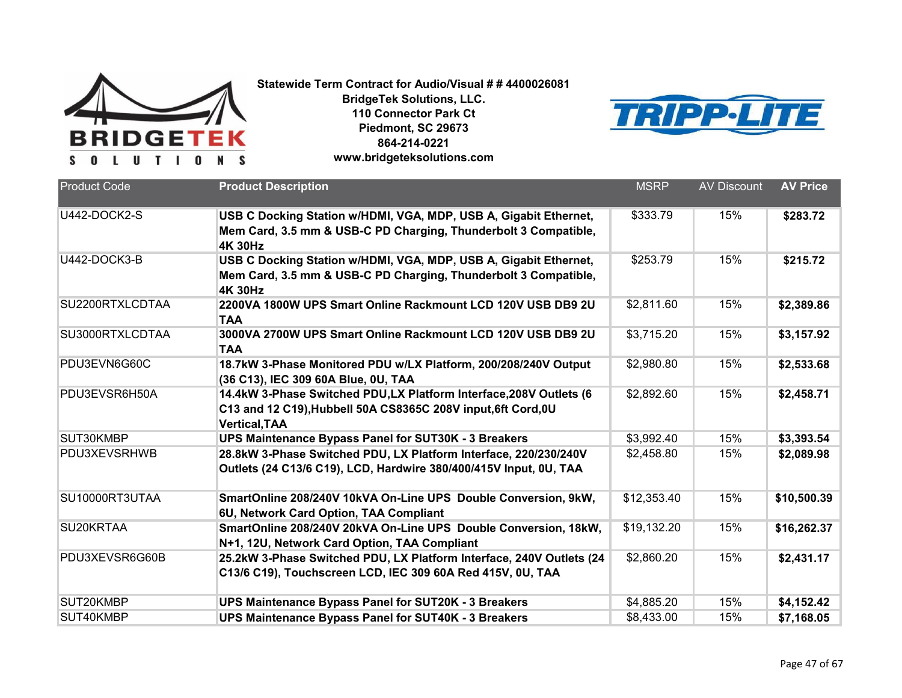**Statewide Term Contract for Audio/Visual # # 4400026081**
**BridgeTek Solutions, LLC.**
**110 Connector Park Ct**
**Piedmont, SC 29673**
**864-214-0221**
**www.bridgeteksolutions.com**

| Product Code | Product Description | MSRP | AV Discount | AV Price |
|---|---|---|---|---|
| U442-DOCK2-S | **USB C Docking Station w/HDMI, VGA, MDP, USB A, Gigabit Ethernet, Mem Card, 3.5 mm & USB-C PD Charging, Thunderbolt 3 Compatible, 4K 30Hz** | $333.79 | 15% | **$283.72** |
| U442-DOCK3-B | **USB C Docking Station w/HDMI, VGA, MDP, USB A, Gigabit Ethernet, Mem Card, 3.5 mm & USB-C PD Charging, Thunderbolt 3 Compatible, 4K 30Hz** | $253.79 | 15% | **$215.72** |
| SU2200RTXLCDTAA | **2200VA 1800W UPS Smart Online Rackmount LCD 120V USB DB9 2U TAA** | $2,811.60 | 15% | **$2,389.86** |
| SU3000RTXLCDTAA | **3000VA 2700W UPS Smart Online Rackmount LCD 120V USB DB9 2U TAA** | $3,715.20 | 15% | **$3,157.92** |
| PDU3EVN6G60C | **18.7kW 3-Phase Monitored PDU w/LX Platform, 200/208/240V Output (36 C13), IEC 309 60A Blue, 0U, TAA** | $2,980.80 | 15% | **$2,533.68** |
| PDU3EVSR6H50A | **14.4kW 3-Phase Switched PDU,LX Platform Interface,208V Outlets (6 C13 and 12 C19),Hubbell 50A CS8365C 208V input,6ft Cord,0U Vertical,TAA** | $2,892.60 | 15% | **$2,458.71** |
| SUT30KMBP | **UPS Maintenance Bypass Panel for SUT30K - 3 Breakers** | $3,992.40 | 15% | **$3,393.54** |
| PDU3XEVSRHWB | **28.8kW 3-Phase Switched PDU, LX Platform Interface, 220/230/240V Outlets (24 C13/6 C19), LCD, Hardwire 380/400/415V Input, 0U, TAA** | $2,458.80 | 15% | **$2,089.98** |
| SU10000RT3UTAA | **SmartOnline 208/240V 10kVA On-Line UPS Double Conversion, 9kW, 6U, Network Card Option, TAA Compliant** | $12,353.40 | 15% | **$10,500.39** |
| SU20KRTAA | **SmartOnline 208/240V 20kVA On-Line UPS Double Conversion, 18kW, N+1, 12U, Network Card Option, TAA Compliant** | $19,132.20 | 15% | **$16,262.37** |
| PDU3XEVSR6G60B | **25.2kW 3-Phase Switched PDU, LX Platform Interface, 240V Outlets (24 C13/6 C19), Touchscreen LCD, IEC 309 60A Red 415V, 0U, TAA** | $2,860.20 | 15% | **$2,431.17** |
| SUT20KMBP | **UPS Maintenance Bypass Panel for SUT20K - 3 Breakers** | $4,885.20 | 15% | **$4,152.42** |
| SUT40KMBP | **UPS Maintenance Bypass Panel for SUT40K - 3 Breakers** | $8,433.00 | 15% | **$7,168.05** |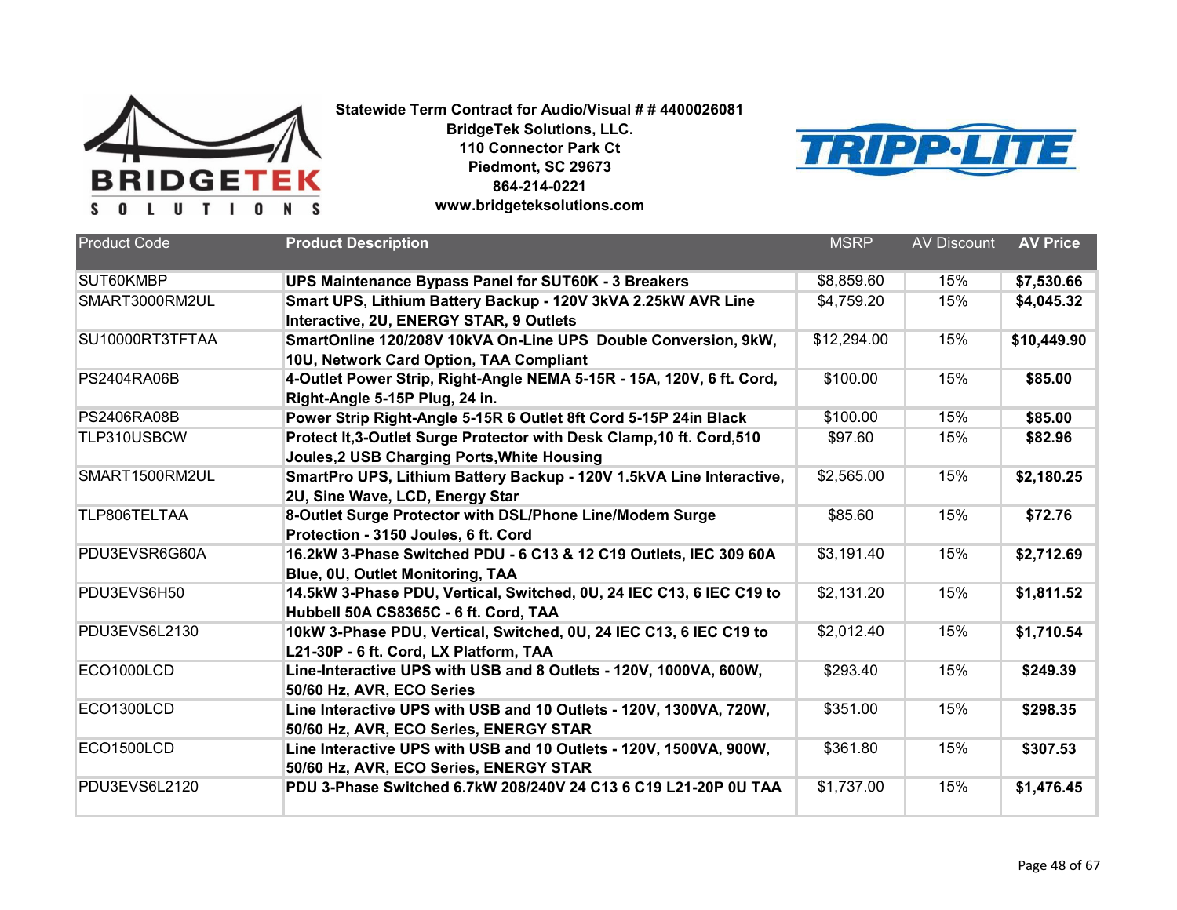**Statewide Term Contract for Audio/Visual # # 4400026081**
**BridgeTek Solutions, LLC.**
**110 Connector Park Ct**
**Piedmont, SC 29673**
**864-214-0221**
**www.bridgeteksolutions.com**

| Product Code | Product Description | MSRP | AV Discount | AV Price |
|---|---|---|---|---|
| SUT60KMBP | **UPS Maintenance Bypass Panel for SUT60K - 3 Breakers** | $8,859.60 | 15% | **$7,530.66** |
| SMART3000RM2UL | **Smart UPS, Lithium Battery Backup - 120V 3kVA 2.25kW AVR Line Interactive, 2U, ENERGY STAR, 9 Outlets** | $4,759.20 | 15% | **$4,045.32** |
| SU10000RT3TFTAA | **SmartOnline 120/208V 10kVA On-Line UPS Double Conversion, 9kW, 10U, Network Card Option, TAA Compliant** | $12,294.00 | 15% | **$10,449.90** |
| PS2404RA06B | **4-Outlet Power Strip, Right-Angle NEMA 5-15R - 15A, 120V, 6 ft. Cord, Right-Angle 5-15P Plug, 24 in.** | $100.00 | 15% | **$85.00** |
| PS2406RA08B | **Power Strip Right-Angle 5-15R 6 Outlet 8ft Cord 5-15P 24in Black** | $100.00 | 15% | **$85.00** |
| TLP310USBCW | **Protect It,3-Outlet Surge Protector with Desk Clamp,10 ft. Cord,510 Joules,2 USB Charging Ports,White Housing** | $97.60 | 15% | **$82.96** |
| SMART1500RM2UL | **SmartPro UPS, Lithium Battery Backup - 120V 1.5kVA Line Interactive, 2U, Sine Wave, LCD, Energy Star** | $2,565.00 | 15% | **$2,180.25** |
| TLP806TELTAA | **8-Outlet Surge Protector with DSL/Phone Line/Modem Surge Protection - 3150 Joules, 6 ft. Cord** | $85.60 | 15% | **$72.76** |
| PDU3EVSR6G60A | **16.2kW 3-Phase Switched PDU - 6 C13 & 12 C19 Outlets, IEC 309 60A Blue, 0U, Outlet Monitoring, TAA** | $3,191.40 | 15% | **$2,712.69** |
| PDU3EVS6H50 | **14.5kW 3-Phase PDU, Vertical, Switched, 0U, 24 IEC C13, 6 IEC C19 to Hubbell 50A CS8365C - 6 ft. Cord, TAA** | $2,131.20 | 15% | **$1,811.52** |
| PDU3EVS6L2130 | **10kW 3-Phase PDU, Vertical, Switched, 0U, 24 IEC C13, 6 IEC C19 to L21-30P - 6 ft. Cord, LX Platform, TAA** | $2,012.40 | 15% | **$1,710.54** |
| ECO1000LCD | **Line-Interactive UPS with USB and 8 Outlets - 120V, 1000VA, 600W, 50/60 Hz, AVR, ECO Series** | $293.40 | 15% | **$249.39** |
| ECO1300LCD | **Line Interactive UPS with USB and 10 Outlets - 120V, 1300VA, 720W, 50/60 Hz, AVR, ECO Series, ENERGY STAR** | $351.00 | 15% | **$298.35** |
| ECO1500LCD | **Line Interactive UPS with USB and 10 Outlets - 120V, 1500VA, 900W, 50/60 Hz, AVR, ECO Series, ENERGY STAR** | $361.80 | 15% | **$307.53** |
| PDU3EVS6L2120 | **PDU 3-Phase Switched 6.7kW 208/240V 24 C13 6 C19 L21-20P 0U TAA** | $1,737.00 | 15% | **$1,476.45** |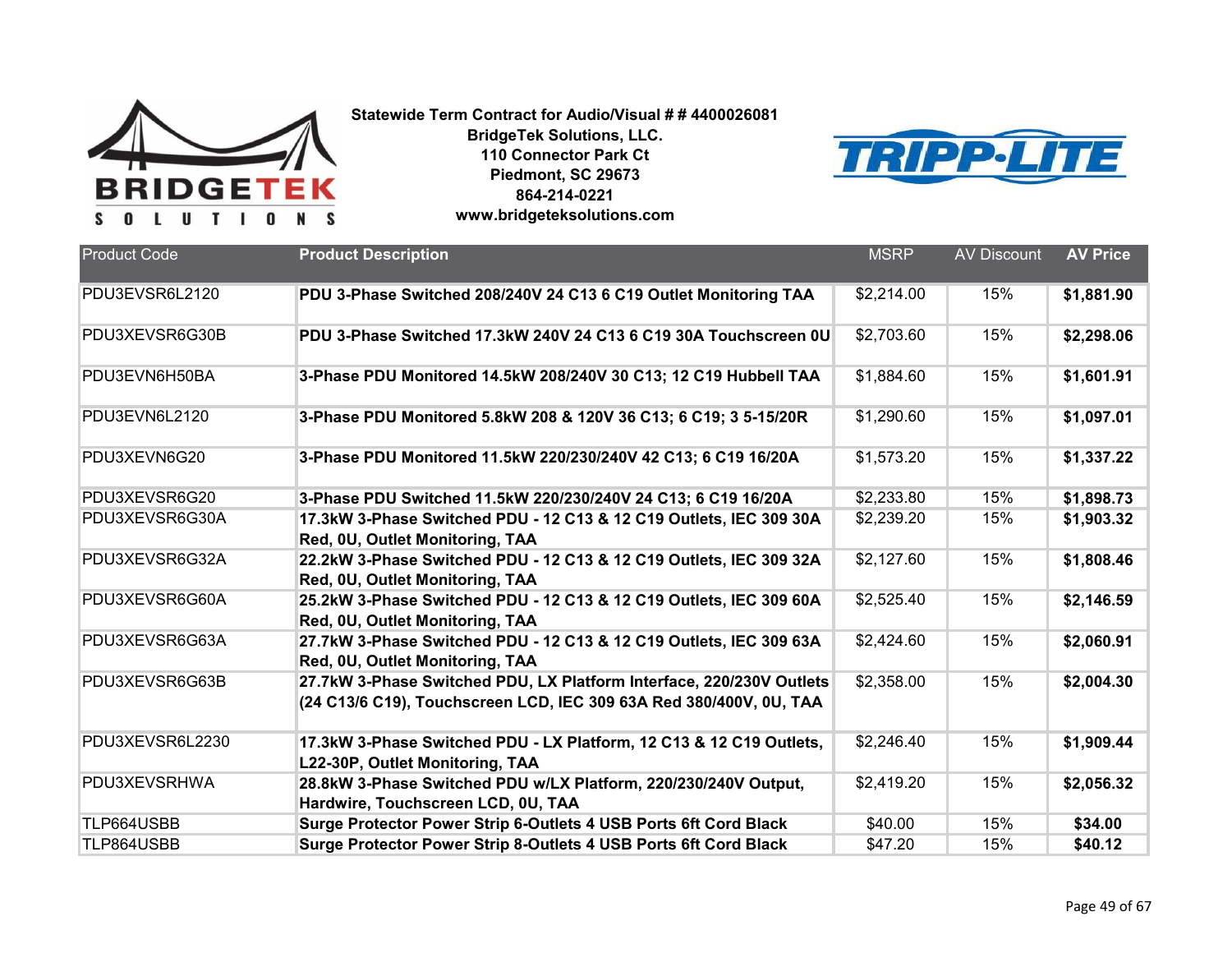**Statewide Term Contract for Audio/Visual # # 4400026081**
**BridgeTek Solutions, LLC.**
**110 Connector Park Ct**
**Piedmont, SC 29673**
**864-214-0221**
**www.bridgeteksolutions.com**

| Product Code | Product Description | MSRP | AV Discount | AV Price |
|---|---|---|---|---|
| PDU3EVSR6L2120 | **PDU 3-Phase Switched 208/240V 24 C13 6 C19 Outlet Monitoring TAA** | $2,214.00 | 15% | **$1,881.90** |
| PDU3XEVSR6G30B | **PDU 3-Phase Switched 17.3kW 240V 24 C13 6 C19 30A Touchscreen 0U** | $2,703.60 | 15% | **$2,298.06** |
| PDU3EVN6H50BA | **3-Phase PDU Monitored 14.5kW 208/240V 30 C13; 12 C19 Hubbell TAA** | $1,884.60 | 15% | **$1,601.91** |
| PDU3EVN6L2120 | **3-Phase PDU Monitored 5.8kW 208 & 120V 36 C13; 6 C19; 3 5-15/20R** | $1,290.60 | 15% | **$1,097.01** |
| PDU3XEVN6G20 | **3-Phase PDU Monitored 11.5kW 220/230/240V 42 C13; 6 C19 16/20A** | $1,573.20 | 15% | **$1,337.22** |
| PDU3XEVSR6G20 | **3-Phase PDU Switched 11.5kW 220/230/240V 24 C13; 6 C19 16/20A** | $2,233.80 | 15% | **$1,898.73** |
| PDU3XEVSR6G30A | **17.3kW 3-Phase Switched PDU - 12 C13 & 12 C19 Outlets, IEC 309 30A Red, 0U, Outlet Monitoring, TAA** | $2,239.20 | 15% | **$1,903.32** |
| PDU3XEVSR6G32A | **22.2kW 3-Phase Switched PDU - 12 C13 & 12 C19 Outlets, IEC 309 32A Red, 0U, Outlet Monitoring, TAA** | $2,127.60 | 15% | **$1,808.46** |
| PDU3XEVSR6G60A | **25.2kW 3-Phase Switched PDU - 12 C13 & 12 C19 Outlets, IEC 309 60A Red, 0U, Outlet Monitoring, TAA** | $2,525.40 | 15% | **$2,146.59** |
| PDU3XEVSR6G63A | **27.7kW 3-Phase Switched PDU - 12 C13 & 12 C19 Outlets, IEC 309 63A Red, 0U, Outlet Monitoring, TAA** | $2,424.60 | 15% | **$2,060.91** |
| PDU3XEVSR6G63B | **27.7kW 3-Phase Switched PDU, LX Platform Interface, 220/230V Outlets (24 C13/6 C19), Touchscreen LCD, IEC 309 63A Red 380/400V, 0U, TAA** | $2,358.00 | 15% | **$2,004.30** |
| PDU3XEVSR6L2230 | **17.3kW 3-Phase Switched PDU - LX Platform, 12 C13 & 12 C19 Outlets, L22-30P, Outlet Monitoring, TAA** | $2,246.40 | 15% | **$1,909.44** |
| PDU3XEVSRHWA | **28.8kW 3-Phase Switched PDU w/LX Platform, 220/230/240V Output, Hardwire, Touchscreen LCD, 0U, TAA** | $2,419.20 | 15% | **$2,056.32** |
| TLP664USBB | **Surge Protector Power Strip 6-Outlets 4 USB Ports 6ft Cord Black** | $40.00 | 15% | **$34.00** |
| TLP864USBB | **Surge Protector Power Strip 8-Outlets 4 USB Ports 6ft Cord Black** | $47.20 | 15% | **$40.12** |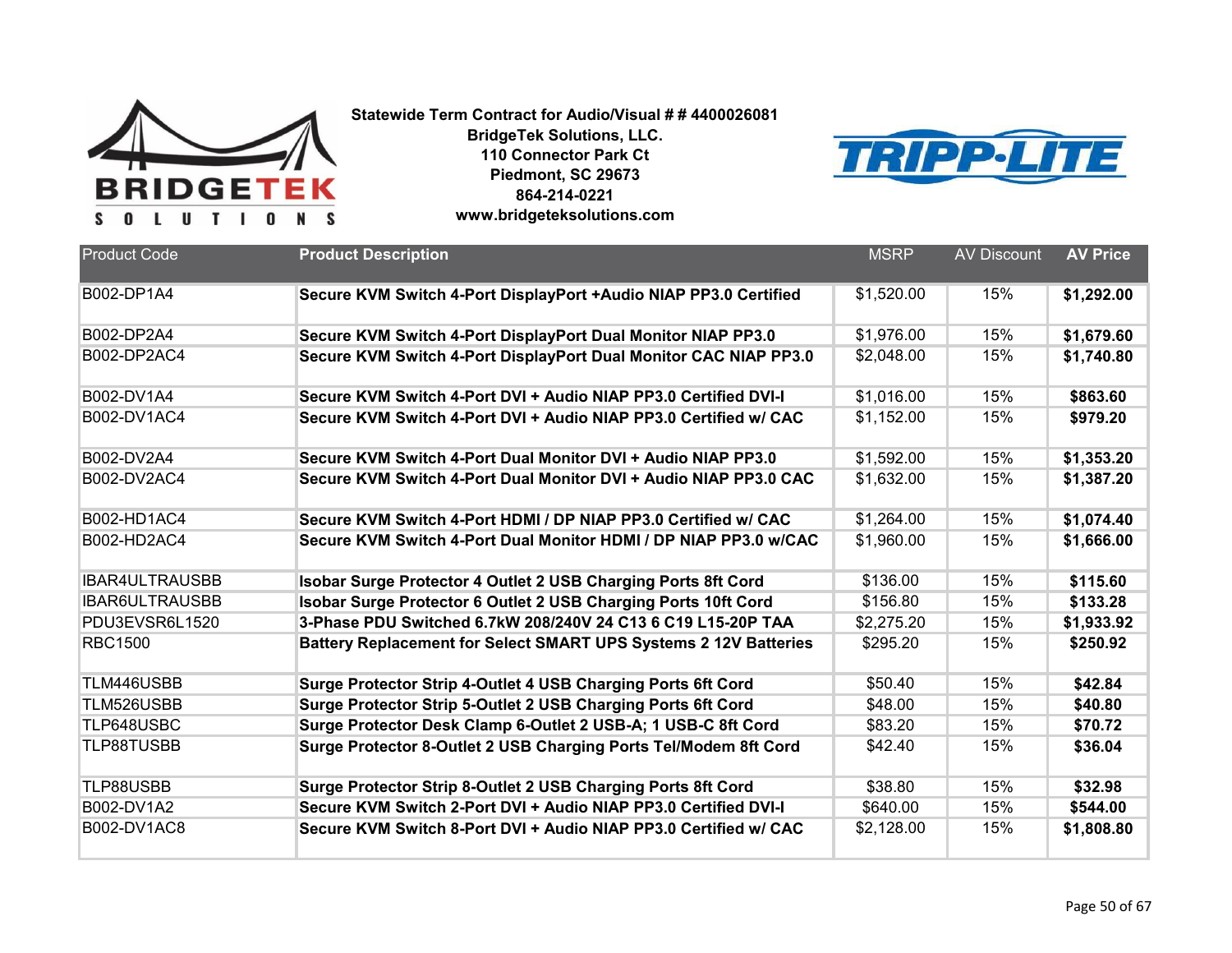**Statewide Term Contract for Audio/Visual # # 4400026081**
**BridgeTek Solutions, LLC.**
**110 Connector Park Ct**
**Piedmont, SC 29673**
**864-214-0221**
**www.bridgeteksolutions.com**

| Product Code | Product Description | MSRP | AV Discount | AV Price |
|---|---|---|---|---|
| B002-DP1A4 | **Secure KVM Switch 4-Port DisplayPort +Audio NIAP PP3.0 Certified** | $1,520.00 | 15% | **$1,292.00** |
| B002-DP2A4 | **Secure KVM Switch 4-Port DisplayPort Dual Monitor NIAP PP3.0** | $1,976.00 | 15% | **$1,679.60** |
| B002-DP2AC4 | **Secure KVM Switch 4-Port DisplayPort Dual Monitor CAC NIAP PP3.0** | $2,048.00 | 15% | **$1,740.80** |
| B002-DV1A4 | **Secure KVM Switch 4-Port DVI + Audio NIAP PP3.0 Certified DVI-I** | $1,016.00 | 15% | **$863.60** |
| B002-DV1AC4 | **Secure KVM Switch 4-Port DVI + Audio NIAP PP3.0 Certified w/ CAC** | $1,152.00 | 15% | **$979.20** |
| B002-DV2A4 | **Secure KVM Switch 4-Port Dual Monitor DVI + Audio NIAP PP3.0** | $1,592.00 | 15% | **$1,353.20** |
| B002-DV2AC4 | **Secure KVM Switch 4-Port Dual Monitor DVI + Audio NIAP PP3.0 CAC** | $1,632.00 | 15% | **$1,387.20** |
| B002-HD1AC4 | **Secure KVM Switch 4-Port HDMI / DP NIAP PP3.0 Certified w/ CAC** | $1,264.00 | 15% | **$1,074.40** |
| B002-HD2AC4 | **Secure KVM Switch 4-Port Dual Monitor HDMI / DP NIAP PP3.0 w/CAC** | $1,960.00 | 15% | **$1,666.00** |
| IBAR4ULTRAUSBB | **Isobar Surge Protector 4 Outlet 2 USB Charging Ports 8ft Cord** | $136.00 | 15% | **$115.60** |
| IBAR6ULTRAUSBB | **Isobar Surge Protector 6 Outlet 2 USB Charging Ports 10ft Cord** | $156.80 | 15% | **$133.28** |
| PDU3EVSR6L1520 | **3-Phase PDU Switched 6.7kW 208/240V 24 C13 6 C19 L15-20P TAA** | $2,275.20 | 15% | **$1,933.92** |
| RBC1500 | **Battery Replacement for Select SMART UPS Systems 2 12V Batteries** | $295.20 | 15% | **$250.92** |
| TLM446USBB | **Surge Protector Strip 4-Outlet 4 USB Charging Ports 6ft Cord** | $50.40 | 15% | **$42.84** |
| TLM526USBB | **Surge Protector Strip 5-Outlet 2 USB Charging Ports 6ft Cord** | $48.00 | 15% | **$40.80** |
| TLP648USBC | **Surge Protector Desk Clamp 6-Outlet 2 USB-A; 1 USB-C 8ft Cord** | $83.20 | 15% | **$70.72** |
| TLP88TUSBB | **Surge Protector 8-Outlet 2 USB Charging Ports Tel/Modem 8ft Cord** | $42.40 | 15% | **$36.04** |
| TLP88USBB | **Surge Protector Strip 8-Outlet 2 USB Charging Ports 8ft Cord** | $38.80 | 15% | **$32.98** |
| B002-DV1A2 | **Secure KVM Switch 2-Port DVI + Audio NIAP PP3.0 Certified DVI-I** | $640.00 | 15% | **$544.00** |
| B002-DV1AC8 | **Secure KVM Switch 8-Port DVI + Audio NIAP PP3.0 Certified w/ CAC** | $2,128.00 | 15% | **$1,808.80** |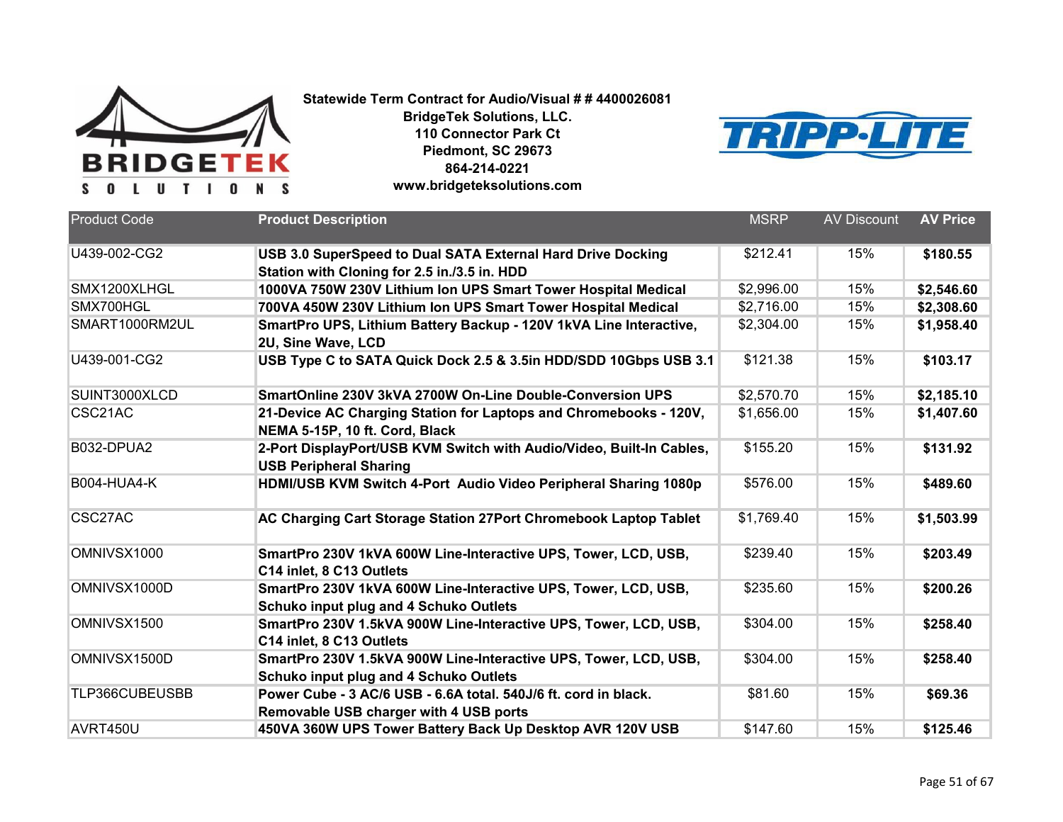**Statewide Term Contract for Audio/Visual # # 4400026081**
**BridgeTek Solutions, LLC.**
**110 Connector Park Ct**
**Piedmont, SC 29673**
**864-214-0221**
**www.bridgeteksolutions.com**

| Product Code | Product Description | MSRP | AV Discount | AV Price |
|---|---|---|---|---|
| U439-002-CG2 | **USB 3.0 SuperSpeed to Dual SATA External Hard Drive Docking Station with Cloning for 2.5 in./3.5 in. HDD** | $212.41 | 15% | **$180.55** |
| SMX1200XLHGL | **1000VA 750W 230V Lithium Ion UPS Smart Tower Hospital Medical** | $2,996.00 | 15% | **$2,546.60** |
| SMX700HGL | **700VA 450W 230V Lithium Ion UPS Smart Tower Hospital Medical** | $2,716.00 | 15% | **$2,308.60** |
| SMART1000RM2UL | **SmartPro UPS, Lithium Battery Backup - 120V 1kVA Line Interactive, 2U, Sine Wave, LCD** | $2,304.00 | 15% | **$1,958.40** |
| U439-001-CG2 | **USB Type C to SATA Quick Dock 2.5 & 3.5in HDD/SDD 10Gbps USB 3.1** | $121.38 | 15% | **$103.17** |
| SUINT3000XLCD | **SmartOnline 230V 3kVA 2700W On-Line Double-Conversion UPS** | $2,570.70 | 15% | **$2,185.10** |
| CSC21AC | **21-Device AC Charging Station for Laptops and Chromebooks - 120V, NEMA 5-15P, 10 ft. Cord, Black** | $1,656.00 | 15% | **$1,407.60** |
| B032-DPUA2 | **2-Port DisplayPort/USB KVM Switch with Audio/Video, Built-In Cables, USB Peripheral Sharing** | $155.20 | 15% | **$131.92** |
| B004-HUA4-K | **HDMI/USB KVM Switch 4-Port Audio Video Peripheral Sharing 1080p** | $576.00 | 15% | **$489.60** |
| CSC27AC | **AC Charging Cart Storage Station 27Port Chromebook Laptop Tablet** | $1,769.40 | 15% | **$1,503.99** |
| OMNIVSX1000 | **SmartPro 230V 1kVA 600W Line-Interactive UPS, Tower, LCD, USB, C14 inlet, 8 C13 Outlets** | $239.40 | 15% | **$203.49** |
| OMNIVSX1000D | **SmartPro 230V 1kVA 600W Line-Interactive UPS, Tower, LCD, USB, Schuko input plug and 4 Schuko Outlets** | $235.60 | 15% | **$200.26** |
| OMNIVSX1500 | **SmartPro 230V 1.5kVA 900W Line-Interactive UPS, Tower, LCD, USB, C14 inlet, 8 C13 Outlets** | $304.00 | 15% | **$258.40** |
| OMNIVSX1500D | **SmartPro 230V 1.5kVA 900W Line-Interactive UPS, Tower, LCD, USB, Schuko input plug and 4 Schuko Outlets** | $304.00 | 15% | **$258.40** |
| TLP366CUBEUSBB | **Power Cube - 3 AC/6 USB - 6.6A total. 540J/6 ft. cord in black. Removable USB charger with 4 USB ports** | $81.60 | 15% | **$69.36** |
| AVRT450U | **450VA 360W UPS Tower Battery Back Up Desktop AVR 120V USB** | $147.60 | 15% | **$125.46** |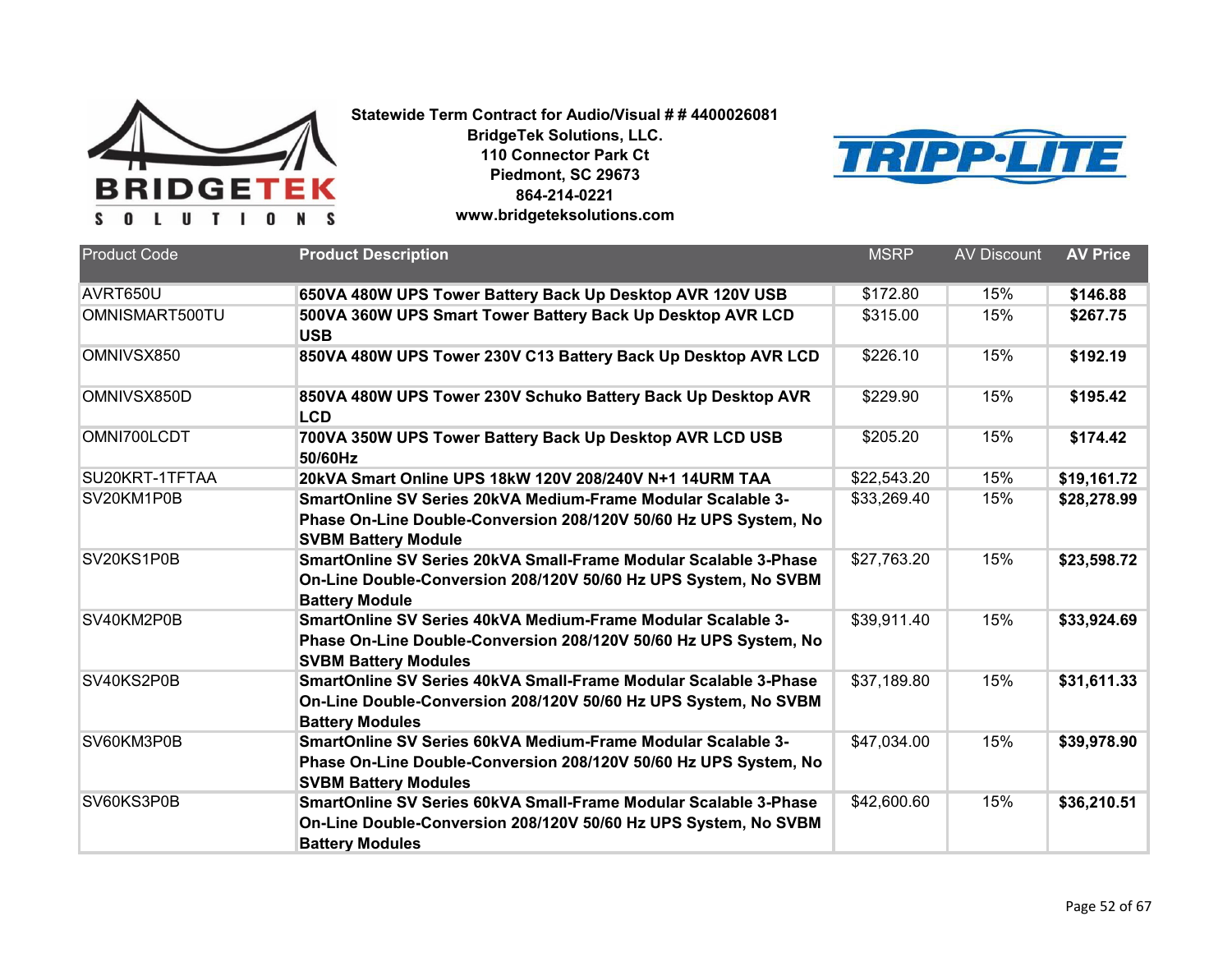**Statewide Term Contract for Audio/Visual # # 4400026081**
**BridgeTek Solutions, LLC.**
**110 Connector Park Ct**
**Piedmont, SC 29673**
**864-214-0221**
**www.bridgeteksolutions.com**

| Product Code | Product Description | MSRP | AV Discount | AV Price |
|---|---|---|---|---|
| AVRT650U | **650VA 480W UPS Tower Battery Back Up Desktop AVR 120V USB** | $172.80 | 15% | **$146.88** |
| OMNISMART500TU | **500VA 360W UPS Smart Tower Battery Back Up Desktop AVR LCD USB** | $315.00 | 15% | **$267.75** |
| OMNIVSX850 | **850VA 480W UPS Tower 230V C13 Battery Back Up Desktop AVR LCD** | $226.10 | 15% | **$192.19** |
| OMNIVSX850D | **850VA 480W UPS Tower 230V Schuko Battery Back Up Desktop AVR LCD** | $229.90 | 15% | **$195.42** |
| OMNI700LCDT | **700VA 350W UPS Tower Battery Back Up Desktop AVR LCD USB 50/60Hz** | $205.20 | 15% | **$174.42** |
| SU20KRT-1TFTAA | **20kVA Smart Online UPS 18kW 120V 208/240V N+1 14URM TAA** | $22,543.20 | 15% | **$19,161.72** |
| SV20KM1P0B | **SmartOnline SV Series 20kVA Medium-Frame Modular Scalable 3-Phase On-Line Double-Conversion 208/120V 50/60 Hz UPS System, No SVBM Battery Module** | $33,269.40 | 15% | **$28,278.99** |
| SV20KS1P0B | **SmartOnline SV Series 20kVA Small-Frame Modular Scalable 3-Phase On-Line Double-Conversion 208/120V 50/60 Hz UPS System, No SVBM Battery Module** | $27,763.20 | 15% | **$23,598.72** |
| SV40KM2P0B | **SmartOnline SV Series 40kVA Medium-Frame Modular Scalable 3-Phase On-Line Double-Conversion 208/120V 50/60 Hz UPS System, No SVBM Battery Modules** | $39,911.40 | 15% | **$33,924.69** |
| SV40KS2P0B | **SmartOnline SV Series 40kVA Small-Frame Modular Scalable 3-Phase On-Line Double-Conversion 208/120V 50/60 Hz UPS System, No SVBM Battery Modules** | $37,189.80 | 15% | **$31,611.33** |
| SV60KM3P0B | **SmartOnline SV Series 60kVA Medium-Frame Modular Scalable 3-Phase On-Line Double-Conversion 208/120V 50/60 Hz UPS System, No SVBM Battery Modules** | $47,034.00 | 15% | **$39,978.90** |
| SV60KS3P0B | **SmartOnline SV Series 60kVA Small-Frame Modular Scalable 3-Phase On-Line Double-Conversion 208/120V 50/60 Hz UPS System, No SVBM Battery Modules** | $42,600.60 | 15% | **$36,210.51** |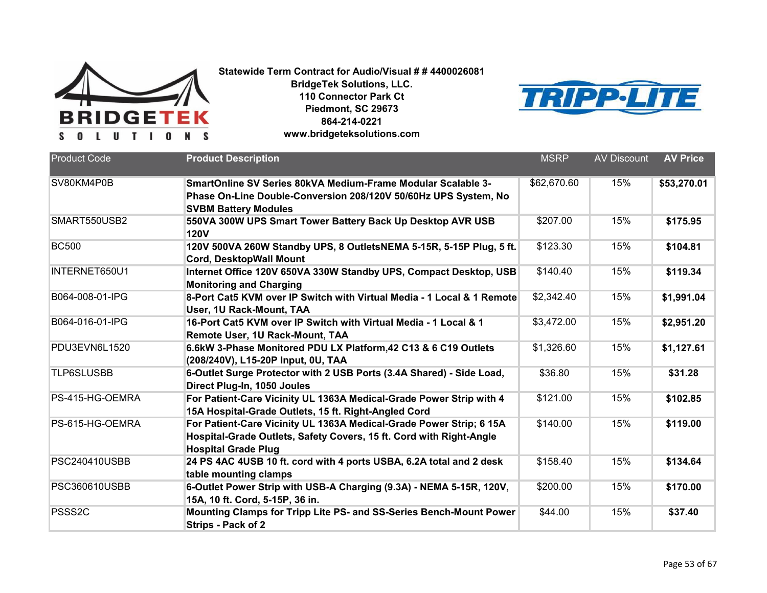**Statewide Term Contract for Audio/Visual # # 4400026081**
**BridgeTek Solutions, LLC.**
**110 Connector Park Ct**
**Piedmont, SC 29673**
**864-214-0221**
**www.bridgeteksolutions.com**

| Product Code | Product Description | MSRP | AV Discount | AV Price |
|---|---|---|---|---|
| SV80KM4P0B | **SmartOnline SV Series 80kVA Medium-Frame Modular Scalable 3-Phase On-Line Double-Conversion 208/120V 50/60Hz UPS System, No SVBM Battery Modules** | $62,670.60 | 15% | **$53,270.01** |
| SMART550USB2 | **550VA 300W UPS Smart Tower Battery Back Up Desktop AVR USB 120V** | $207.00 | 15% | **$175.95** |
| BC500 | **120V 500VA 260W Standby UPS, 8 OutletsNEMA 5-15R, 5-15P Plug, 5 ft. Cord, DesktopWall Mount** | $123.30 | 15% | **$104.81** |
| INTERNET650U1 | **Internet Office 120V 650VA 330W Standby UPS, Compact Desktop, USB Monitoring and Charging** | $140.40 | 15% | **$119.34** |
| B064-008-01-IPG | **8-Port Cat5 KVM over IP Switch with Virtual Media - 1 Local & 1 Remote User, 1U Rack-Mount, TAA** | $2,342.40 | 15% | **$1,991.04** |
| B064-016-01-IPG | **16-Port Cat5 KVM over IP Switch with Virtual Media - 1 Local & 1 Remote User, 1U Rack-Mount, TAA** | $3,472.00 | 15% | **$2,951.20** |
| PDU3EVN6L1520 | **6.6kW 3-Phase Monitored PDU LX Platform,42 C13 & 6 C19 Outlets (208/240V), L15-20P Input, 0U, TAA** | $1,326.60 | 15% | **$1,127.61** |
| TLP6SLUSBB | **6-Outlet Surge Protector with 2 USB Ports (3.4A Shared) - Side Load, Direct Plug-In, 1050 Joules** | $36.80 | 15% | **$31.28** |
| PS-415-HG-OEMRA | **For Patient-Care Vicinity UL 1363A Medical-Grade Power Strip with 4 15A Hospital-Grade Outlets, 15 ft. Right-Angled Cord** | $121.00 | 15% | **$102.85** |
| PS-615-HG-OEMRA | **For Patient-Care Vicinity UL 1363A Medical-Grade Power Strip; 6 15A Hospital-Grade Outlets, Safety Covers, 15 ft. Cord with Right-Angle Hospital Grade Plug** | $140.00 | 15% | **$119.00** |
| PSC240410USBB | **24 PS 4AC 4USB 10 ft. cord with 4 ports USBA, 6.2A total and 2 desk table mounting clamps** | $158.40 | 15% | **$134.64** |
| PSC360610USBB | **6-Outlet Power Strip with USB-A Charging (9.3A) - NEMA 5-15R, 120V, 15A, 10 ft. Cord, 5-15P, 36 in.** | $200.00 | 15% | **$170.00** |
| PSSS2C | **Mounting Clamps for Tripp Lite PS- and SS-Series Bench-Mount Power Strips - Pack of 2** | $44.00 | 15% | **$37.40** |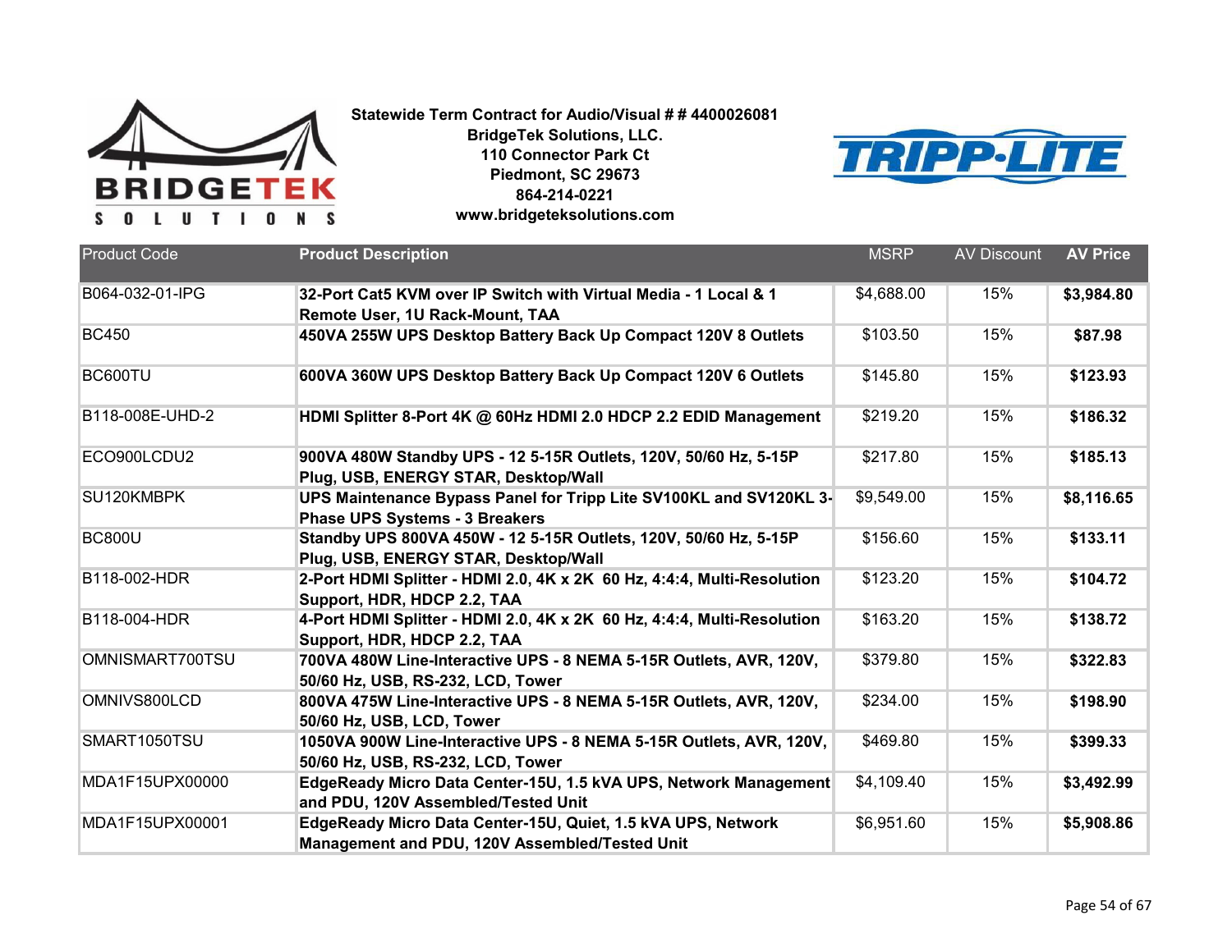**Statewide Term Contract for Audio/Visual # # 4400026081**
**BridgeTek Solutions, LLC.**
**110 Connector Park Ct**
**Piedmont, SC 29673**
**864-214-0221**
**www.bridgeteksolutions.com**

| Product Code | Product Description | MSRP | AV Discount | AV Price |
|---|---|---|---|---|
| B064-032-01-IPG | **32-Port Cat5 KVM over IP Switch with Virtual Media - 1 Local & 1 Remote User, 1U Rack-Mount, TAA** | $4,688.00 | 15% | **$3,984.80** |
| BC450 | **450VA 255W UPS Desktop Battery Back Up Compact 120V 8 Outlets** | $103.50 | 15% | **$87.98** |
| BC600TU | **600VA 360W UPS Desktop Battery Back Up Compact 120V 6 Outlets** | $145.80 | 15% | **$123.93** |
| B118-008E-UHD-2 | **HDMI Splitter 8-Port 4K @ 60Hz HDMI 2.0 HDCP 2.2 EDID Management** | $219.20 | 15% | **$186.32** |
| ECO900LCDU2 | **900VA 480W Standby UPS - 12 5-15R Outlets, 120V, 50/60 Hz, 5-15P Plug, USB, ENERGY STAR, Desktop/Wall** | $217.80 | 15% | **$185.13** |
| SU120KMBPK | **UPS Maintenance Bypass Panel for Tripp Lite SV100KL and SV120KL 3-Phase UPS Systems - 3 Breakers** | $9,549.00 | 15% | **$8,116.65** |
| BC800U | **Standby UPS 800VA 450W - 12 5-15R Outlets, 120V, 50/60 Hz, 5-15P Plug, USB, ENERGY STAR, Desktop/Wall** | $156.60 | 15% | **$133.11** |
| B118-002-HDR | **2-Port HDMI Splitter - HDMI 2.0, 4K x 2K 60 Hz, 4:4:4, Multi-Resolution Support, HDR, HDCP 2.2, TAA** | $123.20 | 15% | **$104.72** |
| B118-004-HDR | **4-Port HDMI Splitter - HDMI 2.0, 4K x 2K 60 Hz, 4:4:4, Multi-Resolution Support, HDR, HDCP 2.2, TAA** | $163.20 | 15% | **$138.72** |
| OMNISMART700TSU | **700VA 480W Line-Interactive UPS - 8 NEMA 5-15R Outlets, AVR, 120V, 50/60 Hz, USB, RS-232, LCD, Tower** | $379.80 | 15% | **$322.83** |
| OMNIVS800LCD | **800VA 475W Line-Interactive UPS - 8 NEMA 5-15R Outlets, AVR, 120V, 50/60 Hz, USB, LCD, Tower** | $234.00 | 15% | **$198.90** |
| SMART1050TSU | **1050VA 900W Line-Interactive UPS - 8 NEMA 5-15R Outlets, AVR, 120V, 50/60 Hz, USB, RS-232, LCD, Tower** | $469.80 | 15% | **$399.33** |
| MDA1F15UPX00000 | **EdgeReady Micro Data Center-15U, 1.5 kVA UPS, Network Management and PDU, 120V Assembled/Tested Unit** | $4,109.40 | 15% | **$3,492.99** |
| MDA1F15UPX00001 | **EdgeReady Micro Data Center-15U, Quiet, 1.5 kVA UPS, Network Management and PDU, 120V Assembled/Tested Unit** | $6,951.60 | 15% | **$5,908.86** |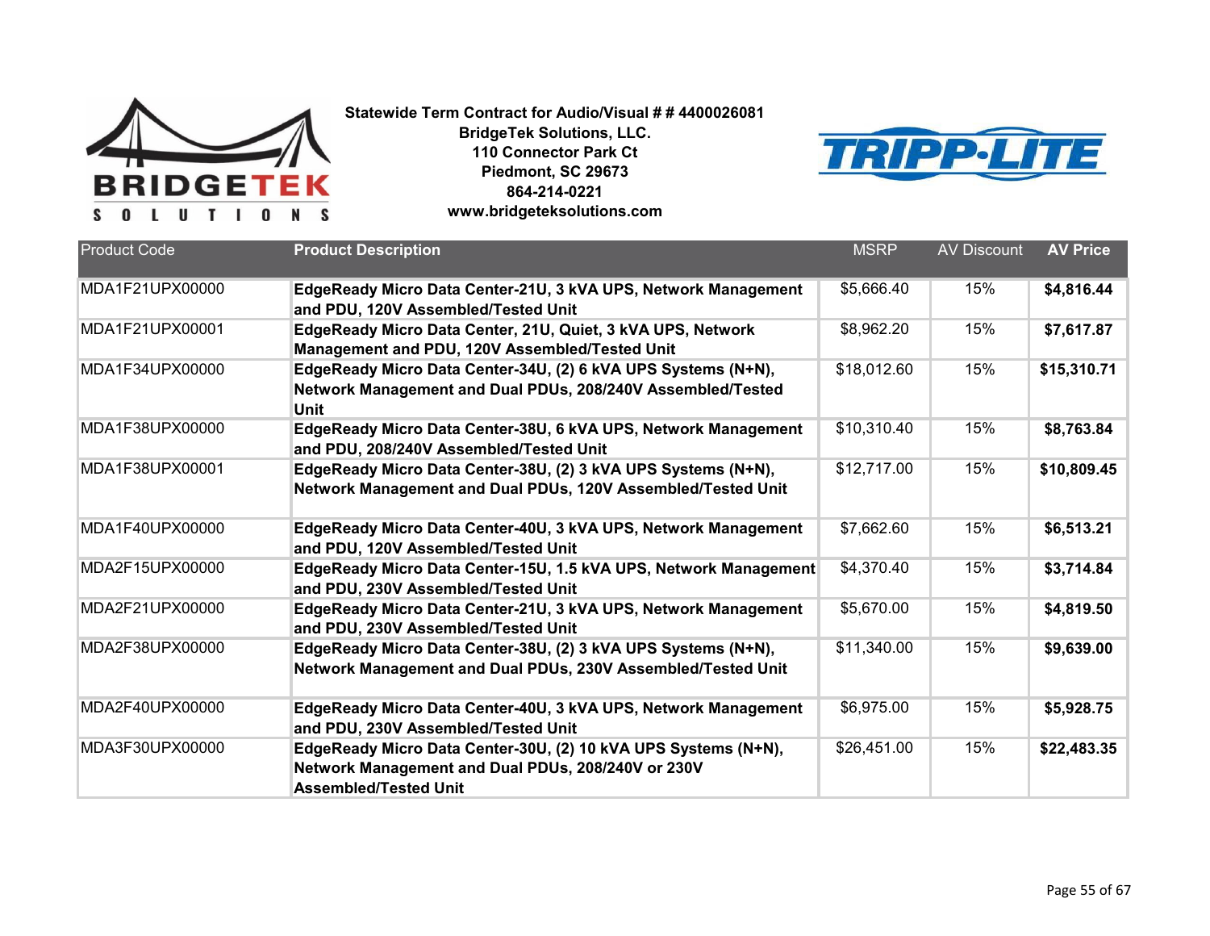**Statewide Term Contract for Audio/Visual # # 4400026081**
**BridgeTek Solutions, LLC.**
**110 Connector Park Ct**
**Piedmont, SC 29673**
**864-214-0221**
**www.bridgeteksolutions.com**

| Product Code | Product Description | MSRP | AV Discount | AV Price |
|---|---|---|---|---|
| MDA1F21UPX00000 | **EdgeReady Micro Data Center-21U, 3 kVA UPS, Network Management and PDU, 120V Assembled/Tested Unit** | $5,666.40 | 15% | **$4,816.44** |
| MDA1F21UPX00001 | **EdgeReady Micro Data Center, 21U, Quiet, 3 kVA UPS, Network Management and PDU, 120V Assembled/Tested Unit** | $8,962.20 | 15% | **$7,617.87** |
| MDA1F34UPX00000 | **EdgeReady Micro Data Center-34U, (2) 6 kVA UPS Systems (N+N), Network Management and Dual PDUs, 208/240V Assembled/Tested Unit** | $18,012.60 | 15% | **$15,310.71** |
| MDA1F38UPX00000 | **EdgeReady Micro Data Center-38U, 6 kVA UPS, Network Management and PDU, 208/240V Assembled/Tested Unit** | $10,310.40 | 15% | **$8,763.84** |
| MDA1F38UPX00001 | **EdgeReady Micro Data Center-38U, (2) 3 kVA UPS Systems (N+N), Network Management and Dual PDUs, 120V Assembled/Tested Unit** | $12,717.00 | 15% | **$10,809.45** |
| MDA1F40UPX00000 | **EdgeReady Micro Data Center-40U, 3 kVA UPS, Network Management and PDU, 120V Assembled/Tested Unit** | $7,662.60 | 15% | **$6,513.21** |
| MDA2F15UPX00000 | **EdgeReady Micro Data Center-15U, 1.5 kVA UPS, Network Management and PDU, 230V Assembled/Tested Unit** | $4,370.40 | 15% | **$3,714.84** |
| MDA2F21UPX00000 | **EdgeReady Micro Data Center-21U, 3 kVA UPS, Network Management and PDU, 230V Assembled/Tested Unit** | $5,670.00 | 15% | **$4,819.50** |
| MDA2F38UPX00000 | **EdgeReady Micro Data Center-38U, (2) 3 kVA UPS Systems (N+N), Network Management and Dual PDUs, 230V Assembled/Tested Unit** | $11,340.00 | 15% | **$9,639.00** |
| MDA2F40UPX00000 | **EdgeReady Micro Data Center-40U, 3 kVA UPS, Network Management and PDU, 230V Assembled/Tested Unit** | $6,975.00 | 15% | **$5,928.75** |
| MDA3F30UPX00000 | **EdgeReady Micro Data Center-30U, (2) 10 kVA UPS Systems (N+N), Network Management and Dual PDUs, 208/240V or 230V Assembled/Tested Unit** | $26,451.00 | 15% | **$22,483.35** |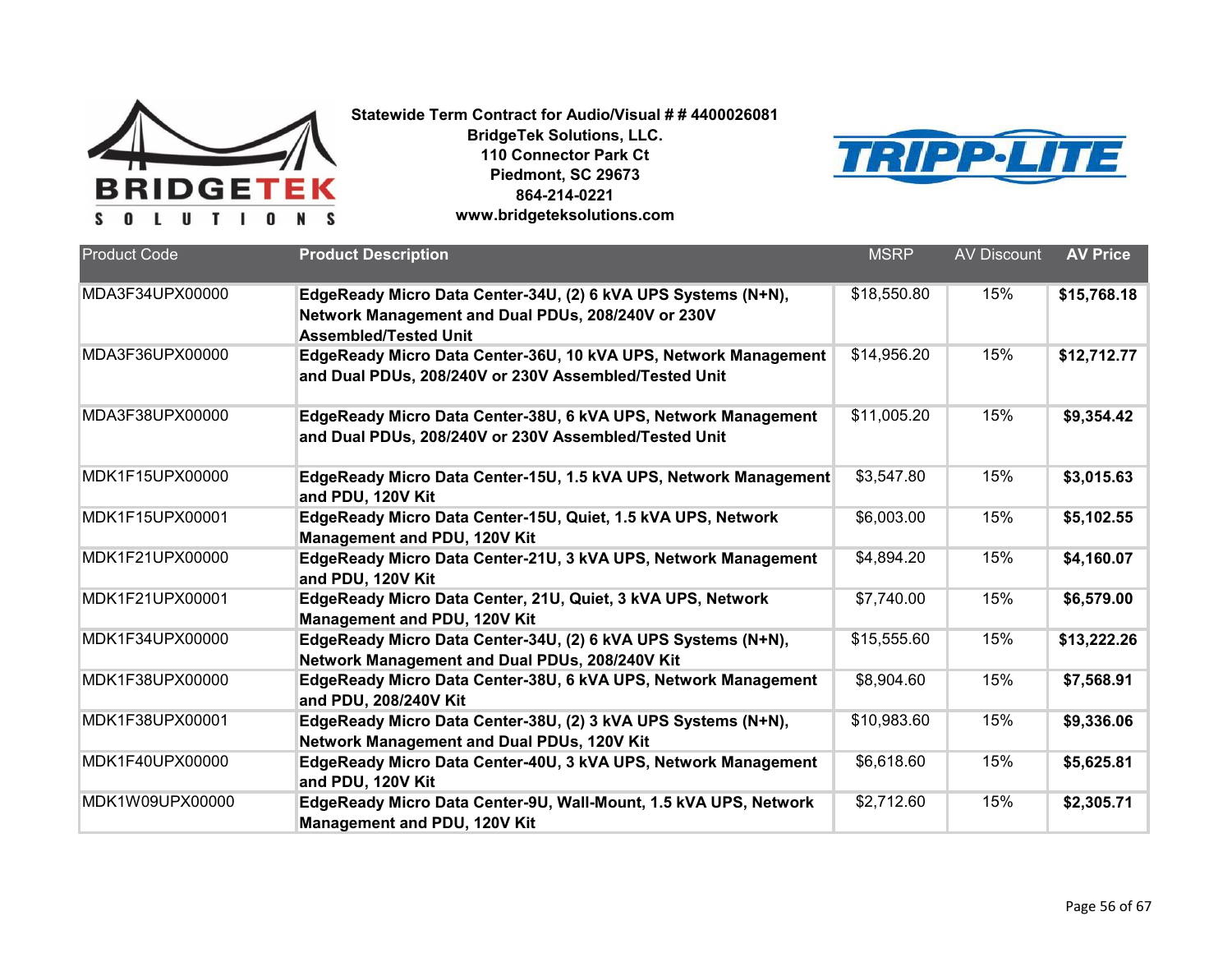**Statewide Term Contract for Audio/Visual # # 4400026081**
**BridgeTek Solutions, LLC.**
**110 Connector Park Ct**
**Piedmont, SC 29673**
**864-214-0221**
**www.bridgeteksolutions.com**

| Product Code | Product Description | MSRP | AV Discount | AV Price |
|---|---|---|---|---|
| MDA3F34UPX00000 | **EdgeReady Micro Data Center-34U, (2) 6 kVA UPS Systems (N+N), Network Management and Dual PDUs, 208/240V or 230V Assembled/Tested Unit** | $18,550.80 | 15% | **$15,768.18** |
| MDA3F36UPX00000 | **EdgeReady Micro Data Center-36U, 10 kVA UPS, Network Management and Dual PDUs, 208/240V or 230V Assembled/Tested Unit** | $14,956.20 | 15% | **$12,712.77** |
| MDA3F38UPX00000 | **EdgeReady Micro Data Center-38U, 6 kVA UPS, Network Management and Dual PDUs, 208/240V or 230V Assembled/Tested Unit** | $11,005.20 | 15% | **$9,354.42** |
| MDK1F15UPX00000 | **EdgeReady Micro Data Center-15U, 1.5 kVA UPS, Network Management and PDU, 120V Kit** | $3,547.80 | 15% | **$3,015.63** |
| MDK1F15UPX00001 | **EdgeReady Micro Data Center-15U, Quiet, 1.5 kVA UPS, Network Management and PDU, 120V Kit** | $6,003.00 | 15% | **$5,102.55** |
| MDK1F21UPX00000 | **EdgeReady Micro Data Center-21U, 3 kVA UPS, Network Management and PDU, 120V Kit** | $4,894.20 | 15% | **$4,160.07** |
| MDK1F21UPX00001 | **EdgeReady Micro Data Center, 21U, Quiet, 3 kVA UPS, Network Management and PDU, 120V Kit** | $7,740.00 | 15% | **$6,579.00** |
| MDK1F34UPX00000 | **EdgeReady Micro Data Center-34U, (2) 6 kVA UPS Systems (N+N), Network Management and Dual PDUs, 208/240V Kit** | $15,555.60 | 15% | **$13,222.26** |
| MDK1F38UPX00000 | **EdgeReady Micro Data Center-38U, 6 kVA UPS, Network Management and PDU, 208/240V Kit** | $8,904.60 | 15% | **$7,568.91** |
| MDK1F38UPX00001 | **EdgeReady Micro Data Center-38U, (2) 3 kVA UPS Systems (N+N), Network Management and Dual PDUs, 120V Kit** | $10,983.60 | 15% | **$9,336.06** |
| MDK1F40UPX00000 | **EdgeReady Micro Data Center-40U, 3 kVA UPS, Network Management and PDU, 120V Kit** | $6,618.60 | 15% | **$5,625.81** |
| MDK1W09UPX00000 | **EdgeReady Micro Data Center-9U, Wall-Mount, 1.5 kVA UPS, Network Management and PDU, 120V Kit** | $2,712.60 | 15% | **$2,305.71** |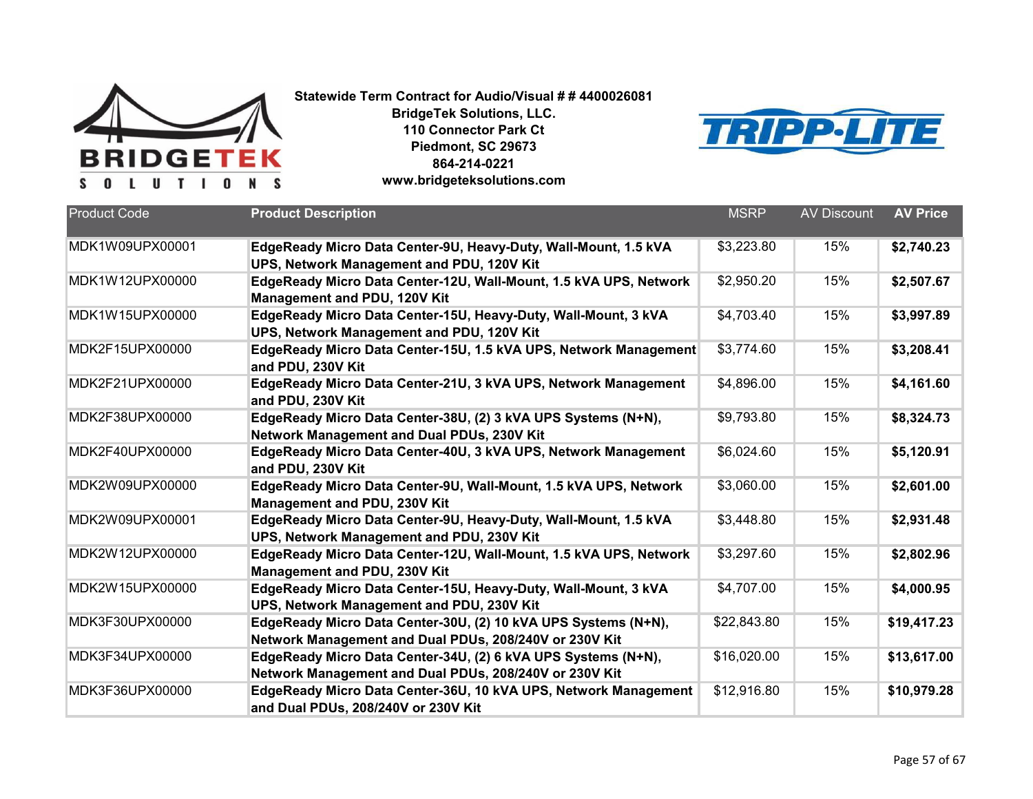**Statewide Term Contract for Audio/Visual # # 4400026081**
**BridgeTek Solutions, LLC.**
**110 Connector Park Ct**
**Piedmont, SC 29673**
**864-214-0221**
**www.bridgeteksolutions.com**

| Product Code | Product Description | MSRP | AV Discount | AV Price |
|---|---|---|---|---|
| MDK1W09UPX00001 | **EdgeReady Micro Data Center-9U, Heavy-Duty, Wall-Mount, 1.5 kVA UPS, Network Management and PDU, 120V Kit** | $3,223.80 | 15% | **$2,740.23** |
| MDK1W12UPX00000 | **EdgeReady Micro Data Center-12U, Wall-Mount, 1.5 kVA UPS, Network Management and PDU, 120V Kit** | $2,950.20 | 15% | **$2,507.67** |
| MDK1W15UPX00000 | **EdgeReady Micro Data Center-15U, Heavy-Duty, Wall-Mount, 3 kVA UPS, Network Management and PDU, 120V Kit** | $4,703.40 | 15% | **$3,997.89** |
| MDK2F15UPX00000 | **EdgeReady Micro Data Center-15U, 1.5 kVA UPS, Network Management and PDU, 230V Kit** | $3,774.60 | 15% | **$3,208.41** |
| MDK2F21UPX00000 | **EdgeReady Micro Data Center-21U, 3 kVA UPS, Network Management and PDU, 230V Kit** | $4,896.00 | 15% | **$4,161.60** |
| MDK2F38UPX00000 | **EdgeReady Micro Data Center-38U, (2) 3 kVA UPS Systems (N+N), Network Management and Dual PDUs, 230V Kit** | $9,793.80 | 15% | **$8,324.73** |
| MDK2F40UPX00000 | **EdgeReady Micro Data Center-40U, 3 kVA UPS, Network Management and PDU, 230V Kit** | $6,024.60 | 15% | **$5,120.91** |
| MDK2W09UPX00000 | **EdgeReady Micro Data Center-9U, Wall-Mount, 1.5 kVA UPS, Network Management and PDU, 230V Kit** | $3,060.00 | 15% | **$2,601.00** |
| MDK2W09UPX00001 | **EdgeReady Micro Data Center-9U, Heavy-Duty, Wall-Mount, 1.5 kVA UPS, Network Management and PDU, 230V Kit** | $3,448.80 | 15% | **$2,931.48** |
| MDK2W12UPX00000 | **EdgeReady Micro Data Center-12U, Wall-Mount, 1.5 kVA UPS, Network Management and PDU, 230V Kit** | $3,297.60 | 15% | **$2,802.96** |
| MDK2W15UPX00000 | **EdgeReady Micro Data Center-15U, Heavy-Duty, Wall-Mount, 3 kVA UPS, Network Management and PDU, 230V Kit** | $4,707.00 | 15% | **$4,000.95** |
| MDK3F30UPX00000 | **EdgeReady Micro Data Center-30U, (2) 10 kVA UPS Systems (N+N), Network Management and Dual PDUs, 208/240V or 230V Kit** | $22,843.80 | 15% | **$19,417.23** |
| MDK3F34UPX00000 | **EdgeReady Micro Data Center-34U, (2) 6 kVA UPS Systems (N+N), Network Management and Dual PDUs, 208/240V or 230V Kit** | $16,020.00 | 15% | **$13,617.00** |
| MDK3F36UPX00000 | **EdgeReady Micro Data Center-36U, 10 kVA UPS, Network Management and Dual PDUs, 208/240V or 230V Kit** | $12,916.80 | 15% | **$10,979.28** |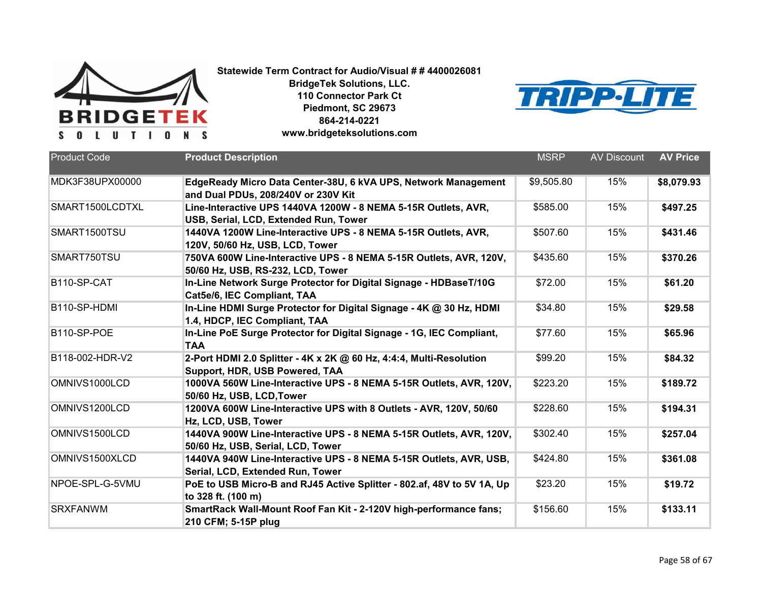**Statewide Term Contract for Audio/Visual # # 4400026081**
**BridgeTek Solutions, LLC.**
**110 Connector Park Ct**
**Piedmont, SC 29673**
**864-214-0221**
**www.bridgeteksolutions.com**

| Product Code | Product Description | MSRP | AV Discount | AV Price |
|---|---|---|---|---|
| MDK3F38UPX00000 | **EdgeReady Micro Data Center-38U, 6 kVA UPS, Network Management and Dual PDUs, 208/240V or 230V Kit** | $9,505.80 | 15% | **$8,079.93** |
| SMART1500LCDTXL | **Line-Interactive UPS 1440VA 1200W - 8 NEMA 5-15R Outlets, AVR, USB, Serial, LCD, Extended Run, Tower** | $585.00 | 15% | **$497.25** |
| SMART1500TSU | **1440VA 1200W Line-Interactive UPS - 8 NEMA 5-15R Outlets, AVR, 120V, 50/60 Hz, USB, LCD, Tower** | $507.60 | 15% | **$431.46** |
| SMART750TSU | **750VA 600W Line-Interactive UPS - 8 NEMA 5-15R Outlets, AVR, 120V, 50/60 Hz, USB, RS-232, LCD, Tower** | $435.60 | 15% | **$370.26** |
| B110-SP-CAT | **In-Line Network Surge Protector for Digital Signage - HDBaseT/10G Cat5e/6, IEC Compliant, TAA** | $72.00 | 15% | **$61.20** |
| B110-SP-HDMI | **In-Line HDMI Surge Protector for Digital Signage - 4K @ 30 Hz, HDMI 1.4, HDCP, IEC Compliant, TAA** | $34.80 | 15% | **$29.58** |
| B110-SP-POE | **In-Line PoE Surge Protector for Digital Signage - 1G, IEC Compliant, TAA** | $77.60 | 15% | **$65.96** |
| B118-002-HDR-V2 | **2-Port HDMI 2.0 Splitter - 4K x 2K @ 60 Hz, 4:4:4, Multi-Resolution Support, HDR, USB Powered, TAA** | $99.20 | 15% | **$84.32** |
| OMNIVS1000LCD | **1000VA 560W Line-Interactive UPS - 8 NEMA 5-15R Outlets, AVR, 120V, 50/60 Hz, USB, LCD,Tower** | $223.20 | 15% | **$189.72** |
| OMNIVS1200LCD | **1200VA 600W Line-Interactive UPS with 8 Outlets - AVR, 120V, 50/60 Hz, LCD, USB, Tower** | $228.60 | 15% | **$194.31** |
| OMNIVS1500LCD | **1440VA 900W Line-Interactive UPS - 8 NEMA 5-15R Outlets, AVR, 120V, 50/60 Hz, USB, Serial, LCD, Tower** | $302.40 | 15% | **$257.04** |
| OMNIVS1500XLCD | **1440VA 940W Line-Interactive UPS - 8 NEMA 5-15R Outlets, AVR, USB, Serial, LCD, Extended Run, Tower** | $424.80 | 15% | **$361.08** |
| NPOE-SPL-G-5VMU | **PoE to USB Micro-B and RJ45 Active Splitter - 802.af, 48V to 5V 1A, Up to 328 ft. (100 m)** | $23.20 | 15% | **$19.72** |
| SRXFANWM | **SmartRack Wall-Mount Roof Fan Kit - 2-120V high-performance fans; 210 CFM; 5-15P plug** | $156.60 | 15% | **$133.11** |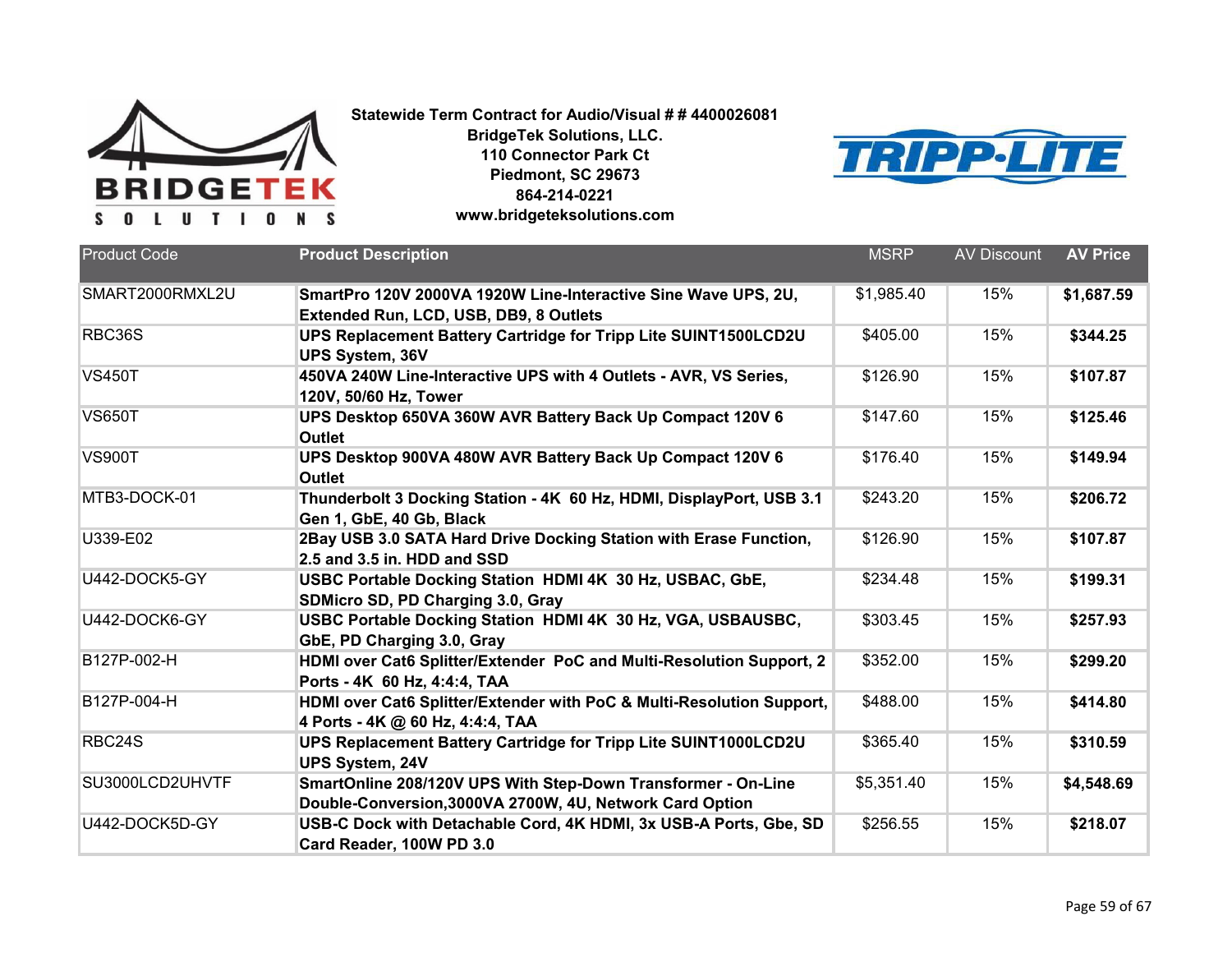Statewide Term Contract for Audio/Visual # # 4400026081
BridgeTek Solutions, LLC.
110 Connector Park Ct
Piedmont, SC 29673
864-214-0221
www.bridgeteksolutions.com

| Product Code | Product Description | MSRP | AV Discount | AV Price |
|---|---|---|---|---|
| SMART2000RMXL2U | **SmartPro 120V 2000VA 1920W Line-Interactive Sine Wave UPS, 2U, Extended Run, LCD, USB, DB9, 8 Outlets** | $1,985.40 | 15% | **$1,687.59** |
| RBC36S | **UPS Replacement Battery Cartridge for Tripp Lite SUINT1500LCD2U UPS System, 36V** | $405.00 | 15% | **$344.25** |
| VS450T | **450VA 240W Line-Interactive UPS with 4 Outlets - AVR, VS Series, 120V, 50/60 Hz, Tower** | $126.90 | 15% | **$107.87** |
| VS650T | **UPS Desktop 650VA 360W AVR Battery Back Up Compact 120V 6 Outlet** | $147.60 | 15% | **$125.46** |
| VS900T | **UPS Desktop 900VA 480W AVR Battery Back Up Compact 120V 6 Outlet** | $176.40 | 15% | **$149.94** |
| MTB3-DOCK-01 | **Thunderbolt 3 Docking Station - 4K 60 Hz, HDMI, DisplayPort, USB 3.1 Gen 1, GbE, 40 Gb, Black** | $243.20 | 15% | **$206.72** |
| U339-E02 | **2Bay USB 3.0 SATA Hard Drive Docking Station with Erase Function, 2.5 and 3.5 in. HDD and SSD** | $126.90 | 15% | **$107.87** |
| U442-DOCK5-GY | **USBC Portable Docking Station HDMI 4K 30 Hz, USBAC, GbE, SDMicro SD, PD Charging 3.0, Gray** | $234.48 | 15% | **$199.31** |
| U442-DOCK6-GY | **USBC Portable Docking Station HDMI 4K 30 Hz, VGA, USBAUSBC, GbE, PD Charging 3.0, Gray** | $303.45 | 15% | **$257.93** |
| B127P-002-H | **HDMI over Cat6 Splitter/Extender PoC and Multi-Resolution Support, 2 Ports - 4K 60 Hz, 4:4:4, TAA** | $352.00 | 15% | **$299.20** |
| B127P-004-H | **HDMI over Cat6 Splitter/Extender with PoC & Multi-Resolution Support, 4 Ports - 4K @ 60 Hz, 4:4:4, TAA** | $488.00 | 15% | **$414.80** |
| RBC24S | **UPS Replacement Battery Cartridge for Tripp Lite SUINT1000LCD2U UPS System, 24V** | $365.40 | 15% | **$310.59** |
| SU3000LCD2UHVTF | **SmartOnline 208/120V UPS With Step-Down Transformer - On-Line Double-Conversion,3000VA 2700W, 4U, Network Card Option** | $5,351.40 | 15% | **$4,548.69** |
| U442-DOCK5D-GY | **USB-C Dock with Detachable Cord, 4K HDMI, 3x USB-A Ports, Gbe, SD Card Reader, 100W PD 3.0** | $256.55 | 15% | **$218.07** |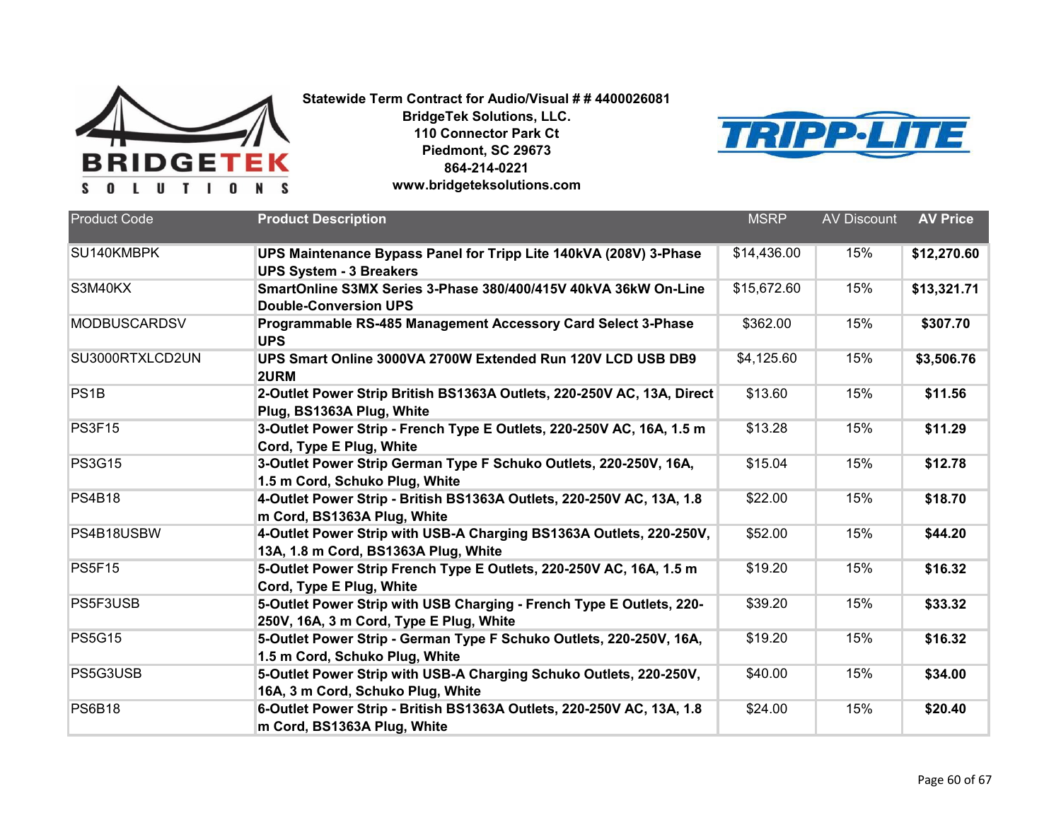**Statewide Term Contract for Audio/Visual # # 4400026081**
**BridgeTek Solutions, LLC.**
**110 Connector Park Ct**
**Piedmont, SC 29673**
**864-214-0221**
**www.bridgeteksolutions.com**

| Product Code | Product Description | MSRP | AV Discount | AV Price |
|---|---|---|---|---|
| SU140KMBPK | **UPS Maintenance Bypass Panel for Tripp Lite 140kVA (208V) 3-Phase UPS System - 3 Breakers** | $14,436.00 | 15% | **$12,270.60** |
| S3M40KX | **SmartOnline S3MX Series 3-Phase 380/400/415V 40kVA 36kW On-Line Double-Conversion UPS** | $15,672.60 | 15% | **$13,321.71** |
| MODBUSCARDSV | **Programmable RS-485 Management Accessory Card Select 3-Phase UPS** | $362.00 | 15% | **$307.70** |
| SU3000RTXLCD2UN | **UPS Smart Online 3000VA 2700W Extended Run 120V LCD USB DB9 2URM** | $4,125.60 | 15% | **$3,506.76** |
| PS1B | **2-Outlet Power Strip British BS1363A Outlets, 220-250V AC, 13A, Direct Plug, BS1363A Plug, White** | $13.60 | 15% | **$11.56** |
| PS3F15 | **3-Outlet Power Strip - French Type E Outlets, 220-250V AC, 16A, 1.5 m Cord, Type E Plug, White** | $13.28 | 15% | **$11.29** |
| PS3G15 | **3-Outlet Power Strip German Type F Schuko Outlets, 220-250V, 16A, 1.5 m Cord, Schuko Plug, White** | $15.04 | 15% | **$12.78** |
| PS4B18 | **4-Outlet Power Strip - British BS1363A Outlets, 220-250V AC, 13A, 1.8 m Cord, BS1363A Plug, White** | $22.00 | 15% | **$18.70** |
| PS4B18USBW | **4-Outlet Power Strip with USB-A Charging BS1363A Outlets, 220-250V, 13A, 1.8 m Cord, BS1363A Plug, White** | $52.00 | 15% | **$44.20** |
| PS5F15 | **5-Outlet Power Strip French Type E Outlets, 220-250V AC, 16A, 1.5 m Cord, Type E Plug, White** | $19.20 | 15% | **$16.32** |
| PS5F3USB | **5-Outlet Power Strip with USB Charging - French Type E Outlets, 220-250V, 16A, 3 m Cord, Type E Plug, White** | $39.20 | 15% | **$33.32** |
| PS5G15 | **5-Outlet Power Strip - German Type F Schuko Outlets, 220-250V, 16A, 1.5 m Cord, Schuko Plug, White** | $19.20 | 15% | **$16.32** |
| PS5G3USB | **5-Outlet Power Strip with USB-A Charging Schuko Outlets, 220-250V, 16A, 3 m Cord, Schuko Plug, White** | $40.00 | 15% | **$34.00** |
| PS6B18 | **6-Outlet Power Strip - British BS1363A Outlets, 220-250V AC, 13A, 1.8 m Cord, BS1363A Plug, White** | $24.00 | 15% | **$20.40** |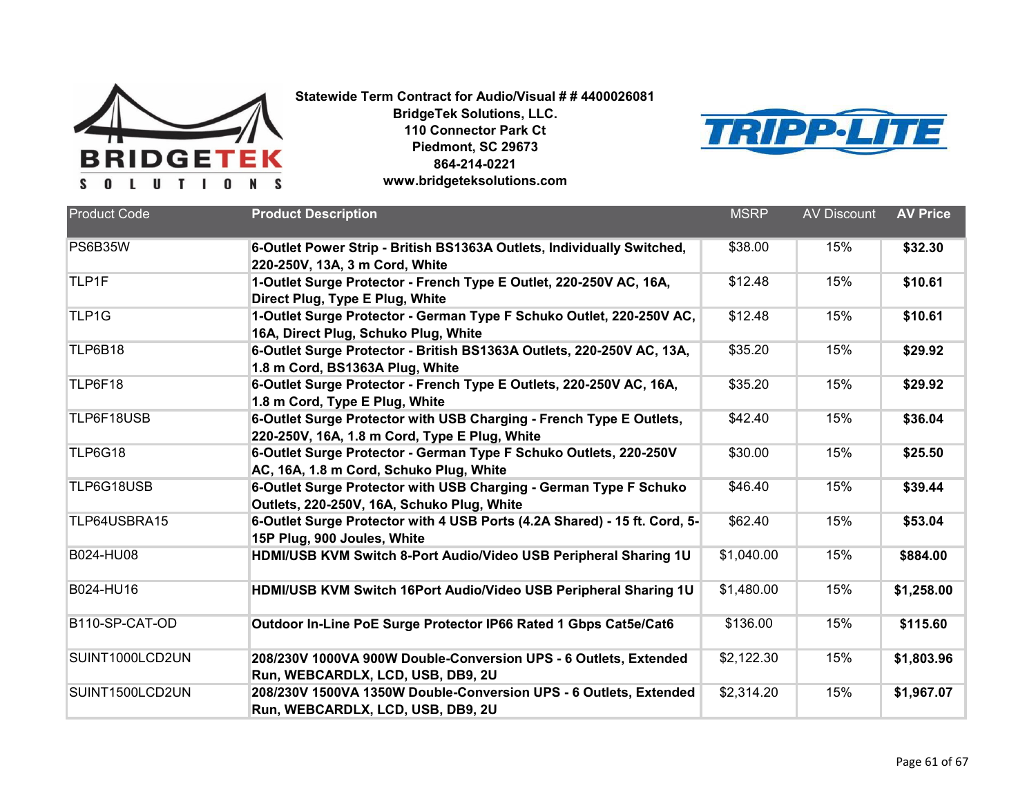**Statewide Term Contract for Audio/Visual # # 4400026081**
**BridgeTek Solutions, LLC.**
**110 Connector Park Ct**
**Piedmont, SC 29673**
**864-214-0221**
**www.bridgeteksolutions.com**

| Product Code | Product Description | MSRP | AV Discount | AV Price |
|---|---|---|---|---|
| PS6B35W | **6-Outlet Power Strip - British BS1363A Outlets, Individually Switched, 220-250V, 13A, 3 m Cord, White** | $38.00 | 15% | **$32.30** |
| TLP1F | **1-Outlet Surge Protector - French Type E Outlet, 220-250V AC, 16A, Direct Plug, Type E Plug, White** | $12.48 | 15% | **$10.61** |
| TLP1G | **1-Outlet Surge Protector - German Type F Schuko Outlet, 220-250V AC, 16A, Direct Plug, Schuko Plug, White** | $12.48 | 15% | **$10.61** |
| TLP6B18 | **6-Outlet Surge Protector - British BS1363A Outlets, 220-250V AC, 13A, 1.8 m Cord, BS1363A Plug, White** | $35.20 | 15% | **$29.92** |
| TLP6F18 | **6-Outlet Surge Protector - French Type E Outlets, 220-250V AC, 16A, 1.8 m Cord, Type E Plug, White** | $35.20 | 15% | **$29.92** |
| TLP6F18USB | **6-Outlet Surge Protector with USB Charging - French Type E Outlets, 220-250V, 16A, 1.8 m Cord, Type E Plug, White** | $42.40 | 15% | **$36.04** |
| TLP6G18 | **6-Outlet Surge Protector - German Type F Schuko Outlets, 220-250V AC, 16A, 1.8 m Cord, Schuko Plug, White** | $30.00 | 15% | **$25.50** |
| TLP6G18USB | **6-Outlet Surge Protector with USB Charging - German Type F Schuko Outlets, 220-250V, 16A, Schuko Plug, White** | $46.40 | 15% | **$39.44** |
| TLP64USBRA15 | **6-Outlet Surge Protector with 4 USB Ports (4.2A Shared) - 15 ft. Cord, 5-15P Plug, 900 Joules, White** | $62.40 | 15% | **$53.04** |
| B024-HU08 | **HDMI/USB KVM Switch 8-Port Audio/Video USB Peripheral Sharing 1U** | $1,040.00 | 15% | **$884.00** |
| B024-HU16 | **HDMI/USB KVM Switch 16Port Audio/Video USB Peripheral Sharing 1U** | $1,480.00 | 15% | **$1,258.00** |
| B110-SP-CAT-OD | **Outdoor In-Line PoE Surge Protector IP66 Rated 1 Gbps Cat5e/Cat6** | $136.00 | 15% | **$115.60** |
| SUINT1000LCD2UN | **208/230V 1000VA 900W Double-Conversion UPS - 6 Outlets, Extended Run, WEBCARDLX, LCD, USB, DB9, 2U** | $2,122.30 | 15% | **$1,803.96** |
| SUINT1500LCD2UN | **208/230V 1500VA 1350W Double-Conversion UPS - 6 Outlets, Extended Run, WEBCARDLX, LCD, USB, DB9, 2U** | $2,314.20 | 15% | **$1,967.07** |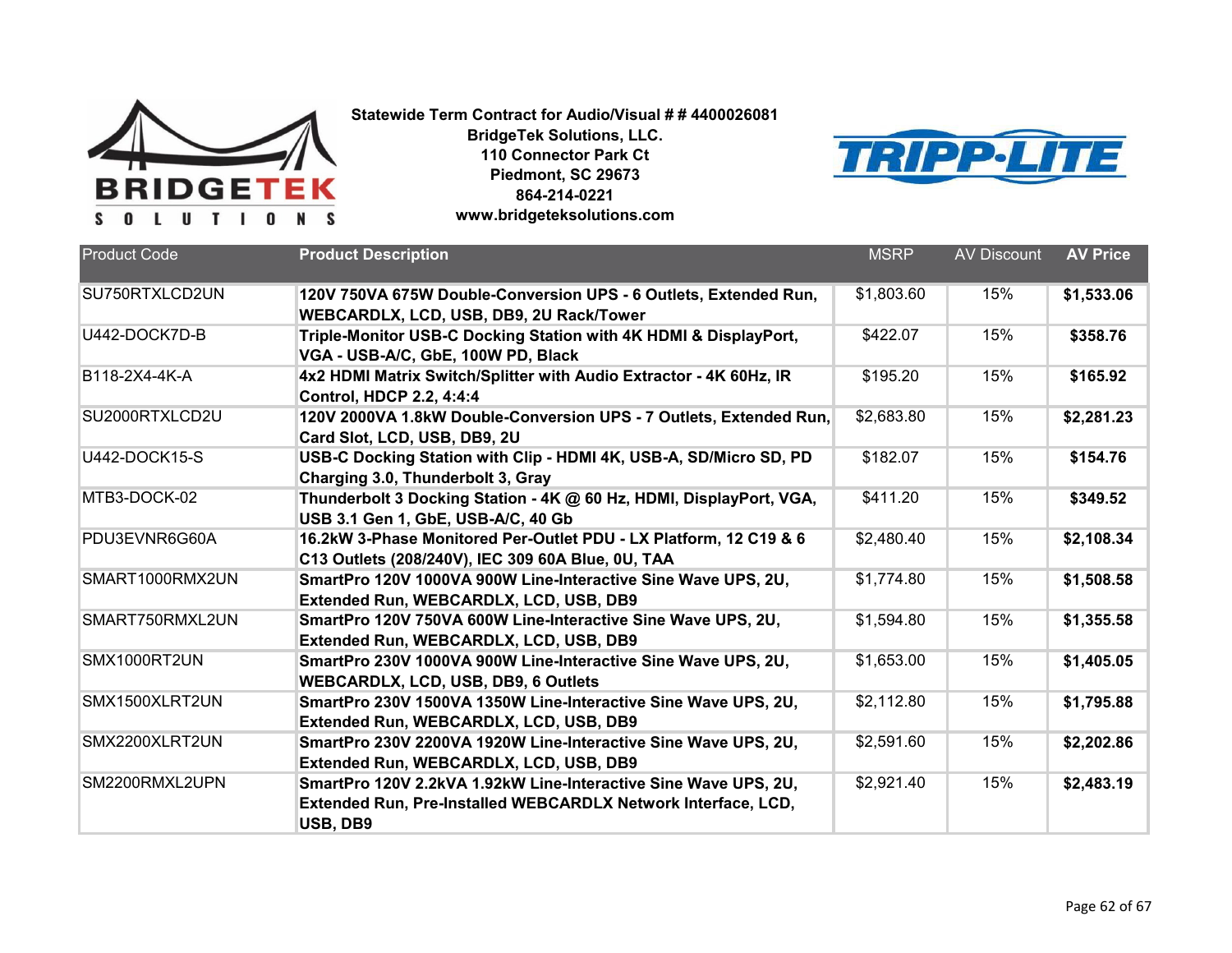**Statewide Term Contract for Audio/Visual # # 4400026081**
**BridgeTek Solutions, LLC.**
**110 Connector Park Ct**
**Piedmont, SC 29673**
**864-214-0221**
**www.bridgeteksolutions.com**

| Product Code | Product Description | MSRP | AV Discount | AV Price |
|---|---|---|---|---|
| SU750RTXLCD2UN | **120V 750VA 675W Double-Conversion UPS - 6 Outlets, Extended Run, WEBCARDLX, LCD, USB, DB9, 2U Rack/Tower** | $1,803.60 | 15% | **$1,533.06** |
| U442-DOCK7D-B | **Triple-Monitor USB-C Docking Station with 4K HDMI & DisplayPort, VGA - USB-A/C, GbE, 100W PD, Black** | $422.07 | 15% | **$358.76** |
| B118-2X4-4K-A | **4x2 HDMI Matrix Switch/Splitter with Audio Extractor - 4K 60Hz, IR Control, HDCP 2.2, 4:4:4** | $195.20 | 15% | **$165.92** |
| SU2000RTXLCD2U | **120V 2000VA 1.8kW Double-Conversion UPS - 7 Outlets, Extended Run, Card Slot, LCD, USB, DB9, 2U** | $2,683.80 | 15% | **$2,281.23** |
| U442-DOCK15-S | **USB-C Docking Station with Clip - HDMI 4K, USB-A, SD/Micro SD, PD Charging 3.0, Thunderbolt 3, Gray** | $182.07 | 15% | **$154.76** |
| MTB3-DOCK-02 | **Thunderbolt 3 Docking Station - 4K @ 60 Hz, HDMI, DisplayPort, VGA, USB 3.1 Gen 1, GbE, USB-A/C, 40 Gb** | $411.20 | 15% | **$349.52** |
| PDU3EVNR6G60A | **16.2kW 3-Phase Monitored Per-Outlet PDU - LX Platform, 12 C19 & 6 C13 Outlets (208/240V), IEC 309 60A Blue, 0U, TAA** | $2,480.40 | 15% | **$2,108.34** |
| SMART1000RMX2UN | **SmartPro 120V 1000VA 900W Line-Interactive Sine Wave UPS, 2U, Extended Run, WEBCARDLX, LCD, USB, DB9** | $1,774.80 | 15% | **$1,508.58** |
| SMART750RMXL2UN | **SmartPro 120V 750VA 600W Line-Interactive Sine Wave UPS, 2U, Extended Run, WEBCARDLX, LCD, USB, DB9** | $1,594.80 | 15% | **$1,355.58** |
| SMX1000RT2UN | **SmartPro 230V 1000VA 900W Line-Interactive Sine Wave UPS, 2U, WEBCARDLX, LCD, USB, DB9, 6 Outlets** | $1,653.00 | 15% | **$1,405.05** |
| SMX1500XLRT2UN | **SmartPro 230V 1500VA 1350W Line-Interactive Sine Wave UPS, 2U, Extended Run, WEBCARDLX, LCD, USB, DB9** | $2,112.80 | 15% | **$1,795.88** |
| SMX2200XLRT2UN | **SmartPro 230V 2200VA 1920W Line-Interactive Sine Wave UPS, 2U, Extended Run, WEBCARDLX, LCD, USB, DB9** | $2,591.60 | 15% | **$2,202.86** |
| SM2200RMXL2UPN | **SmartPro 120V 2.2kVA 1.92kW Line-Interactive Sine Wave UPS, 2U, Extended Run, Pre-Installed WEBCARDLX Network Interface, LCD, USB, DB9** | $2,921.40 | 15% | **$2,483.19** |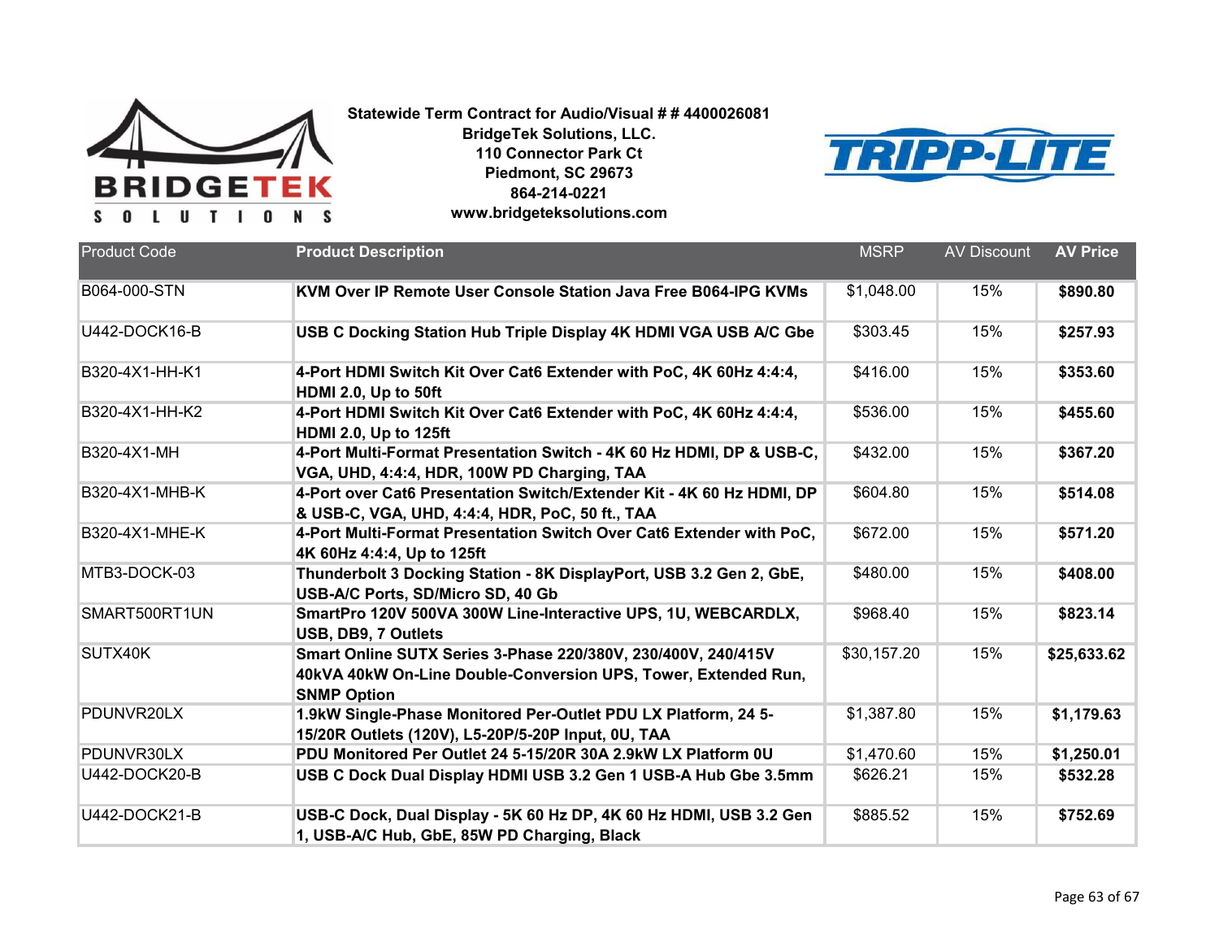Statewide Term Contract for Audio/Visual # # 4400026081
BridgeTek Solutions, LLC.
110 Connector Park Ct
Piedmont, SC 29673
864-214-0221
www.bridgeteksolutions.com

| Product Code | Product Description | MSRP | AV Discount | AV Price |
|---|---|---|---|---|
| B064-000-STN | **KVM Over IP Remote User Console Station Java Free B064-IPG KVMs** | $1,048.00 | 15% | **$890.80** |
| U442-DOCK16-B | **USB C Docking Station Hub Triple Display 4K HDMI VGA USB A/C Gbe** | $303.45 | 15% | **$257.93** |
| B320-4X1-HH-K1 | **4-Port HDMI Switch Kit Over Cat6 Extender with PoC, 4K 60Hz 4:4:4, HDMI 2.0, Up to 50ft** | $416.00 | 15% | **$353.60** |
| B320-4X1-HH-K2 | **4-Port HDMI Switch Kit Over Cat6 Extender with PoC, 4K 60Hz 4:4:4, HDMI 2.0, Up to 125ft** | $536.00 | 15% | **$455.60** |
| B320-4X1-MH | **4-Port Multi-Format Presentation Switch - 4K 60 Hz HDMI, DP & USB-C, VGA, UHD, 4:4:4, HDR, 100W PD Charging, TAA** | $432.00 | 15% | **$367.20** |
| B320-4X1-MHB-K | **4-Port over Cat6 Presentation Switch/Extender Kit - 4K 60 Hz HDMI, DP & USB-C, VGA, UHD, 4:4:4, HDR, PoC, 50 ft., TAA** | $604.80 | 15% | **$514.08** |
| B320-4X1-MHE-K | **4-Port Multi-Format Presentation Switch Over Cat6 Extender with PoC, 4K 60Hz 4:4:4, Up to 125ft** | $672.00 | 15% | **$571.20** |
| MTB3-DOCK-03 | **Thunderbolt 3 Docking Station - 8K DisplayPort, USB 3.2 Gen 2, GbE, USB-A/C Ports, SD/Micro SD, 40 Gb** | $480.00 | 15% | **$408.00** |
| SMART500RT1UN | **SmartPro 120V 500VA 300W Line-Interactive UPS, 1U, WEBCARDLX, USB, DB9, 7 Outlets** | $968.40 | 15% | **$823.14** |
| SUTX40K | **Smart Online SUTX Series 3-Phase 220/380V, 230/400V, 240/415V 40kVA 40kW On-Line Double-Conversion UPS, Tower, Extended Run, SNMP Option** | $30,157.20 | 15% | **$25,633.62** |
| PDUNVR20LX | **1.9kW Single-Phase Monitored Per-Outlet PDU LX Platform, 24 5-15/20R Outlets (120V), L5-20P/5-20P Input, 0U, TAA** | $1,387.80 | 15% | **$1,179.63** |
| PDUNVR30LX | **PDU Monitored Per Outlet 24 5-15/20R 30A 2.9kW LX Platform 0U** | $1,470.60 | 15% | **$1,250.01** |
| U442-DOCK20-B | **USB C Dock Dual Display HDMI USB 3.2 Gen 1 USB-A Hub Gbe 3.5mm** | $626.21 | 15% | **$532.28** |
| U442-DOCK21-B | **USB-C Dock, Dual Display - 5K 60 Hz DP, 4K 60 Hz HDMI, USB 3.2 Gen 1, USB-A/C Hub, GbE, 85W PD Charging, Black** | $885.52 | 15% | **$752.69** |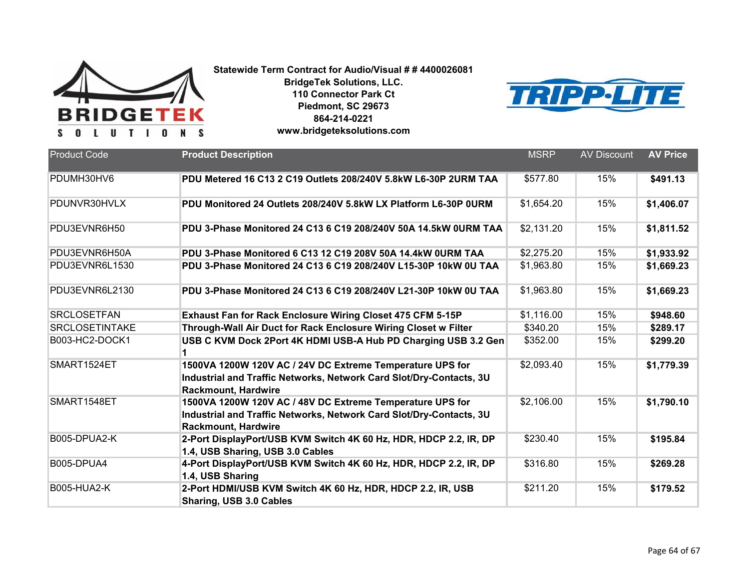**Statewide Term Contract for Audio/Visual # # 4400026081**
**BridgeTek Solutions, LLC.**
**110 Connector Park Ct**
**Piedmont, SC 29673**
**864-214-0221**
**www.bridgeteksolutions.com**

| Product Code | Product Description | MSRP | AV Discount | AV Price |
|---|---|---|---|---|
| PDUMH30HV6 | **PDU Metered 16 C13 2 C19 Outlets 208/240V 5.8kW L6-30P 2URM TAA** | $577.80 | 15% | **$491.13** |
| PDUNVR30HVLX | **PDU Monitored 24 Outlets 208/240V 5.8kW LX Platform L6-30P 0URM** | $1,654.20 | 15% | **$1,406.07** |
| PDU3EVNR6H50 | **PDU 3-Phase Monitored 24 C13 6 C19 208/240V 50A 14.5kW 0URM TAA** | $2,131.20 | 15% | **$1,811.52** |
| PDU3EVNR6H50A | **PDU 3-Phase Monitored 6 C13 12 C19 208V 50A 14.4kW 0URM TAA** | $2,275.20 | 15% | **$1,933.92** |
| PDU3EVNR6L1530 | **PDU 3-Phase Monitored 24 C13 6 C19 208/240V L15-30P 10kW 0U TAA** | $1,963.80 | 15% | **$1,669.23** |
| PDU3EVNR6L2130 | **PDU 3-Phase Monitored 24 C13 6 C19 208/240V L21-30P 10kW 0U TAA** | $1,963.80 | 15% | **$1,669.23** |
| SRCLOSETFAN | **Exhaust Fan for Rack Enclosure Wiring Closet 475 CFM 5-15P** | $1,116.00 | 15% | **$948.60** |
| SRCLOSETINTAKE | **Through-Wall Air Duct for Rack Enclosure Wiring Closet w Filter** | $340.20 | 15% | **$289.17** |
| B003-HC2-DOCK1 | **USB C KVM Dock 2Port 4K HDMI USB-A Hub PD Charging USB 3.2 Gen 1** | $352.00 | 15% | **$299.20** |
| SMART1524ET | **1500VA 1200W 120V AC / 24V DC Extreme Temperature UPS for Industrial and Traffic Networks, Network Card Slot/Dry-Contacts, 3U Rackmount, Hardwire** | $2,093.40 | 15% | **$1,779.39** |
| SMART1548ET | **1500VA 1200W 120V AC / 48V DC Extreme Temperature UPS for Industrial and Traffic Networks, Network Card Slot/Dry-Contacts, 3U Rackmount, Hardwire** | $2,106.00 | 15% | **$1,790.10** |
| B005-DPUA2-K | **2-Port DisplayPort/USB KVM Switch 4K 60 Hz, HDR, HDCP 2.2, IR, DP 1.4, USB Sharing, USB 3.0 Cables** | $230.40 | 15% | **$195.84** |
| B005-DPUA4 | **4-Port DisplayPort/USB KVM Switch 4K 60 Hz, HDR, HDCP 2.2, IR, DP 1.4, USB Sharing** | $316.80 | 15% | **$269.28** |
| B005-HUA2-K | **2-Port HDMI/USB KVM Switch 4K 60 Hz, HDR, HDCP 2.2, IR, USB Sharing, USB 3.0 Cables** | $211.20 | 15% | **$179.52** |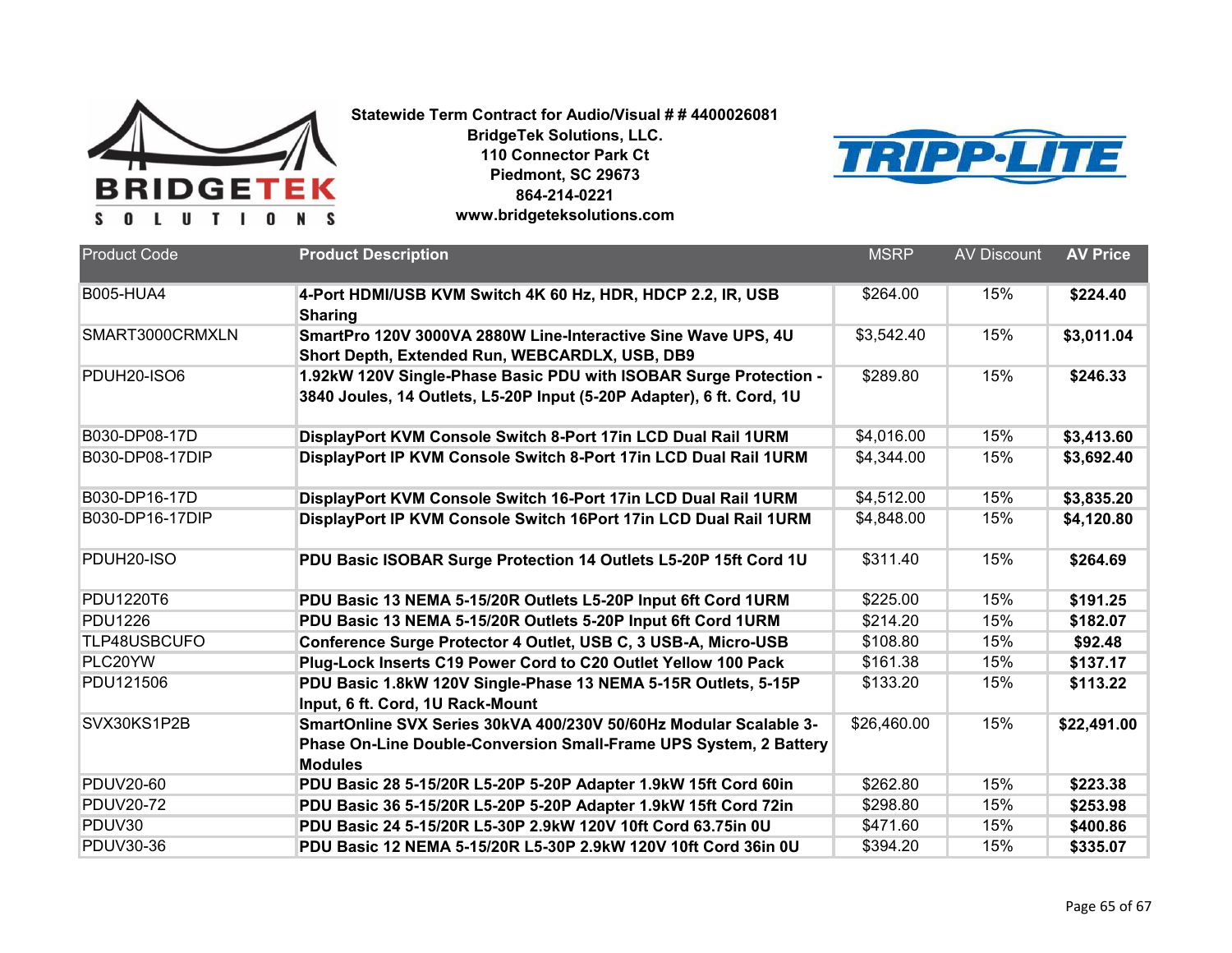**Statewide Term Contract for Audio/Visual # # 4400026081**
**BridgeTek Solutions, LLC.**
**110 Connector Park Ct**
**Piedmont, SC 29673**
**864-214-0221**
**www.bridgeteksolutions.com**

| Product Code | Product Description | MSRP | AV Discount | AV Price |
|---|---|---|---|---|
| B005-HUA4 | **4-Port HDMI/USB KVM Switch 4K 60 Hz, HDR, HDCP 2.2, IR, USB Sharing** | $264.00 | 15% | **$224.40** |
| SMART3000CRMXLN | **SmartPro 120V 3000VA 2880W Line-Interactive Sine Wave UPS, 4U Short Depth, Extended Run, WEBCARDLX, USB, DB9** | $3,542.40 | 15% | **$3,011.04** |
| PDUH20-ISO6 | **1.92kW 120V Single-Phase Basic PDU with ISOBAR Surge Protection - 3840 Joules, 14 Outlets, L5-20P Input (5-20P Adapter), 6 ft. Cord, 1U** | $289.80 | 15% | **$246.33** |
| B030-DP08-17D | **DisplayPort KVM Console Switch 8-Port 17in LCD Dual Rail 1URM** | $4,016.00 | 15% | **$3,413.60** |
| B030-DP08-17DIP | **DisplayPort IP KVM Console Switch 8-Port 17in LCD Dual Rail 1URM** | $4,344.00 | 15% | **$3,692.40** |
| B030-DP16-17D | **DisplayPort KVM Console Switch 16-Port 17in LCD Dual Rail 1URM** | $4,512.00 | 15% | **$3,835.20** |
| B030-DP16-17DIP | **DisplayPort IP KVM Console Switch 16Port 17in LCD Dual Rail 1URM** | $4,848.00 | 15% | **$4,120.80** |
| PDUH20-ISO | **PDU Basic ISOBAR Surge Protection 14 Outlets L5-20P 15ft Cord 1U** | $311.40 | 15% | **$264.69** |
| PDU1220T6 | **PDU Basic 13 NEMA 5-15/20R Outlets L5-20P Input 6ft Cord 1URM** | $225.00 | 15% | **$191.25** |
| PDU1226 | **PDU Basic 13 NEMA 5-15/20R Outlets 5-20P Input 6ft Cord 1URM** | $214.20 | 15% | **$182.07** |
| TLP48USBCUFO | **Conference Surge Protector 4 Outlet, USB C, 3 USB-A, Micro-USB** | $108.80 | 15% | **$92.48** |
| PLC20YW | **Plug-Lock Inserts C19 Power Cord to C20 Outlet Yellow 100 Pack** | $161.38 | 15% | **$137.17** |
| PDU121506 | **PDU Basic 1.8kW 120V Single-Phase 13 NEMA 5-15R Outlets, 5-15P Input, 6 ft. Cord, 1U Rack-Mount** | $133.20 | 15% | **$113.22** |
| SVX30KS1P2B | **SmartOnline SVX Series 30kVA 400/230V 50/60Hz Modular Scalable 3-Phase On-Line Double-Conversion Small-Frame UPS System, 2 Battery Modules** | $26,460.00 | 15% | **$22,491.00** |
| PDUV20-60 | **PDU Basic 28 5-15/20R L5-20P 5-20P Adapter 1.9kW 15ft Cord 60in** | $262.80 | 15% | **$223.38** |
| PDUV20-72 | **PDU Basic 36 5-15/20R L5-20P 5-20P Adapter 1.9kW 15ft Cord 72in** | $298.80 | 15% | **$253.98** |
| PDUV30 | **PDU Basic 24 5-15/20R L5-30P 2.9kW 120V 10ft Cord 63.75in 0U** | $471.60 | 15% | **$400.86** |
| PDUV30-36 | **PDU Basic 12 NEMA 5-15/20R L5-30P 2.9kW 120V 10ft Cord 36in 0U** | $394.20 | 15% | **$335.07** |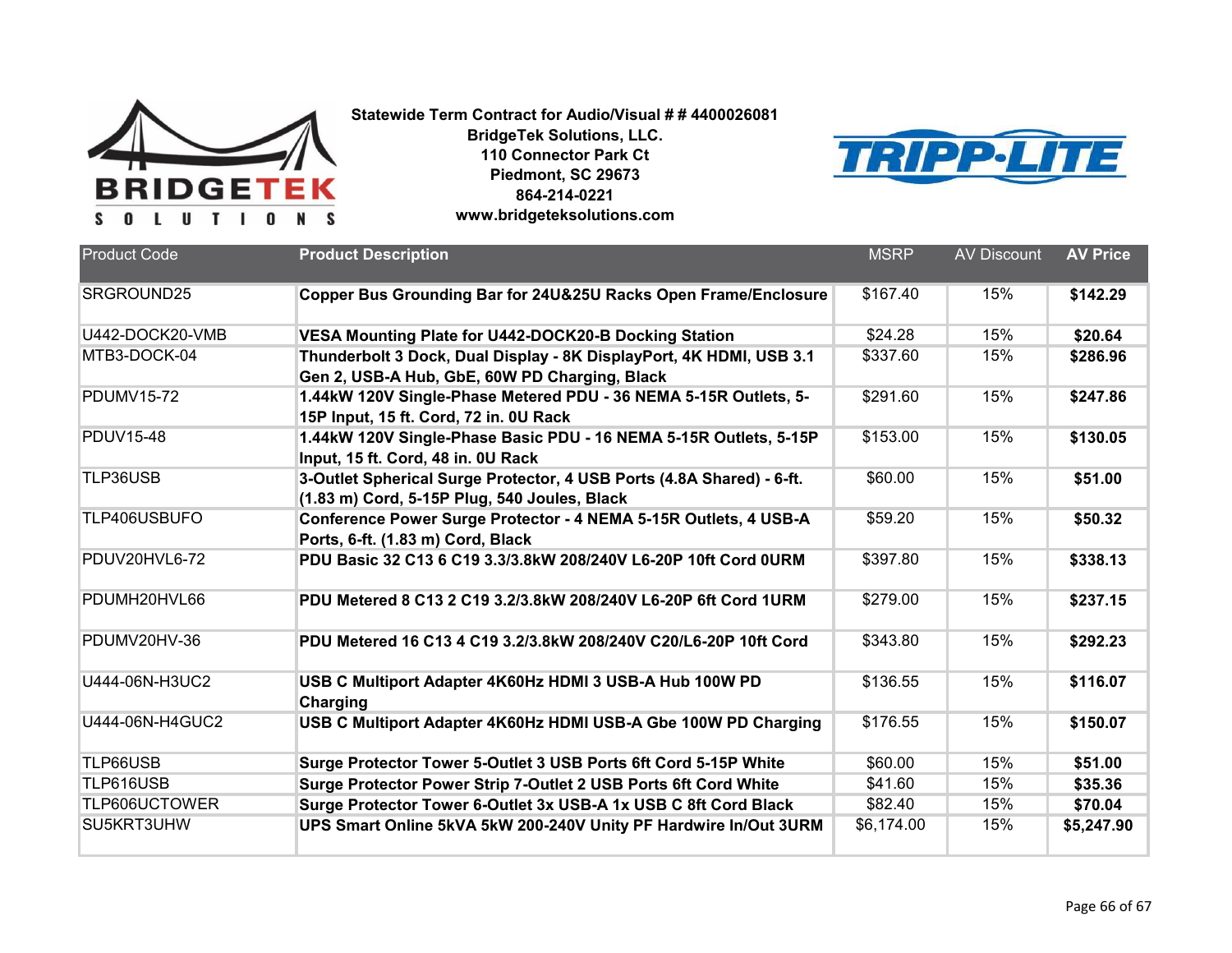**Statewide Term Contract for Audio/Visual # # 4400026081**
**BridgeTek Solutions, LLC.**
**110 Connector Park Ct**
**Piedmont, SC 29673**
**864-214-0221**
**www.bridgeteksolutions.com**

| Product Code | Product Description | MSRP | AV Discount | AV Price |
|---|---|---|---|---|
| SRGROUND25 | **Copper Bus Grounding Bar for 24U&25U Racks Open Frame/Enclosure** | $167.40 | 15% | **$142.29** |
| U442-DOCK20-VMB | **VESA Mounting Plate for U442-DOCK20-B Docking Station** | $24.28 | 15% | **$20.64** |
| MTB3-DOCK-04 | **Thunderbolt 3 Dock, Dual Display - 8K DisplayPort, 4K HDMI, USB 3.1 Gen 2, USB-A Hub, GbE, 60W PD Charging, Black** | $337.60 | 15% | **$286.96** |
| PDUMV15-72 | **1.44kW 120V Single-Phase Metered PDU - 36 NEMA 5-15R Outlets, 5-15P Input, 15 ft. Cord, 72 in. 0U Rack** | $291.60 | 15% | **$247.86** |
| PDUV15-48 | **1.44kW 120V Single-Phase Basic PDU - 16 NEMA 5-15R Outlets, 5-15P Input, 15 ft. Cord, 48 in. 0U Rack** | $153.00 | 15% | **$130.05** |
| TLP36USB | **3-Outlet Spherical Surge Protector, 4 USB Ports (4.8A Shared) - 6-ft. (1.83 m) Cord, 5-15P Plug, 540 Joules, Black** | $60.00 | 15% | **$51.00** |
| TLP406USBUFO | **Conference Power Surge Protector - 4 NEMA 5-15R Outlets, 4 USB-A Ports, 6-ft. (1.83 m) Cord, Black** | $59.20 | 15% | **$50.32** |
| PDUV20HVL6-72 | **PDU Basic 32 C13 6 C19 3.3/3.8kW 208/240V L6-20P 10ft Cord 0URM** | $397.80 | 15% | **$338.13** |
| PDUMH20HVL66 | **PDU Metered 8 C13 2 C19 3.2/3.8kW 208/240V L6-20P 6ft Cord 1URM** | $279.00 | 15% | **$237.15** |
| PDUMV20HV-36 | **PDU Metered 16 C13 4 C19 3.2/3.8kW 208/240V C20/L6-20P 10ft Cord** | $343.80 | 15% | **$292.23** |
| U444-06N-H3UC2 | **USB C Multiport Adapter 4K60Hz HDMI 3 USB-A Hub 100W PD Charging** | $136.55 | 15% | **$116.07** |
| U444-06N-H4GUC2 | **USB C Multiport Adapter 4K60Hz HDMI USB-A Gbe 100W PD Charging** | $176.55 | 15% | **$150.07** |
| TLP66USB | **Surge Protector Tower 5-Outlet 3 USB Ports 6ft Cord 5-15P White** | $60.00 | 15% | **$51.00** |
| TLP616USB | **Surge Protector Power Strip 7-Outlet 2 USB Ports 6ft Cord White** | $41.60 | 15% | **$35.36** |
| TLP606UCTOWER | **Surge Protector Tower 6-Outlet 3x USB-A 1x USB C 8ft Cord Black** | $82.40 | 15% | **$70.04** |
| SU5KRT3UHW | **UPS Smart Online 5kVA 5kW 200-240V Unity PF Hardwire In/Out 3URM** | $6,174.00 | 15% | **$5,247.90** |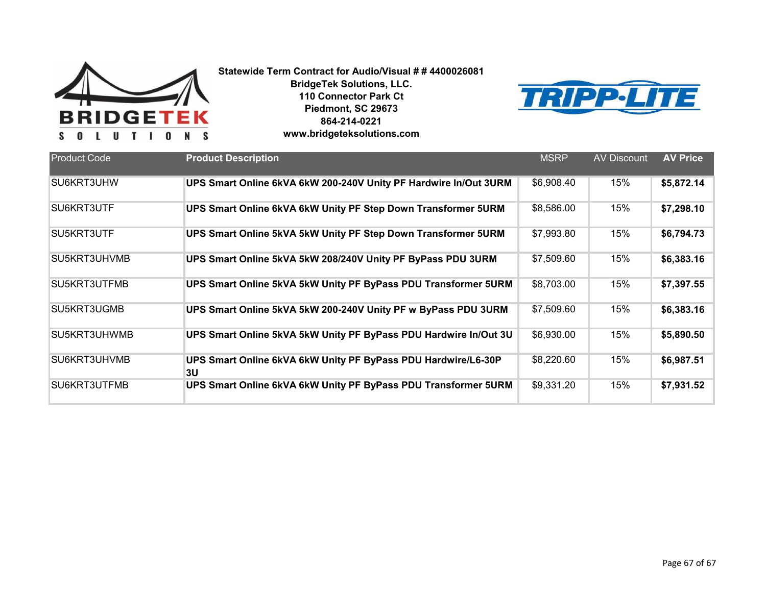**Statewide Term Contract for Audio/Visual # # 4400026081**
**BridgeTek Solutions, LLC.**
**110 Connector Park Ct**
**Piedmont, SC 29673**
**864-214-0221**
**www.bridgeteksolutions.com**

| Product Code | **Product Description** | MSRP | AV Discount | **AV Price** |
|---|---|---|---|---|
| SU6KRT3UHW | **UPS Smart Online 6kVA 6kW 200-240V Unity PF Hardwire In/Out 3URM** | $6,908.40 | 15% | **$5,872.14** |
| SU6KRT3UTF | **UPS Smart Online 6kVA 6kW Unity PF Step Down Transformer 5URM** | $8,586.00 | 15% | **$7,298.10** |
| SU5KRT3UTF | **UPS Smart Online 5kVA 5kW Unity PF Step Down Transformer 5URM** | $7,993.80 | 15% | **$6,794.73** |
| SU5KRT3UHVMB | **UPS Smart Online 5kVA 5kW 208/240V Unity PF ByPass PDU 3URM** | $7,509.60 | 15% | **$6,383.16** |
| SU5KRT3UTFMB | **UPS Smart Online 5kVA 5kW Unity PF ByPass PDU Transformer 5URM** | $8,703.00 | 15% | **$7,397.55** |
| SU5KRT3UGMB | **UPS Smart Online 5kVA 5kW 200-240V Unity PF w ByPass PDU 3URM** | $7,509.60 | 15% | **$6,383.16** |
| SU5KRT3UHWMB | **UPS Smart Online 5kVA 5kW Unity PF ByPass PDU Hardwire In/Out 3U** | $6,930.00 | 15% | **$5,890.50** |
| SU6KRT3UHVMB | **UPS Smart Online 6kVA 6kW Unity PF ByPass PDU Hardwire/L6-30P 3U** | $8,220.60 | 15% | **$6,987.51** |
| SU6KRT3UTFMB | **UPS Smart Online 6kVA 6kW Unity PF ByPass PDU Transformer 5URM** | $9,331.20 | 15% | **$7,931.52** |